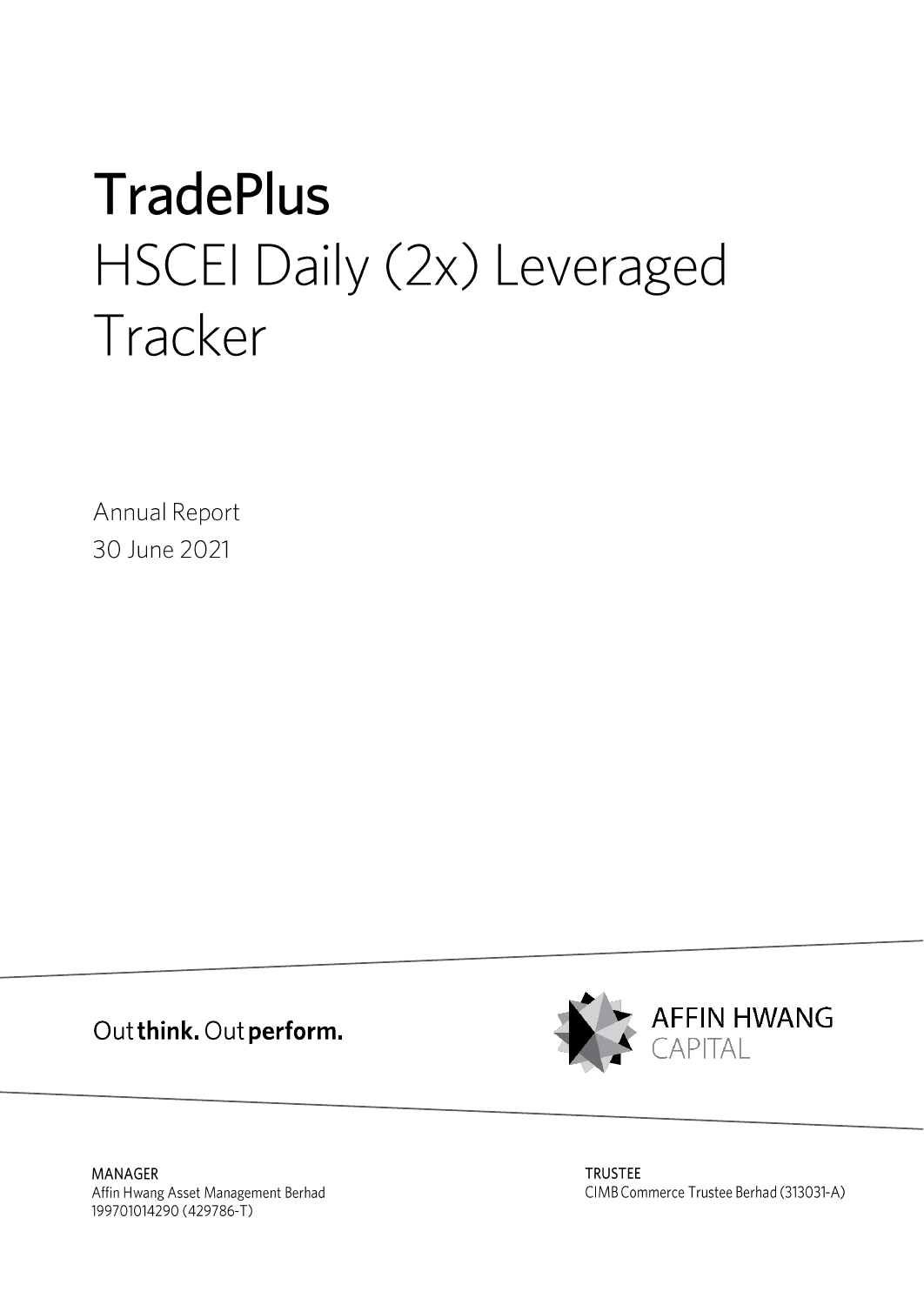# TradePlus
# HSCEI Daily (2x) Leveraged Tracker

Annual Report
30 June 2021

Out **think.** Out **perform.**

AFFIN HWANG
CAPITAL

MANAGER
Affin Hwang Asset Management Berhad
199701014290 (429786-T)

TRUSTEE
CIMB Commerce Trustee Berhad (313031-A)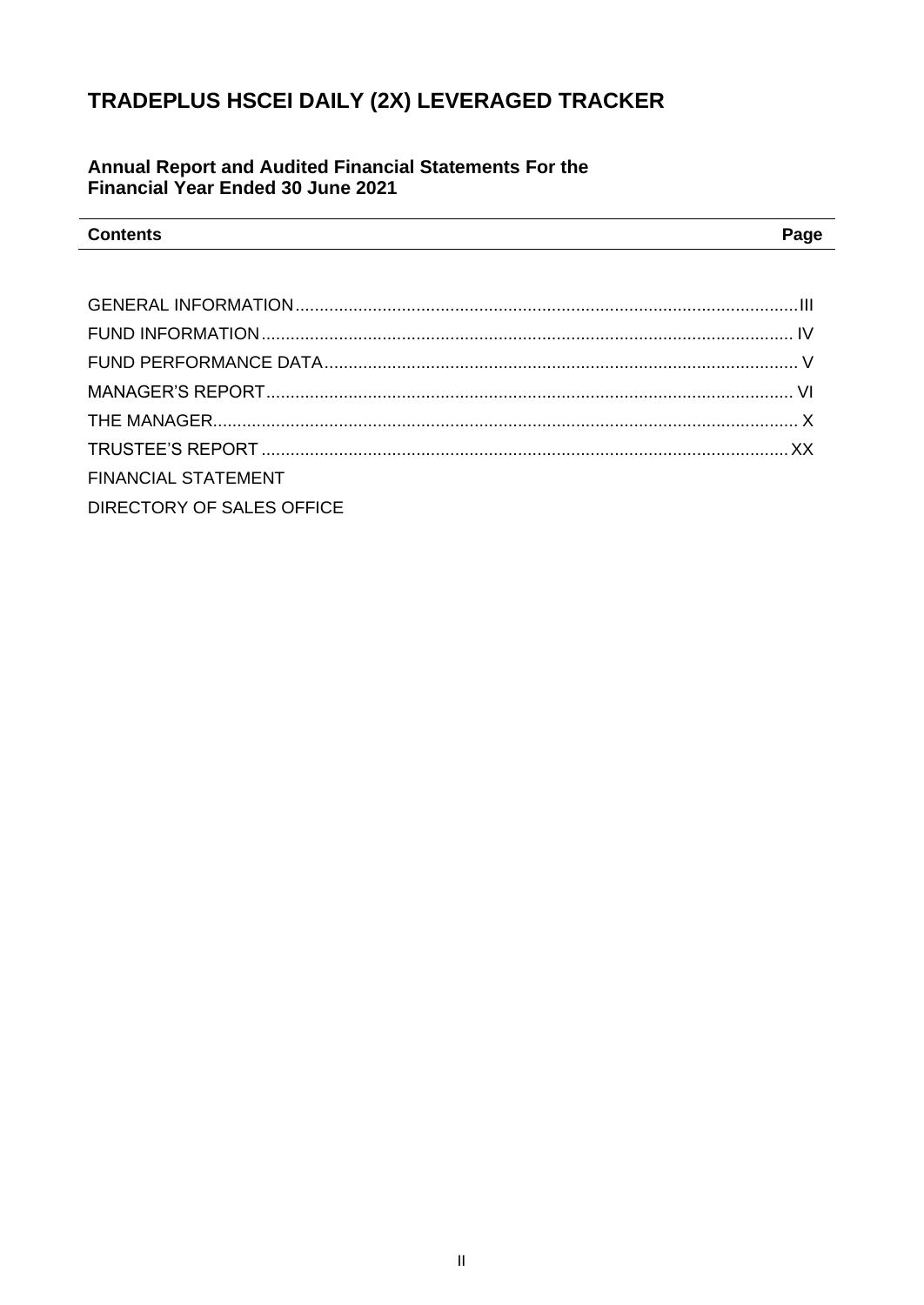# TRADEPLUS HSCEI DAILY (2X) LEVERAGED TRACKER

## Annual Report and Audited Financial Statements For the Financial Year Ended 30 June 2021

| Contents | Page |
|---|---|
| GENERAL INFORMATION | III |
| FUND INFORMATION | IV |
| FUND PERFORMANCE DATA | V |
| MANAGER'S REPORT | VI |
| THE MANAGER | X |
| TRUSTEE'S REPORT | XX |
| FINANCIAL STATEMENT | |
| DIRECTORY OF SALES OFFICE | |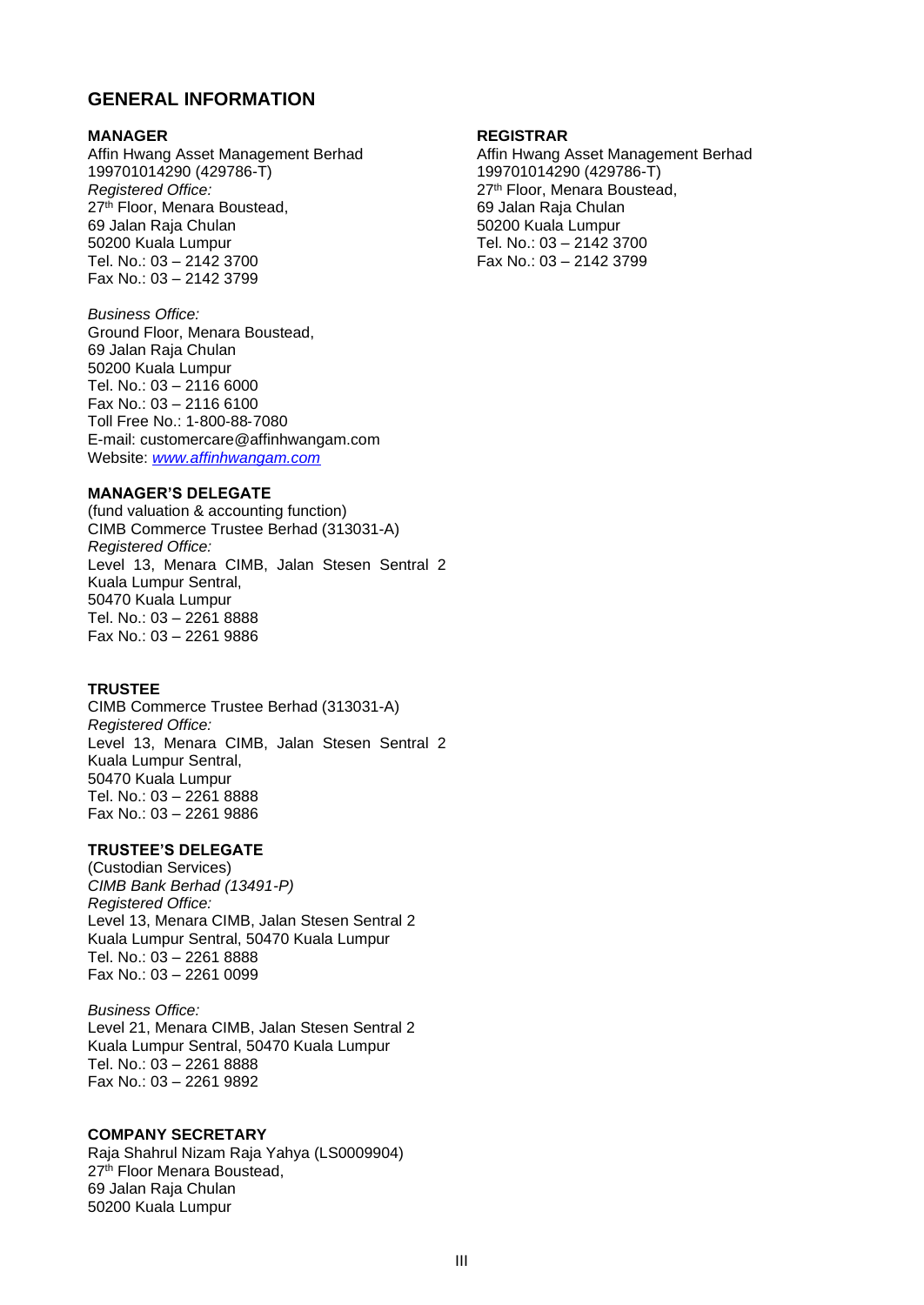## GENERAL INFORMATION

**MANAGER**
Affin Hwang Asset Management Berhad
199701014290 (429786-T)
*Registered Office:*
27th Floor, Menara Boustead,
69 Jalan Raja Chulan
50200 Kuala Lumpur
Tel. No.: 03 – 2142 3700
Fax No.: 03 – 2142 3799

*Business Office:*
Ground Floor, Menara Boustead,
69 Jalan Raja Chulan
50200 Kuala Lumpur
Tel. No.: 03 – 2116 6000
Fax No.: 03 – 2116 6100
Toll Free No.: 1-800-88-7080
E-mail: customercare@affinhwangam.com
Website: *www.affinhwangam.com*

**REGISTRAR**
Affin Hwang Asset Management Berhad
199701014290 (429786-T)
27th Floor, Menara Boustead,
69 Jalan Raja Chulan
50200 Kuala Lumpur
Tel. No.: 03 – 2142 3700
Fax No.: 03 – 2142 3799

**MANAGER'S DELEGATE**
(fund valuation & accounting function)
CIMB Commerce Trustee Berhad (313031-A)
*Registered Office:*
Level 13, Menara CIMB, Jalan Stesen Sentral 2
Kuala Lumpur Sentral,
50470 Kuala Lumpur
Tel. No.: 03 – 2261 8888
Fax No.: 03 – 2261 9886

**TRUSTEE**
CIMB Commerce Trustee Berhad (313031-A)
*Registered Office:*
Level 13, Menara CIMB, Jalan Stesen Sentral 2
Kuala Lumpur Sentral,
50470 Kuala Lumpur
Tel. No.: 03 – 2261 8888
Fax No.: 03 – 2261 9886

**TRUSTEE'S DELEGATE**
(Custodian Services)
*CIMB Bank Berhad (13491-P)*
*Registered Office:*
Level 13, Menara CIMB, Jalan Stesen Sentral 2
Kuala Lumpur Sentral, 50470 Kuala Lumpur
Tel. No.: 03 – 2261 8888
Fax No.: 03 – 2261 0099

*Business Office:*
Level 21, Menara CIMB, Jalan Stesen Sentral 2
Kuala Lumpur Sentral, 50470 Kuala Lumpur
Tel. No.: 03 – 2261 8888
Fax No.: 03 – 2261 9892

**COMPANY SECRETARY**
Raja Shahrul Nizam Raja Yahya (LS0009904)
27th Floor Menara Boustead,
69 Jalan Raja Chulan
50200 Kuala Lumpur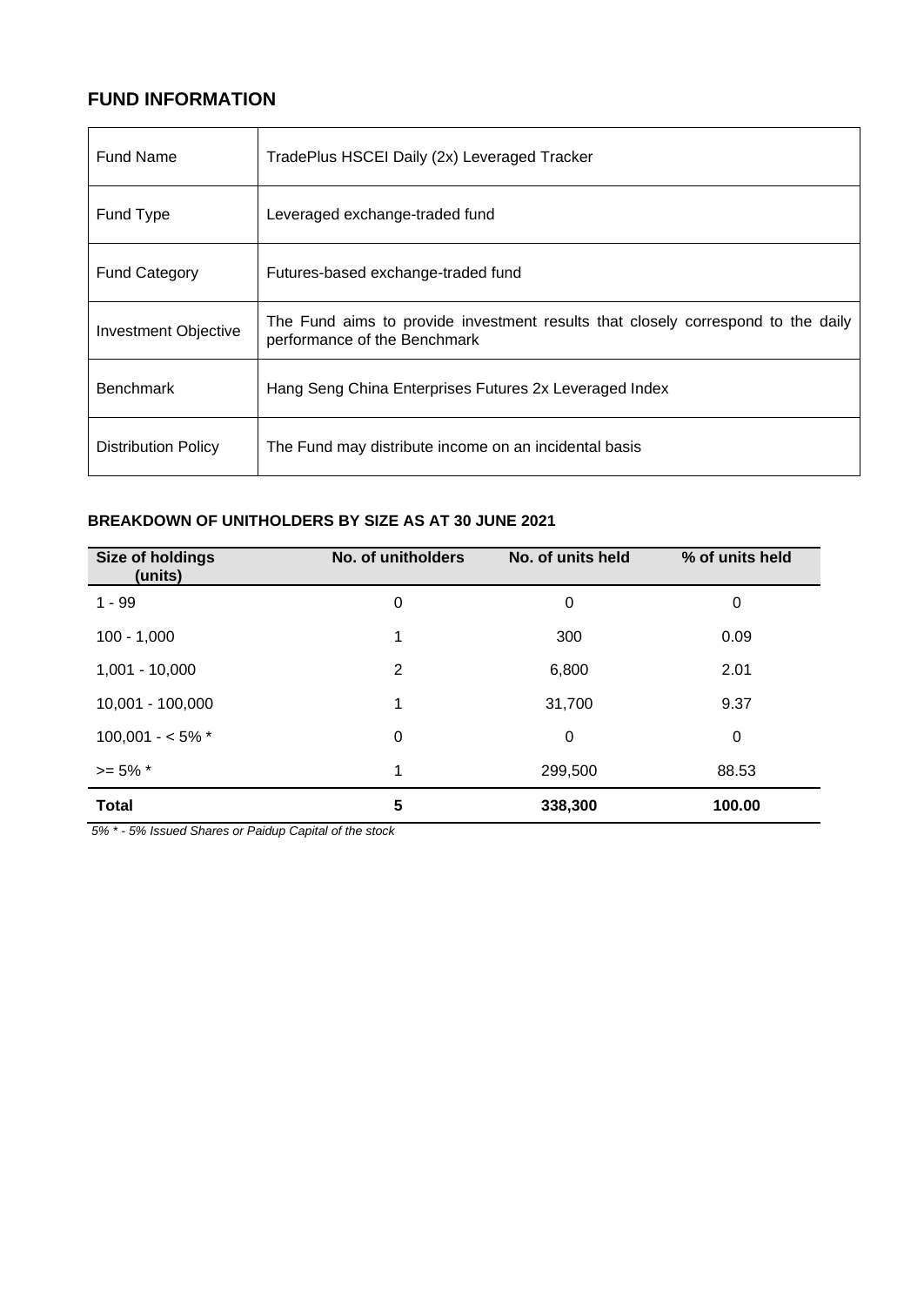## FUND INFORMATION

| Fund Name | TradePlus HSCEI Daily (2x) Leveraged Tracker |
|---|---|
| Fund Type | Leveraged exchange-traded fund |
| Fund Category | Futures-based exchange-traded fund |
| Investment Objective | The Fund aims to provide investment results that closely correspond to the daily performance of the Benchmark |
| Benchmark | Hang Seng China Enterprises Futures 2x Leveraged Index |
| Distribution Policy | The Fund may distribute income on an incidental basis |

### BREAKDOWN OF UNITHOLDERS BY SIZE AS AT 30 JUNE 2021

| Size of holdings (units) | No. of unitholders | No. of units held | % of units held |
|---|---|---|---|
| 1 - 99 | 0 | 0 | 0 |
| 100 - 1,000 | 1 | 300 | 0.09 |
| 1,001 - 10,000 | 2 | 6,800 | 2.01 |
| 10,001 - 100,000 | 1 | 31,700 | 9.37 |
| 100,001 - < 5% * | 0 | 0 | 0 |
| >= 5% * | 1 | 299,500 | 88.53 |
| **Total** | **5** | **338,300** | **100.00** |

*5% * - 5% Issued Shares or Paidup Capital of the stock*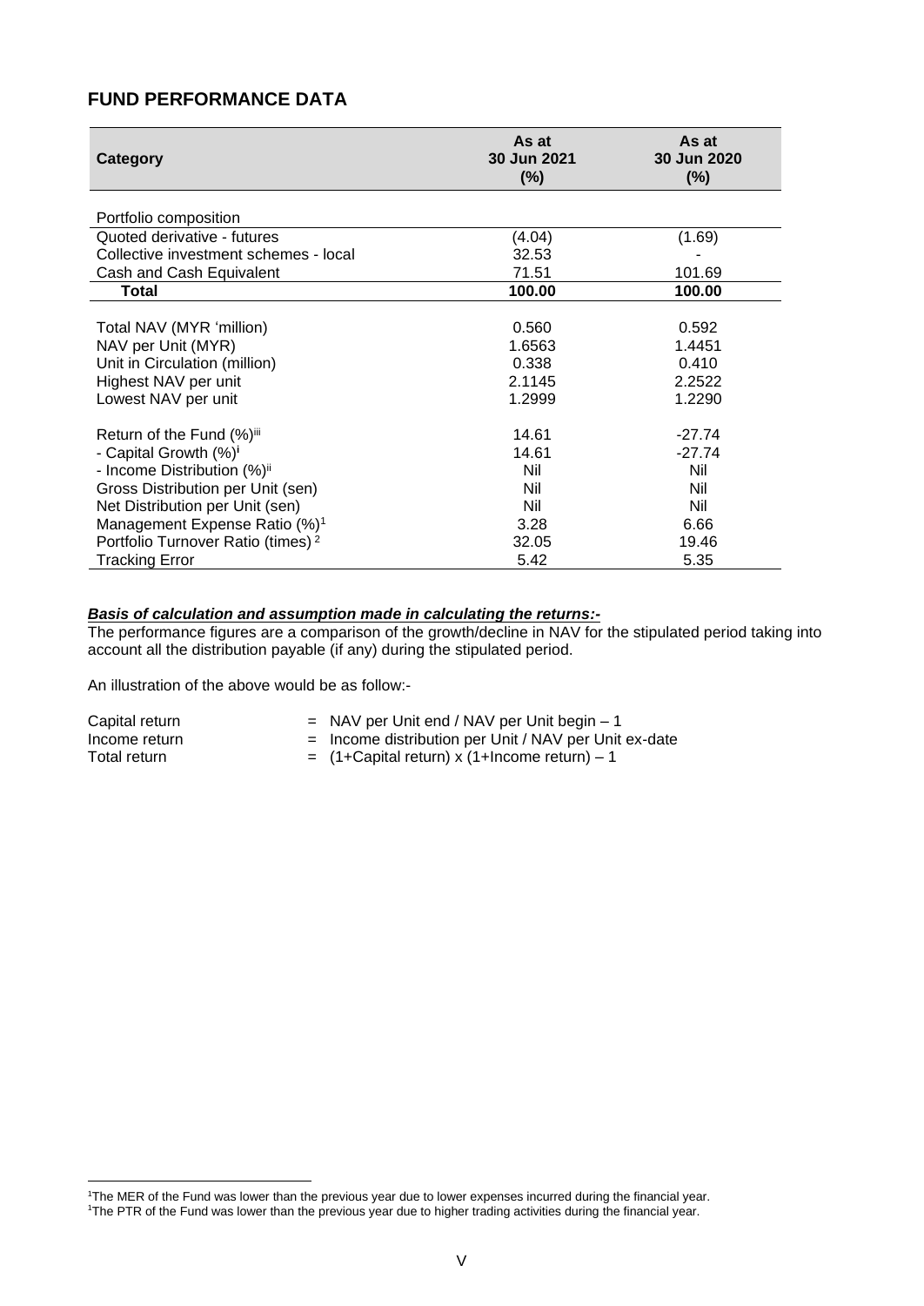## FUND PERFORMANCE DATA

| Category | As at 30 Jun 2021 (%) | As at 30 Jun 2020 (%) |
|---|---|---|
| Portfolio composition | | |
| Quoted derivative - futures | (4.04) | (1.69) |
| Collective investment schemes - local | 32.53 | - |
| Cash and Cash Equivalent | 71.51 | 101.69 |
| **Total** | **100.00** | **100.00** |
| | | |
| Total NAV (MYR 'million) | 0.560 | 0.592 |
| NAV per Unit (MYR) | 1.6563 | 1.4451 |
| Unit in Circulation (million) | 0.338 | 0.410 |
| Highest NAV per unit | 2.1145 | 2.2522 |
| Lowest NAV per unit | 1.2999 | 1.2290 |
| | | |
| Return of the Fund (%)[iii] | 14.61 | -27.74 |
| - Capital Growth (%)[i] | 14.61 | -27.74 |
| - Income Distribution (%)[ii] | Nil | Nil |
| Gross Distribution per Unit (sen) | Nil | Nil |
| Net Distribution per Unit (sen) | Nil | Nil |
| Management Expense Ratio (%)[1] | 3.28 | 6.66 |
| Portfolio Turnover Ratio (times)[2] | 32.05 | 19.46 |
| Tracking Error | 5.42 | 5.35 |

***Basis of calculation and assumption made in calculating the returns:-***

The performance figures are a comparison of the growth/decline in NAV for the stipulated period taking into account all the distribution payable (if any) during the stipulated period.

An illustration of the above would be as follow:-

| | |
|---|---|
| Capital return | = NAV per Unit end / NAV per Unit begin – 1 |
| Income return | = Income distribution per Unit / NAV per Unit ex-date |
| Total return | = (1+Capital return) x (1+Income return) – 1 |

[1]The MER of the Fund was lower than the previous year due to lower expenses incurred during the financial year.
[1]The PTR of the Fund was lower than the previous year due to higher trading activities during the financial year.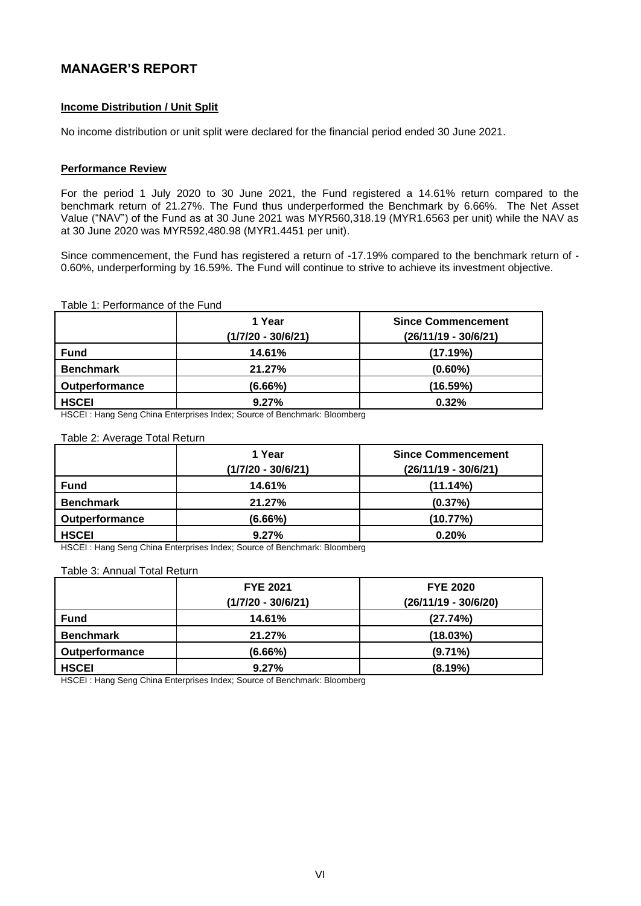# MANAGER'S REPORT

**Income Distribution / Unit Split**

No income distribution or unit split were declared for the financial period ended 30 June 2021.

**Performance Review**

For the period 1 July 2020 to 30 June 2021, the Fund registered a 14.61% return compared to the benchmark return of 21.27%. The Fund thus underperformed the Benchmark by 6.66%. The Net Asset Value ("NAV") of the Fund as at 30 June 2021 was MYR560,318.19 (MYR1.6563 per unit) while the NAV as at 30 June 2020 was MYR592,480.98 (MYR1.4451 per unit).

Since commencement, the Fund has registered a return of -17.19% compared to the benchmark return of -0.60%, underperforming by 16.59%. The Fund will continue to strive to achieve its investment objective.

Table 1: Performance of the Fund

| | 1 Year (1/7/20 - 30/6/21) | Since Commencement (26/11/19 - 30/6/21) |
|---|---|---|
| **Fund** | **14.61%** | **(17.19%)** |
| **Benchmark** | **21.27%** | **(0.60%)** |
| **Outperformance** | **(6.66%)** | **(16.59%)** |
| **HSCEI** | **9.27%** | **0.32%** |

HSCEI : Hang Seng China Enterprises Index; Source of Benchmark: Bloomberg

Table 2: Average Total Return

| | 1 Year (1/7/20 - 30/6/21) | Since Commencement (26/11/19 - 30/6/21) |
|---|---|---|
| **Fund** | **14.61%** | **(11.14%)** |
| **Benchmark** | **21.27%** | **(0.37%)** |
| **Outperformance** | **(6.66%)** | **(10.77%)** |
| **HSCEI** | **9.27%** | **0.20%** |

HSCEI : Hang Seng China Enterprises Index; Source of Benchmark: Bloomberg

Table 3: Annual Total Return

| | FYE 2021 (1/7/20 - 30/6/21) | FYE 2020 (26/11/19 - 30/6/20) |
|---|---|---|
| **Fund** | **14.61%** | **(27.74%)** |
| **Benchmark** | **21.27%** | **(18.03%)** |
| **Outperformance** | **(6.66%)** | **(9.71%)** |
| **HSCEI** | **9.27%** | **(8.19%)** |

HSCEI : Hang Seng China Enterprises Index; Source of Benchmark: Bloomberg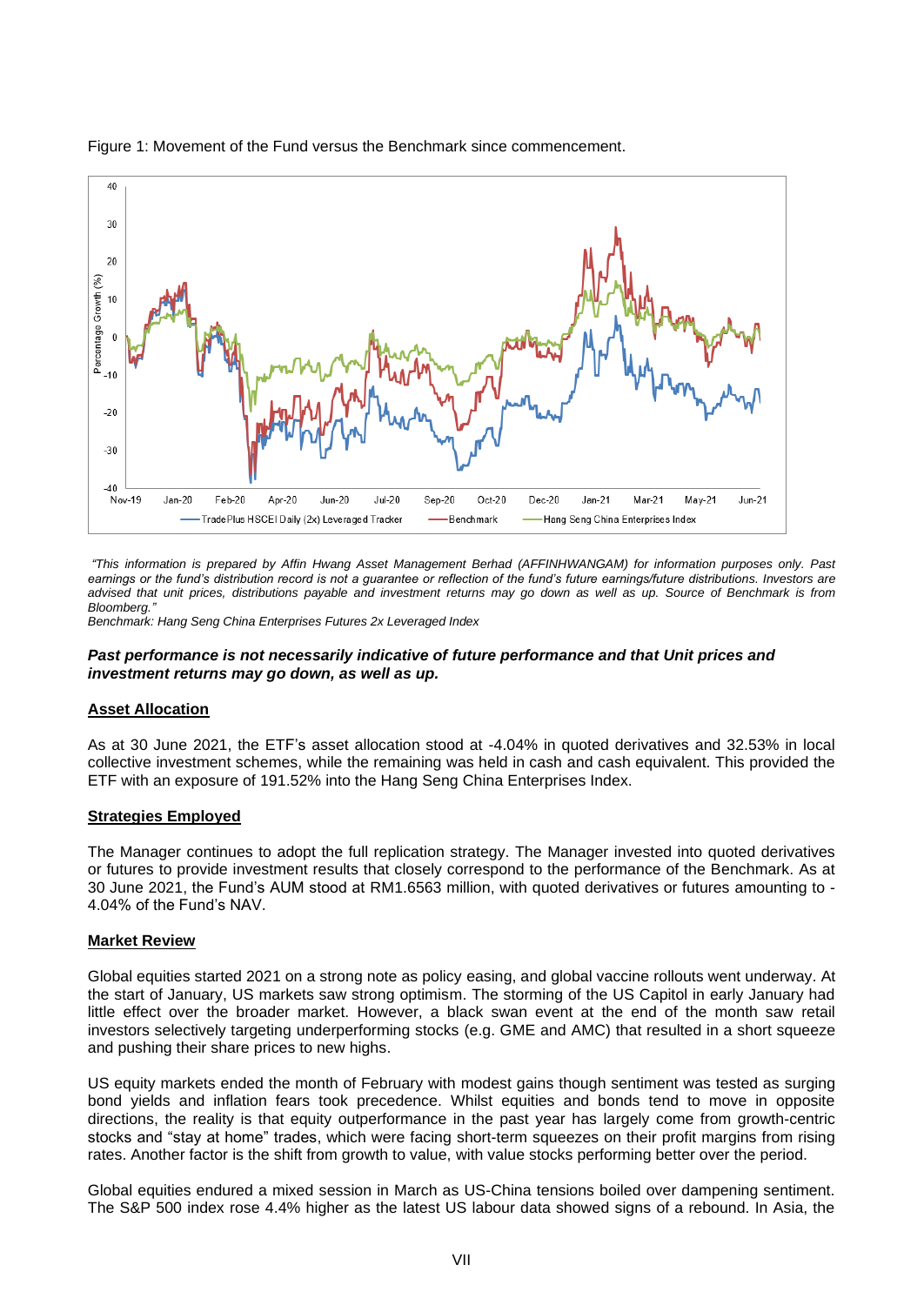Figure 1: Movement of the Fund versus the Benchmark since commencement.

*"This information is prepared by Affin Hwang Asset Management Berhad (AFFINHWANGAM) for information purposes only. Past earnings or the fund's distribution record is not a guarantee or reflection of the fund's future earnings/future distributions. Investors are advised that unit prices, distributions payable and investment returns may go down as well as up. Source of Benchmark is from Bloomberg."*
*Benchmark: Hang Seng China Enterprises Futures 2x Leveraged Index*

***Past performance is not necessarily indicative of future performance and that Unit prices and investment returns may go down, as well as up.***

**Asset Allocation**

As at 30 June 2021, the ETF's asset allocation stood at -4.04% in quoted derivatives and 32.53% in local collective investment schemes, while the remaining was held in cash and cash equivalent. This provided the ETF with an exposure of 191.52% into the Hang Seng China Enterprises Index.

**Strategies Employed**

The Manager continues to adopt the full replication strategy. The Manager invested into quoted derivatives or futures to provide investment results that closely correspond to the performance of the Benchmark. As at 30 June 2021, the Fund's AUM stood at RM1.6563 million, with quoted derivatives or futures amounting to -4.04% of the Fund's NAV.

**Market Review**

Global equities started 2021 on a strong note as policy easing, and global vaccine rollouts went underway. At the start of January, US markets saw strong optimism. The storming of the US Capitol in early January had little effect over the broader market. However, a black swan event at the end of the month saw retail investors selectively targeting underperforming stocks (e.g. GME and AMC) that resulted in a short squeeze and pushing their share prices to new highs.

US equity markets ended the month of February with modest gains though sentiment was tested as surging bond yields and inflation fears took precedence. Whilst equities and bonds tend to move in opposite directions, the reality is that equity outperformance in the past year has largely come from growth-centric stocks and "stay at home" trades, which were facing short-term squeezes on their profit margins from rising rates. Another factor is the shift from growth to value, with value stocks performing better over the period.

Global equities endured a mixed session in March as US-China tensions boiled over dampening sentiment. The S&P 500 index rose 4.4% higher as the latest US labour data showed signs of a rebound. In Asia, the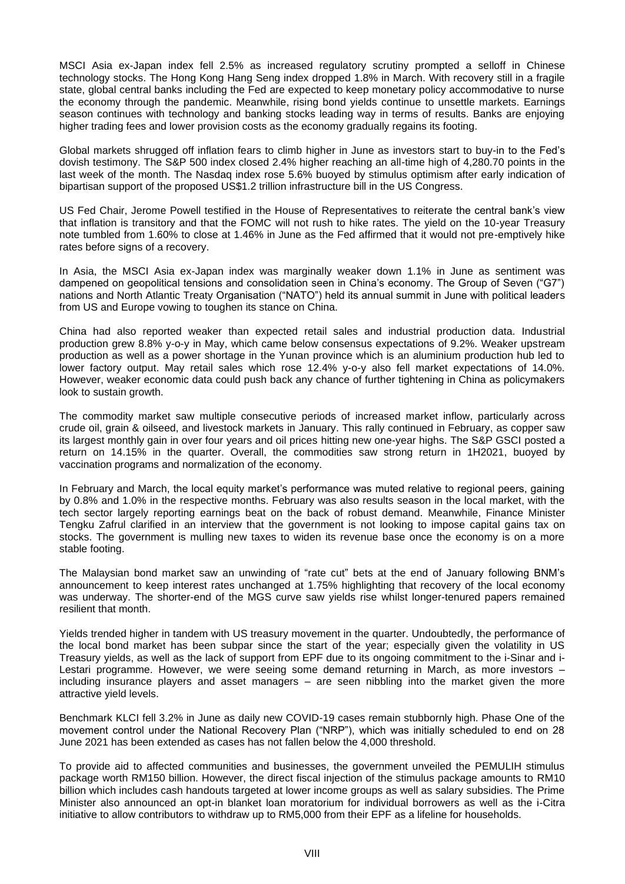MSCI Asia ex-Japan index fell 2.5% as increased regulatory scrutiny prompted a selloff in Chinese technology stocks. The Hong Kong Hang Seng index dropped 1.8% in March. With recovery still in a fragile state, global central banks including the Fed are expected to keep monetary policy accommodative to nurse the economy through the pandemic. Meanwhile, rising bond yields continue to unsettle markets. Earnings season continues with technology and banking stocks leading way in terms of results. Banks are enjoying higher trading fees and lower provision costs as the economy gradually regains its footing.

Global markets shrugged off inflation fears to climb higher in June as investors start to buy-in to the Fed's dovish testimony. The S&P 500 index closed 2.4% higher reaching an all-time high of 4,280.70 points in the last week of the month. The Nasdaq index rose 5.6% buoyed by stimulus optimism after early indication of bipartisan support of the proposed US$1.2 trillion infrastructure bill in the US Congress.

US Fed Chair, Jerome Powell testified in the House of Representatives to reiterate the central bank's view that inflation is transitory and that the FOMC will not rush to hike rates. The yield on the 10-year Treasury note tumbled from 1.60% to close at 1.46% in June as the Fed affirmed that it would not pre-emptively hike rates before signs of a recovery.

In Asia, the MSCI Asia ex-Japan index was marginally weaker down 1.1% in June as sentiment was dampened on geopolitical tensions and consolidation seen in China's economy. The Group of Seven ("G7") nations and North Atlantic Treaty Organisation ("NATO") held its annual summit in June with political leaders from US and Europe vowing to toughen its stance on China.

China had also reported weaker than expected retail sales and industrial production data. Industrial production grew 8.8% y-o-y in May, which came below consensus expectations of 9.2%. Weaker upstream production as well as a power shortage in the Yunan province which is an aluminium production hub led to lower factory output. May retail sales which rose 12.4% y-o-y also fell market expectations of 14.0%. However, weaker economic data could push back any chance of further tightening in China as policymakers look to sustain growth.

The commodity market saw multiple consecutive periods of increased market inflow, particularly across crude oil, grain & oilseed, and livestock markets in January. This rally continued in February, as copper saw its largest monthly gain in over four years and oil prices hitting new one-year highs. The S&P GSCI posted a return on 14.15% in the quarter. Overall, the commodities saw strong return in 1H2021, buoyed by vaccination programs and normalization of the economy.

In February and March, the local equity market's performance was muted relative to regional peers, gaining by 0.8% and 1.0% in the respective months. February was also results season in the local market, with the tech sector largely reporting earnings beat on the back of robust demand. Meanwhile, Finance Minister Tengku Zafrul clarified in an interview that the government is not looking to impose capital gains tax on stocks. The government is mulling new taxes to widen its revenue base once the economy is on a more stable footing.

The Malaysian bond market saw an unwinding of "rate cut" bets at the end of January following BNM's announcement to keep interest rates unchanged at 1.75% highlighting that recovery of the local economy was underway. The shorter-end of the MGS curve saw yields rise whilst longer-tenured papers remained resilient that month.

Yields trended higher in tandem with US treasury movement in the quarter. Undoubtedly, the performance of the local bond market has been subpar since the start of the year; especially given the volatility in US Treasury yields, as well as the lack of support from EPF due to its ongoing commitment to the i-Sinar and i-Lestari programme. However, we were seeing some demand returning in March, as more investors – including insurance players and asset managers – are seen nibbling into the market given the more attractive yield levels.

Benchmark KLCI fell 3.2% in June as daily new COVID-19 cases remain stubbornly high. Phase One of the movement control under the National Recovery Plan ("NRP"), which was initially scheduled to end on 28 June 2021 has been extended as cases has not fallen below the 4,000 threshold.

To provide aid to affected communities and businesses, the government unveiled the PEMULIH stimulus package worth RM150 billion. However, the direct fiscal injection of the stimulus package amounts to RM10 billion which includes cash handouts targeted at lower income groups as well as salary subsidies. The Prime Minister also announced an opt-in blanket loan moratorium for individual borrowers as well as the i-Citra initiative to allow contributors to withdraw up to RM5,000 from their EPF as a lifeline for households.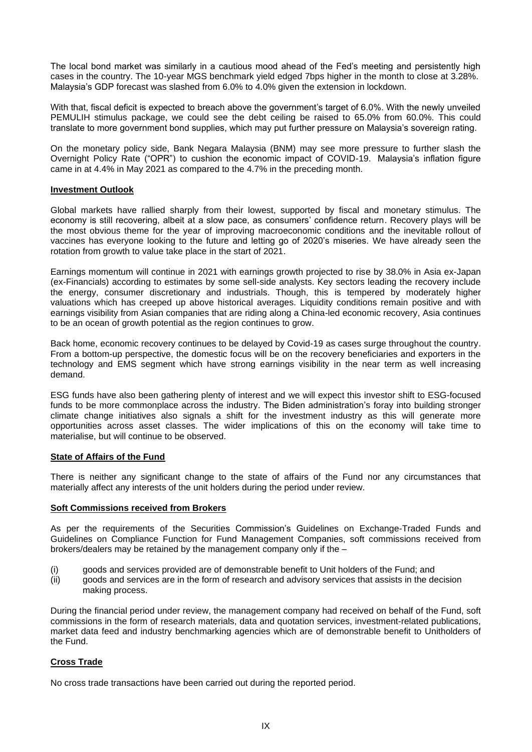The local bond market was similarly in a cautious mood ahead of the Fed's meeting and persistently high cases in the country. The 10-year MGS benchmark yield edged 7bps higher in the month to close at 3.28%. Malaysia's GDP forecast was slashed from 6.0% to 4.0% given the extension in lockdown.

With that, fiscal deficit is expected to breach above the government's target of 6.0%. With the newly unveiled PEMULIH stimulus package, we could see the debt ceiling be raised to 65.0% from 60.0%. This could translate to more government bond supplies, which may put further pressure on Malaysia's sovereign rating.

On the monetary policy side, Bank Negara Malaysia (BNM) may see more pressure to further slash the Overnight Policy Rate ("OPR") to cushion the economic impact of COVID-19. Malaysia's inflation figure came in at 4.4% in May 2021 as compared to the 4.7% in the preceding month.

## Investment Outlook

Global markets have rallied sharply from their lowest, supported by fiscal and monetary stimulus. The economy is still recovering, albeit at a slow pace, as consumers' confidence return. Recovery plays will be the most obvious theme for the year of improving macroeconomic conditions and the inevitable rollout of vaccines has everyone looking to the future and letting go of 2020's miseries. We have already seen the rotation from growth to value take place in the start of 2021.

Earnings momentum will continue in 2021 with earnings growth projected to rise by 38.0% in Asia ex-Japan (ex-Financials) according to estimates by some sell-side analysts. Key sectors leading the recovery include the energy, consumer discretionary and industrials. Though, this is tempered by moderately higher valuations which has creeped up above historical averages. Liquidity conditions remain positive and with earnings visibility from Asian companies that are riding along a China-led economic recovery, Asia continues to be an ocean of growth potential as the region continues to grow.

Back home, economic recovery continues to be delayed by Covid-19 as cases surge throughout the country. From a bottom-up perspective, the domestic focus will be on the recovery beneficiaries and exporters in the technology and EMS segment which have strong earnings visibility in the near term as well increasing demand.

ESG funds have also been gathering plenty of interest and we will expect this investor shift to ESG-focused funds to be more commonplace across the industry. The Biden administration's foray into building stronger climate change initiatives also signals a shift for the investment industry as this will generate more opportunities across asset classes. The wider implications of this on the economy will take time to materialise, but will continue to be observed.

## State of Affairs of the Fund

There is neither any significant change to the state of affairs of the Fund nor any circumstances that materially affect any interests of the unit holders during the period under review.

## Soft Commissions received from Brokers

As per the requirements of the Securities Commission's Guidelines on Exchange-Traded Funds and Guidelines on Compliance Function for Fund Management Companies, soft commissions received from brokers/dealers may be retained by the management company only if the –

(i) goods and services provided are of demonstrable benefit to Unit holders of the Fund; and
(ii) goods and services are in the form of research and advisory services that assists in the decision making process.

During the financial period under review, the management company had received on behalf of the Fund, soft commissions in the form of research materials, data and quotation services, investment-related publications, market data feed and industry benchmarking agencies which are of demonstrable benefit to Unitholders of the Fund.

## Cross Trade

No cross trade transactions have been carried out during the reported period.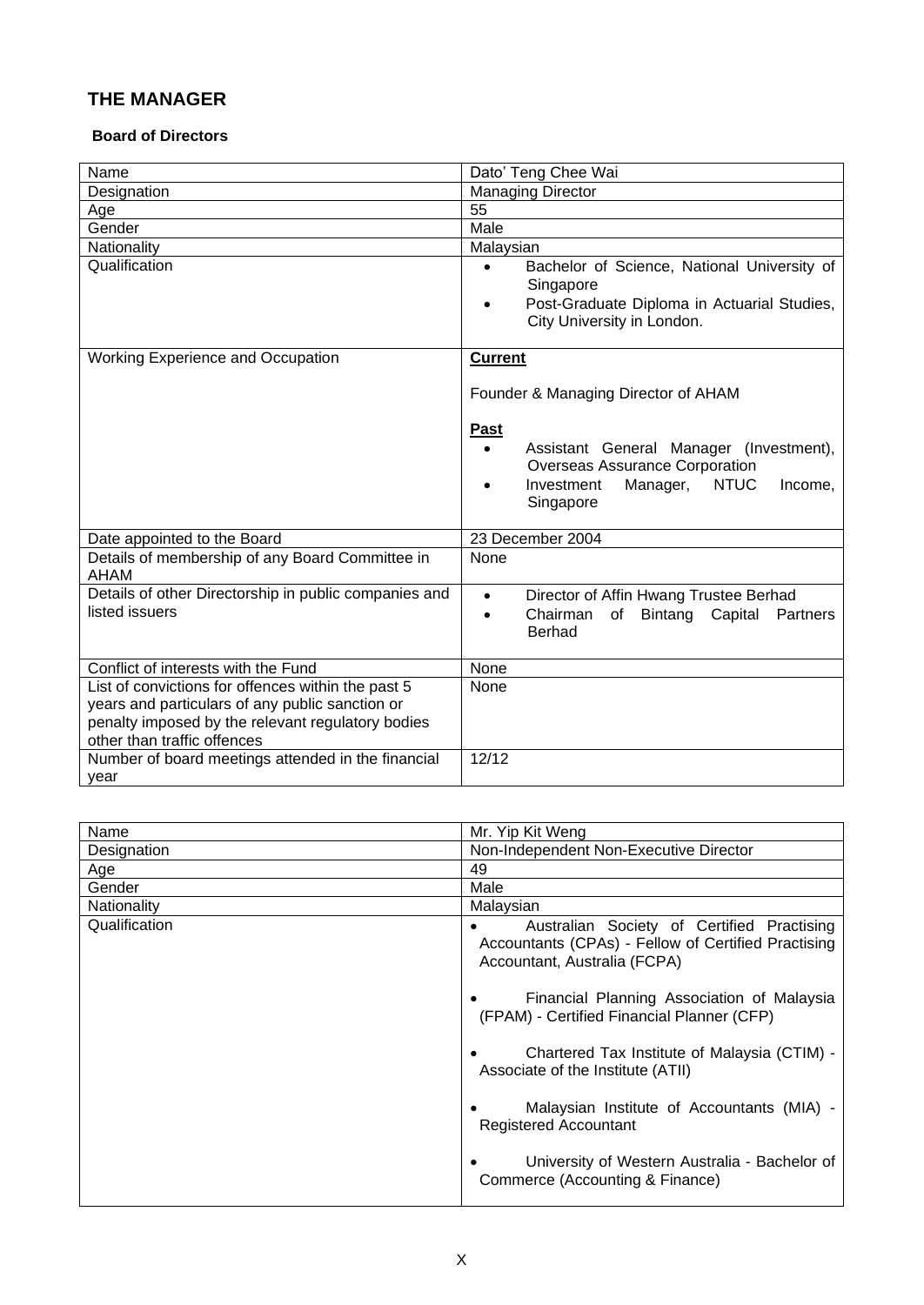## THE MANAGER

### Board of Directors

| Name | Dato' Teng Chee Wai |
|---|---|
| Designation | Managing Director |
| Age | 55 |
| Gender | Male |
| Nationality | Malaysian |
| Qualification | • Bachelor of Science, National University of Singapore<br>• Post-Graduate Diploma in Actuarial Studies, City University in London. |
| Working Experience and Occupation | **Current**<br><br>Founder & Managing Director of AHAM<br><br>**Past**<br>• Assistant General Manager (Investment), Overseas Assurance Corporation<br>• Investment Manager, NTUC Income, Singapore |
| Date appointed to the Board | 23 December 2004 |
| Details of membership of any Board Committee in AHAM | None |
| Details of other Directorship in public companies and listed issuers | • Director of Affin Hwang Trustee Berhad<br>• Chairman of Bintang Capital Partners Berhad |
| Conflict of interests with the Fund | None |
| List of convictions for offences within the past 5 years and particulars of any public sanction or penalty imposed by the relevant regulatory bodies other than traffic offences | None |
| Number of board meetings attended in the financial year | 12/12 |

| Name | Mr. Yip Kit Weng |
|---|---|
| Designation | Non-Independent Non-Executive Director |
| Age | 49 |
| Gender | Male |
| Nationality | Malaysian |
| Qualification | • Australian Society of Certified Practising Accountants (CPAs) - Fellow of Certified Practising Accountant, Australia (FCPA)<br><br>• Financial Planning Association of Malaysia (FPAM) - Certified Financial Planner (CFP)<br><br>• Chartered Tax Institute of Malaysia (CTIM) - Associate of the Institute (ATII)<br><br>• Malaysian Institute of Accountants (MIA) - Registered Accountant<br><br>• University of Western Australia - Bachelor of Commerce (Accounting & Finance) |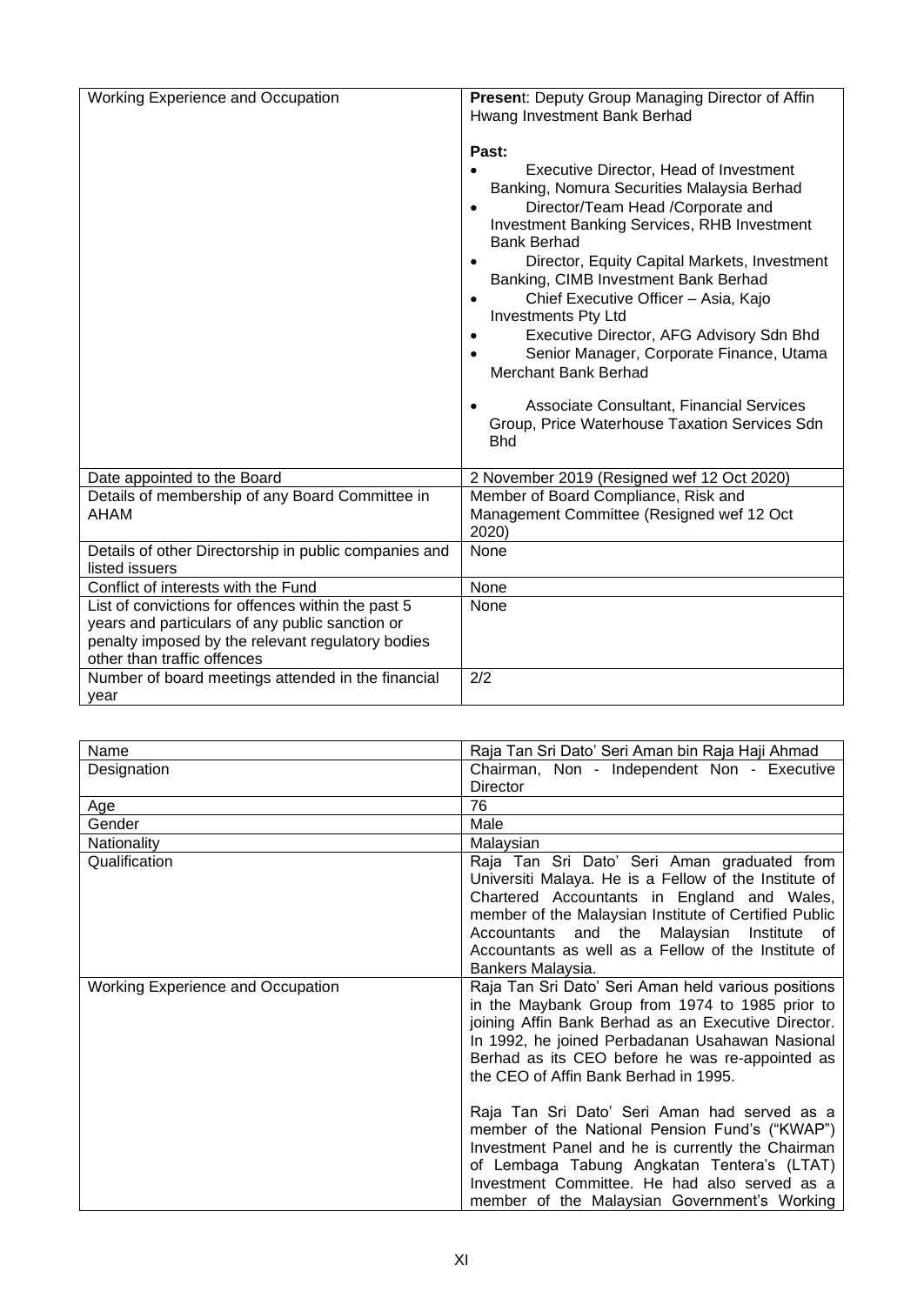| | |
|---|---|
| Working Experience and Occupation | **Present**: Deputy Group Managing Director of Affin Hwang Investment Bank Berhad<br><br>**Past:**<br>• Executive Director, Head of Investment Banking, Nomura Securities Malaysia Berhad<br>• Director/Team Head /Corporate and Investment Banking Services, RHB Investment Bank Berhad<br>• Director, Equity Capital Markets, Investment Banking, CIMB Investment Bank Berhad<br>• Chief Executive Officer – Asia, Kajo Investments Pty Ltd<br>• Executive Director, AFG Advisory Sdn Bhd<br>• Senior Manager, Corporate Finance, Utama Merchant Bank Berhad<br><br>• Associate Consultant, Financial Services Group, Price Waterhouse Taxation Services Sdn Bhd |
| Date appointed to the Board | 2 November 2019 (Resigned wef 12 Oct 2020) |
| Details of membership of any Board Committee in AHAM | Member of Board Compliance, Risk and Management Committee (Resigned wef 12 Oct 2020) |
| Details of other Directorship in public companies and listed issuers | None |
| Conflict of interests with the Fund | None |
| List of convictions for offences within the past 5 years and particulars of any public sanction or penalty imposed by the relevant regulatory bodies other than traffic offences | None |
| Number of board meetings attended in the financial year | 2/2 |

| | |
|---|---|
| Name | Raja Tan Sri Dato' Seri Aman bin Raja Haji Ahmad |
| Designation | Chairman, Non - Independent Non - Executive Director |
| Age | 76 |
| Gender | Male |
| Nationality | Malaysian |
| Qualification | Raja Tan Sri Dato' Seri Aman graduated from Universiti Malaya. He is a Fellow of the Institute of Chartered Accountants in England and Wales, member of the Malaysian Institute of Certified Public Accountants and the Malaysian Institute of Accountants as well as a Fellow of the Institute of Bankers Malaysia. |
| Working Experience and Occupation | Raja Tan Sri Dato' Seri Aman held various positions in the Maybank Group from 1974 to 1985 prior to joining Affin Bank Berhad as an Executive Director. In 1992, he joined Perbadanan Usahawan Nasional Berhad as its CEO before he was re-appointed as the CEO of Affin Bank Berhad in 1995.<br><br>Raja Tan Sri Dato' Seri Aman had served as a member of the National Pension Fund's ("KWAP") Investment Panel and he is currently the Chairman of Lembaga Tabung Angkatan Tentera's (LTAT) Investment Committee. He had also served as a member of the Malaysian Government's Working |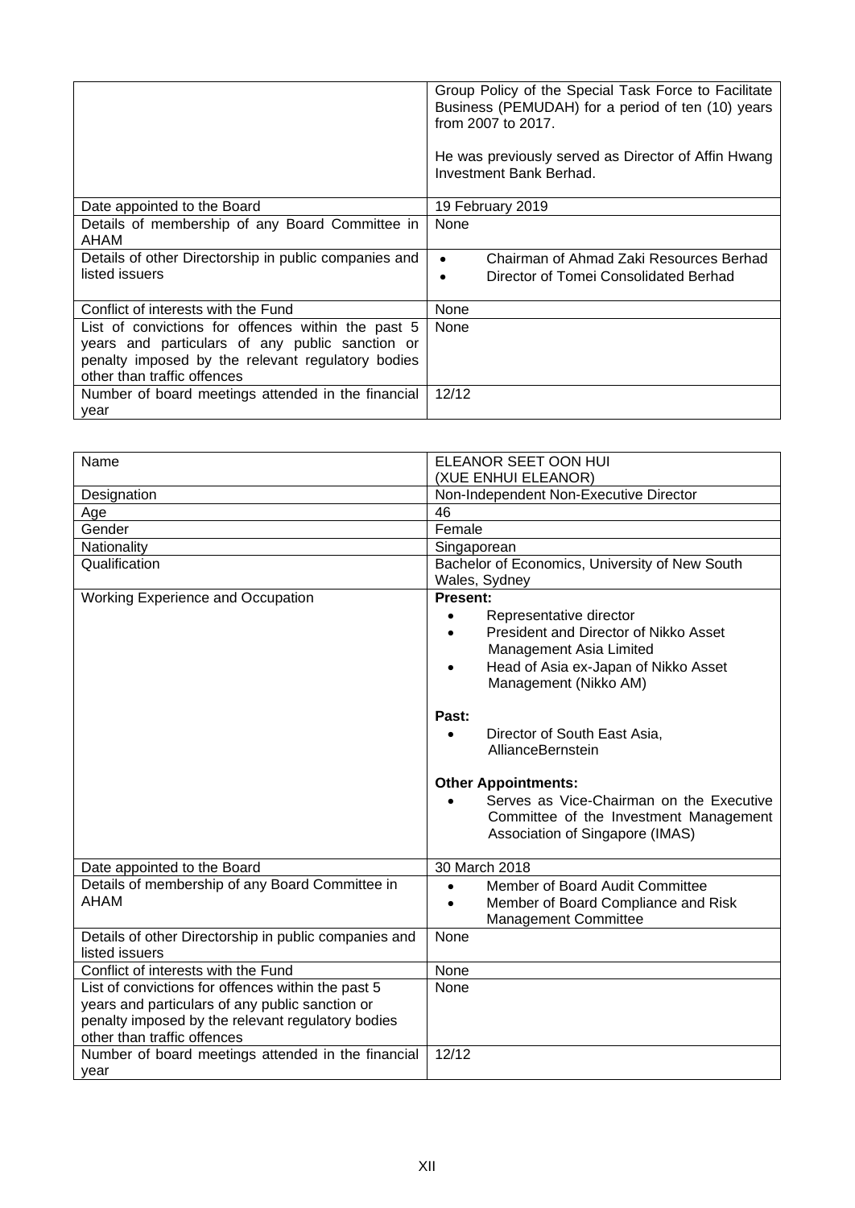| | |
|---|---|
| | Group Policy of the Special Task Force to Facilitate Business (PEMUDAH) for a period of ten (10) years from 2007 to 2017.<br><br>He was previously served as Director of Affin Hwang Investment Bank Berhad. |
| Date appointed to the Board | 19 February 2019 |
| Details of membership of any Board Committee in AHAM | None |
| Details of other Directorship in public companies and listed issuers | • Chairman of Ahmad Zaki Resources Berhad<br>• Director of Tomei Consolidated Berhad |
| Conflict of interests with the Fund | None |
| List of convictions for offences within the past 5 years and particulars of any public sanction or penalty imposed by the relevant regulatory bodies other than traffic offences | None |
| Number of board meetings attended in the financial year | 12/12 |

| Name | ELEANOR SEET OON HUI<br>(XUE ENHUI ELEANOR) |
|---|---|
| Designation | Non-Independent Non-Executive Director |
| Age | 46 |
| Gender | Female |
| Nationality | Singaporean |
| Qualification | Bachelor of Economics, University of New South Wales, Sydney |
| Working Experience and Occupation | **Present:**<br>• Representative director<br>• President and Director of Nikko Asset Management Asia Limited<br>• Head of Asia ex-Japan of Nikko Asset Management (Nikko AM)<br><br>**Past:**<br>• Director of South East Asia, AllianceBernstein<br><br>**Other Appointments:**<br>• Serves as Vice-Chairman on the Executive Committee of the Investment Management Association of Singapore (IMAS) |
| Date appointed to the Board | 30 March 2018 |
| Details of membership of any Board Committee in AHAM | • Member of Board Audit Committee<br>• Member of Board Compliance and Risk Management Committee |
| Details of other Directorship in public companies and listed issuers | None |
| Conflict of interests with the Fund | None |
| List of convictions for offences within the past 5 years and particulars of any public sanction or penalty imposed by the relevant regulatory bodies other than traffic offences | None |
| Number of board meetings attended in the financial year | 12/12 |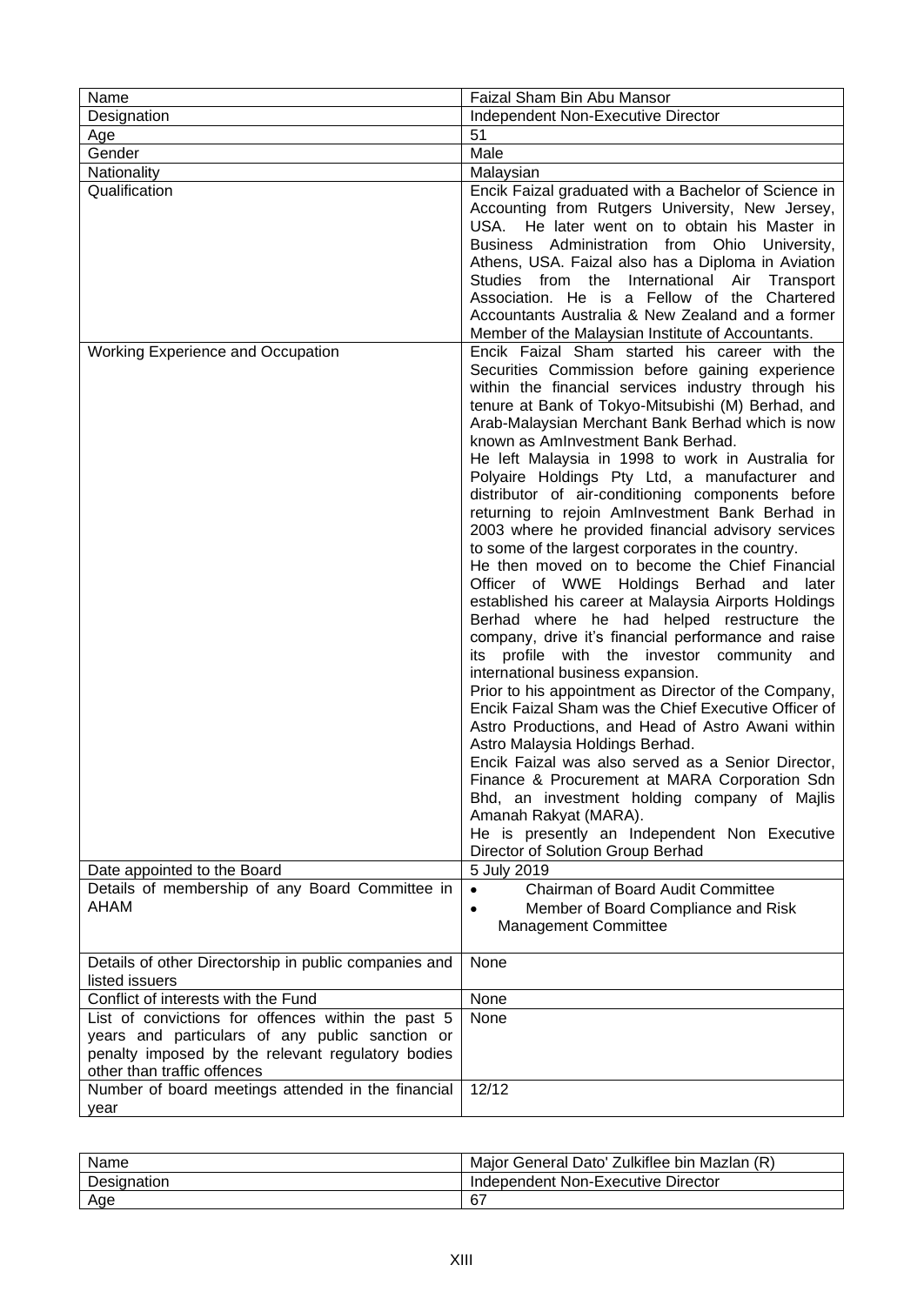| Name | Faizal Sham Bin Abu Mansor |
|---|---|
| Designation | Independent Non-Executive Director |
| Age | 51 |
| Gender | Male |
| Nationality | Malaysian |
| Qualification | Encik Faizal graduated with a Bachelor of Science in Accounting from Rutgers University, New Jersey, USA. He later went on to obtain his Master in Business Administration from Ohio University, Athens, USA. Faizal also has a Diploma in Aviation Studies from the International Air Transport Association. He is a Fellow of the Chartered Accountants Australia & New Zealand and a former Member of the Malaysian Institute of Accountants. |
| Working Experience and Occupation | Encik Faizal Sham started his career with the Securities Commission before gaining experience within the financial services industry through his tenure at Bank of Tokyo-Mitsubishi (M) Berhad, and Arab-Malaysian Merchant Bank Berhad which is now known as AmInvestment Bank Berhad.<br>He left Malaysia in 1998 to work in Australia for Polyaire Holdings Pty Ltd, a manufacturer and distributor of air-conditioning components before returning to rejoin AmInvestment Bank Berhad in 2003 where he provided financial advisory services to some of the largest corporates in the country.<br>He then moved on to become the Chief Financial Officer of WWE Holdings Berhad and later established his career at Malaysia Airports Holdings Berhad where he had helped restructure the company, drive it's financial performance and raise its profile with the investor community and international business expansion.<br>Prior to his appointment as Director of the Company, Encik Faizal Sham was the Chief Executive Officer of Astro Productions, and Head of Astro Awani within Astro Malaysia Holdings Berhad.<br>Encik Faizal was also served as a Senior Director, Finance & Procurement at MARA Corporation Sdn Bhd, an investment holding company of Majlis Amanah Rakyat (MARA).<br>He is presently an Independent Non Executive Director of Solution Group Berhad |
| Date appointed to the Board | 5 July 2019 |
| Details of membership of any Board Committee in AHAM | • Chairman of Board Audit Committee<br>• Member of Board Compliance and Risk Management Committee |
| Details of other Directorship in public companies and listed issuers | None |
| Conflict of interests with the Fund | None |
| List of convictions for offences within the past 5 years and particulars of any public sanction or penalty imposed by the relevant regulatory bodies other than traffic offences | None |
| Number of board meetings attended in the financial year | 12/12 |

| Name | Major General Dato' Zulkiflee bin Mazlan (R) |
|---|---|
| Designation | Independent Non-Executive Director |
| Age | 67 |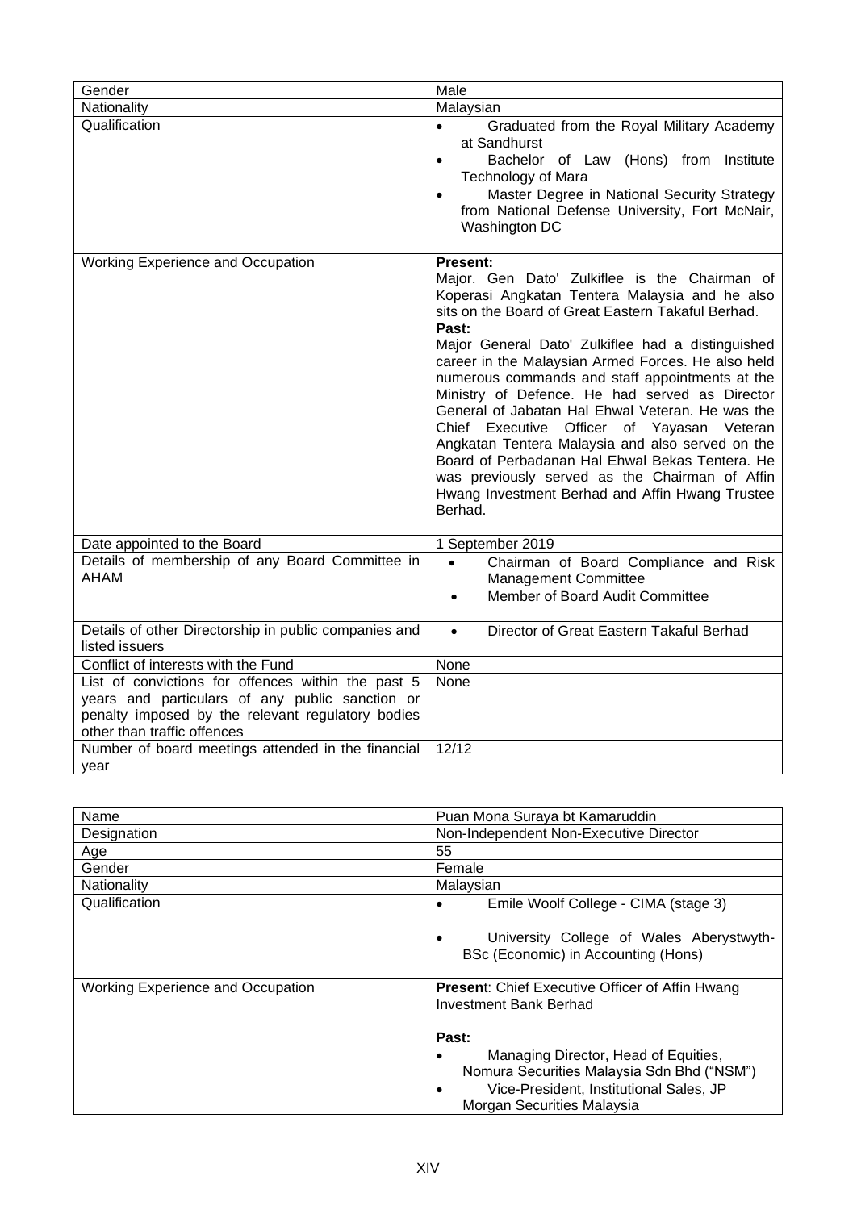| Gender | Male |
|---|---|
| Nationality | Malaysian |
| Qualification | • Graduated from the Royal Military Academy at Sandhurst<br>• Bachelor of Law (Hons) from Institute Technology of Mara<br>• Master Degree in National Security Strategy from National Defense University, Fort McNair, Washington DC |
| Working Experience and Occupation | **Present:**<br>Major. Gen Dato' Zulkiflee is the Chairman of Koperasi Angkatan Tentera Malaysia and he also sits on the Board of Great Eastern Takaful Berhad.<br>**Past:**<br>Major General Dato' Zulkiflee had a distinguished career in the Malaysian Armed Forces. He also held numerous commands and staff appointments at the Ministry of Defence. He had served as Director General of Jabatan Hal Ehwal Veteran. He was the Chief Executive Officer of Yayasan Veteran Angkatan Tentera Malaysia and also served on the Board of Perbadanan Hal Ehwal Bekas Tentera. He was previously served as the Chairman of Affin Hwang Investment Berhad and Affin Hwang Trustee Berhad. |
| Date appointed to the Board | 1 September 2019 |
| Details of membership of any Board Committee in AHAM | • Chairman of Board Compliance and Risk Management Committee<br>• Member of Board Audit Committee |
| Details of other Directorship in public companies and listed issuers | • Director of Great Eastern Takaful Berhad |
| Conflict of interests with the Fund | None |
| List of convictions for offences within the past 5 years and particulars of any public sanction or penalty imposed by the relevant regulatory bodies other than traffic offences | None |
| Number of board meetings attended in the financial year | 12/12 |

| Name | Puan Mona Suraya bt Kamaruddin |
|---|---|
| Designation | Non-Independent Non-Executive Director |
| Age | 55 |
| Gender | Female |
| Nationality | Malaysian |
| Qualification | • Emile Woolf College - CIMA (stage 3)<br>• University College of Wales Aberystwyth- BSc (Economic) in Accounting (Hons) |
| Working Experience and Occupation | **Present**: Chief Executive Officer of Affin Hwang Investment Bank Berhad<br><br>**Past:**<br>• Managing Director, Head of Equities, Nomura Securities Malaysia Sdn Bhd ("NSM")<br>• Vice-President, Institutional Sales, JP Morgan Securities Malaysia |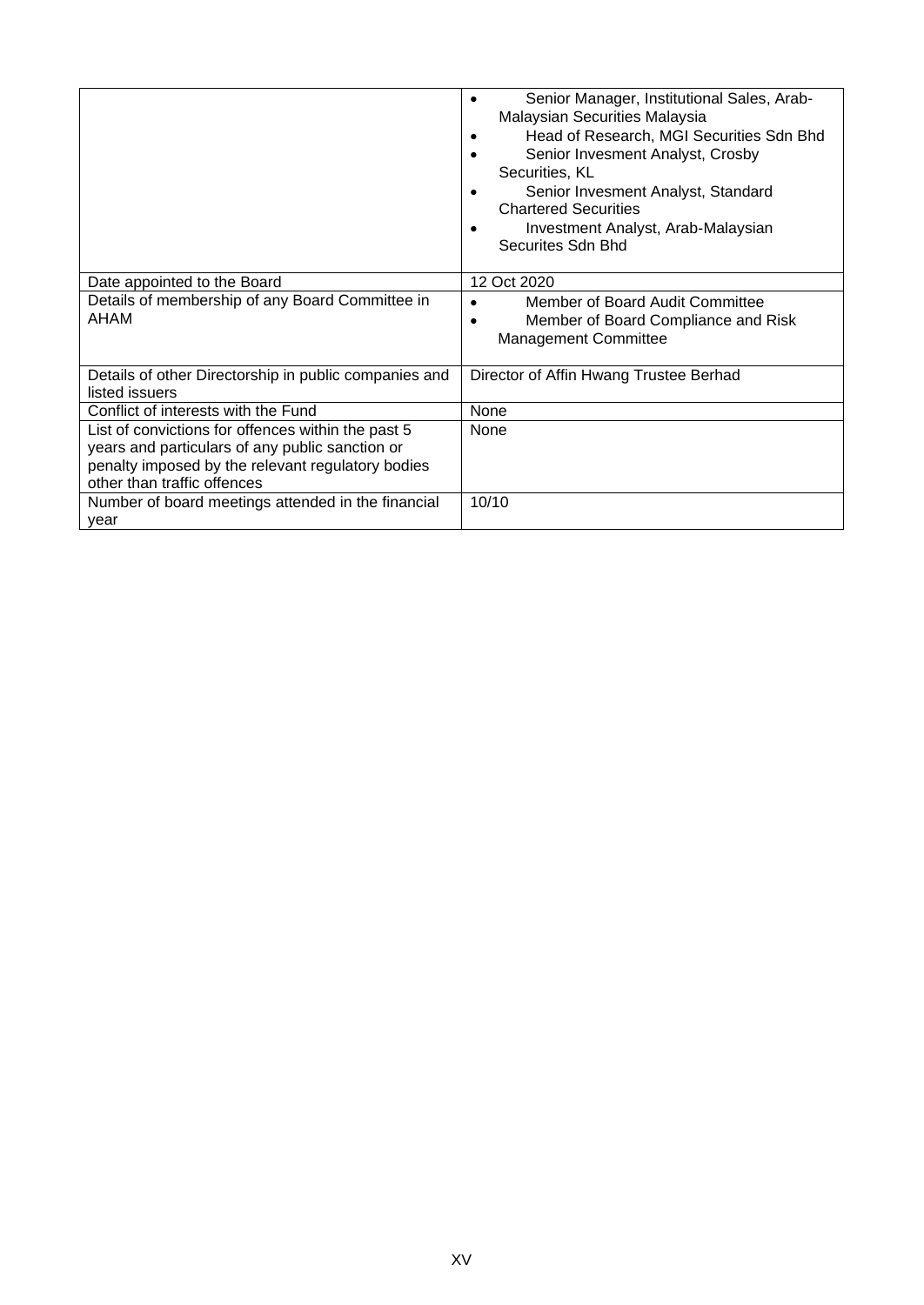| | |
|---|---|
| | • Senior Manager, Institutional Sales, Arab-Malaysian Securities Malaysia<br>• Head of Research, MGI Securities Sdn Bhd<br>• Senior Invesment Analyst, Crosby Securities, KL<br>• Senior Invesment Analyst, Standard Chartered Securities<br>• Investment Analyst, Arab-Malaysian Securites Sdn Bhd |
| Date appointed to the Board | 12 Oct 2020 |
| Details of membership of any Board Committee in AHAM | • Member of Board Audit Committee<br>• Member of Board Compliance and Risk Management Committee |
| Details of other Directorship in public companies and listed issuers | Director of Affin Hwang Trustee Berhad |
| Conflict of interests with the Fund | None |
| List of convictions for offences within the past 5 years and particulars of any public sanction or penalty imposed by the relevant regulatory bodies other than traffic offences | None |
| Number of board meetings attended in the financial year | 10/10 |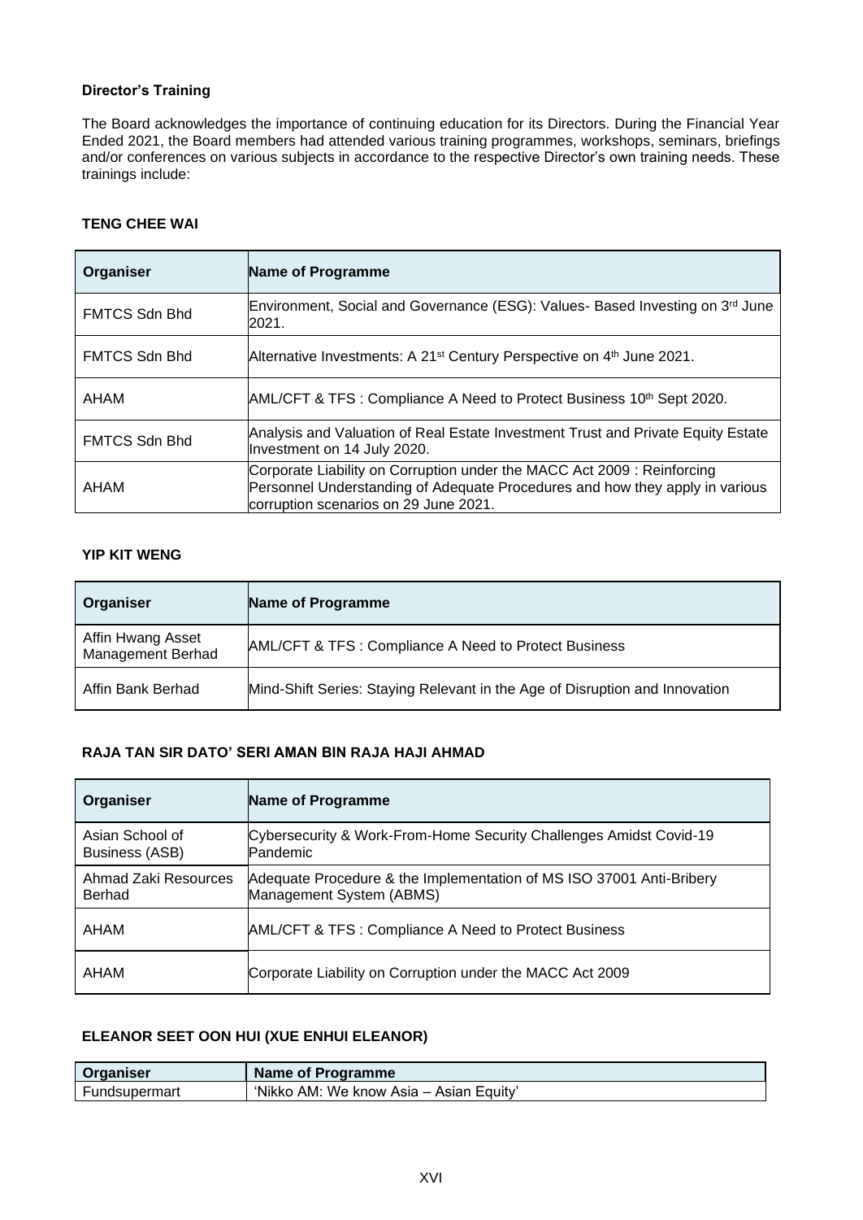**Director's Training**

The Board acknowledges the importance of continuing education for its Directors. During the Financial Year Ended 2021, the Board members had attended various training programmes, workshops, seminars, briefings and/or conferences on various subjects in accordance to the respective Director's own training needs. These trainings include:

**TENG CHEE WAI**

| Organiser | Name of Programme |
|---|---|
| FMTCS Sdn Bhd | Environment, Social and Governance (ESG): Values- Based Investing on 3rd June 2021. |
| FMTCS Sdn Bhd | Alternative Investments: A 21st Century Perspective on 4th June 2021. |
| AHAM | AML/CFT & TFS : Compliance A Need to Protect Business 10th Sept 2020. |
| FMTCS Sdn Bhd | Analysis and Valuation of Real Estate Investment Trust and Private Equity Estate Investment on 14 July 2020. |
| AHAM | Corporate Liability on Corruption under the MACC Act 2009 : Reinforcing Personnel Understanding of Adequate Procedures and how they apply in various corruption scenarios on 29 June 2021. |

**YIP KIT WENG**

| Organiser | Name of Programme |
|---|---|
| Affin Hwang Asset Management Berhad | AML/CFT & TFS : Compliance A Need to Protect Business |
| Affin Bank Berhad | Mind-Shift Series: Staying Relevant in the Age of Disruption and Innovation |

**RAJA TAN SIR DATO' SERI AMAN BIN RAJA HAJI AHMAD**

| Organiser | Name of Programme |
|---|---|
| Asian School of Business (ASB) | Cybersecurity & Work-From-Home Security Challenges Amidst Covid-19 Pandemic |
| Ahmad Zaki Resources Berhad | Adequate Procedure & the Implementation of MS ISO 37001 Anti-Bribery Management System (ABMS) |
| AHAM | AML/CFT & TFS : Compliance A Need to Protect Business |
| AHAM | Corporate Liability on Corruption under the MACC Act 2009 |

**ELEANOR SEET OON HUI (XUE ENHUI ELEANOR)**

| Organiser | Name of Programme |
|---|---|
| Fundsupermart | 'Nikko AM: We know Asia – Asian Equity' |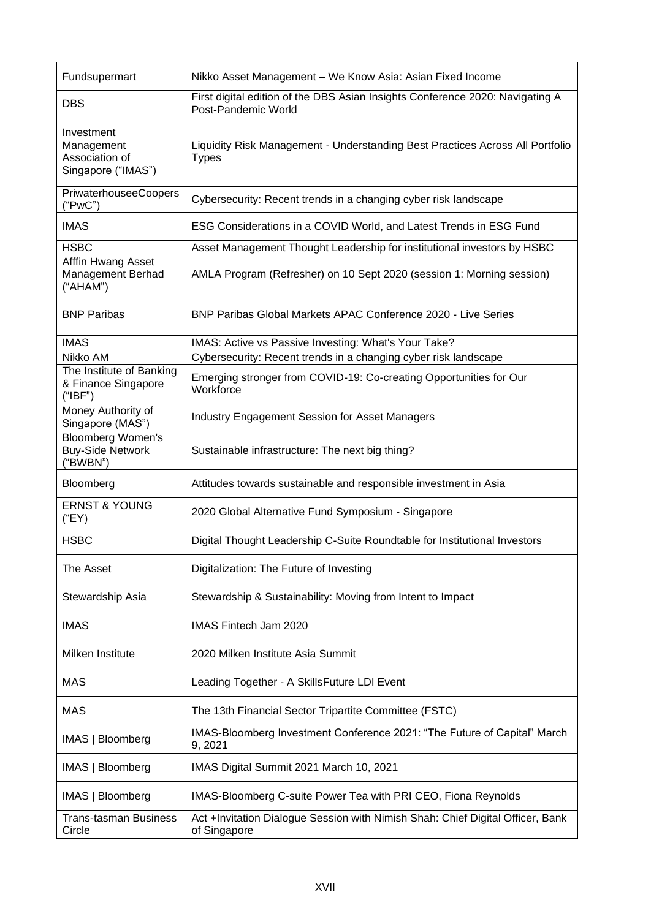| | |
|---|---|
| Fundsupermart | Nikko Asset Management – We Know Asia: Asian Fixed Income |
| DBS | First digital edition of the DBS Asian Insights Conference 2020: Navigating A Post-Pandemic World |
| Investment Management Association of Singapore ("IMAS") | Liquidity Risk Management - Understanding Best Practices Across All Portfolio Types |
| PriwaterhouseeCoopers ("PwC") | Cybersecurity: Recent trends in a changing cyber risk landscape |
| IMAS | ESG Considerations in a COVID World, and Latest Trends in ESG Fund |
| HSBC | Asset Management Thought Leadership for institutional investors by HSBC |
| Afffin Hwang Asset Management Berhad ("AHAM") | AMLA Program (Refresher) on 10 Sept 2020 (session 1: Morning session) |
| BNP Paribas | BNP Paribas Global Markets APAC Conference 2020 - Live Series |
| IMAS | IMAS: Active vs Passive Investing: What's Your Take? |
| Nikko AM | Cybersecurity: Recent trends in a changing cyber risk landscape |
| The Institute of Banking & Finance Singapore ("IBF") | Emerging stronger from COVID-19: Co-creating Opportunities for Our Workforce |
| Money Authority of Singapore (MAS") | Industry Engagement Session for Asset Managers |
| Bloomberg Women's Buy-Side Network ("BWBN") | Sustainable infrastructure: The next big thing? |
| Bloomberg | Attitudes towards sustainable and responsible investment in Asia |
| ERNST & YOUNG ("EY) | 2020 Global Alternative Fund Symposium - Singapore |
| HSBC | Digital Thought Leadership C-Suite Roundtable for Institutional Investors |
| The Asset | Digitalization: The Future of Investing |
| Stewardship Asia | Stewardship & Sustainability: Moving from Intent to Impact |
| IMAS | IMAS Fintech Jam 2020 |
| Milken Institute | 2020 Milken Institute Asia Summit |
| MAS | Leading Together - A SkillsFuture LDI Event |
| MAS | The 13th Financial Sector Tripartite Committee (FSTC) |
| IMAS \| Bloomberg | IMAS-Bloomberg Investment Conference 2021: "The Future of Capital" March 9, 2021 |
| IMAS \| Bloomberg | IMAS Digital Summit 2021 March 10, 2021 |
| IMAS \| Bloomberg | IMAS-Bloomberg C-suite Power Tea with PRI CEO, Fiona Reynolds |
| Trans-tasman Business Circle | Act +Invitation Dialogue Session with Nimish Shah: Chief Digital Officer, Bank of Singapore |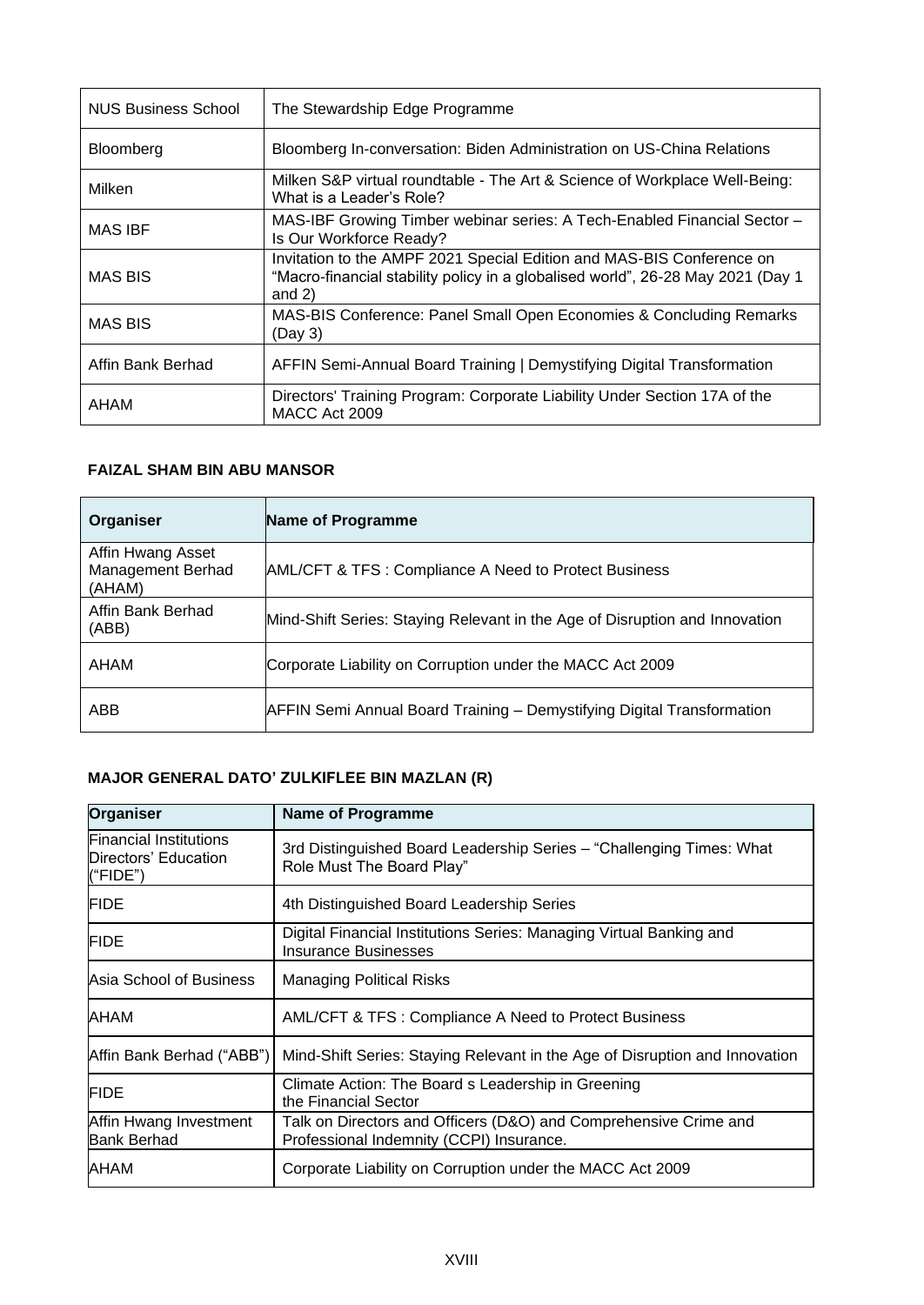| | |
|---|---|
| NUS Business School | The Stewardship Edge Programme |
| Bloomberg | Bloomberg In-conversation: Biden Administration on US-China Relations |
| Milken | Milken S&P virtual roundtable - The Art & Science of Workplace Well-Being: What is a Leader's Role? |
| MAS IBF | MAS-IBF Growing Timber webinar series: A Tech-Enabled Financial Sector – Is Our Workforce Ready? |
| MAS BIS | Invitation to the AMPF 2021 Special Edition and MAS-BIS Conference on "Macro-financial stability policy in a globalised world", 26-28 May 2021 (Day 1 and 2) |
| MAS BIS | MAS-BIS Conference: Panel Small Open Economies & Concluding Remarks (Day 3) |
| Affin Bank Berhad | AFFIN Semi-Annual Board Training \| Demystifying Digital Transformation |
| AHAM | Directors' Training Program: Corporate Liability Under Section 17A of the MACC Act 2009 |

**FAIZAL SHAM BIN ABU MANSOR**

| Organiser | Name of Programme |
|---|---|
| Affin Hwang Asset Management Berhad (AHAM) | AML/CFT & TFS : Compliance A Need to Protect Business |
| Affin Bank Berhad (ABB) | Mind-Shift Series: Staying Relevant in the Age of Disruption and Innovation |
| AHAM | Corporate Liability on Corruption under the MACC Act 2009 |
| ABB | AFFIN Semi Annual Board Training – Demystifying Digital Transformation |

**MAJOR GENERAL DATO' ZULKIFLEE BIN MAZLAN (R)**

| Organiser | Name of Programme |
|---|---|
| Financial Institutions Directors' Education ("FIDE") | 3rd Distinguished Board Leadership Series – "Challenging Times: What Role Must The Board Play" |
| FIDE | 4th Distinguished Board Leadership Series |
| FIDE | Digital Financial Institutions Series: Managing Virtual Banking and Insurance Businesses |
| Asia School of Business | Managing Political Risks |
| AHAM | AML/CFT & TFS : Compliance A Need to Protect Business |
| Affin Bank Berhad ("ABB") | Mind-Shift Series: Staying Relevant in the Age of Disruption and Innovation |
| FIDE | Climate Action: The Board s Leadership in Greening the Financial Sector |
| Affin Hwang Investment Bank Berhad | Talk on Directors and Officers (D&O) and Comprehensive Crime and Professional Indemnity (CCPI) Insurance. |
| AHAM | Corporate Liability on Corruption under the MACC Act 2009 |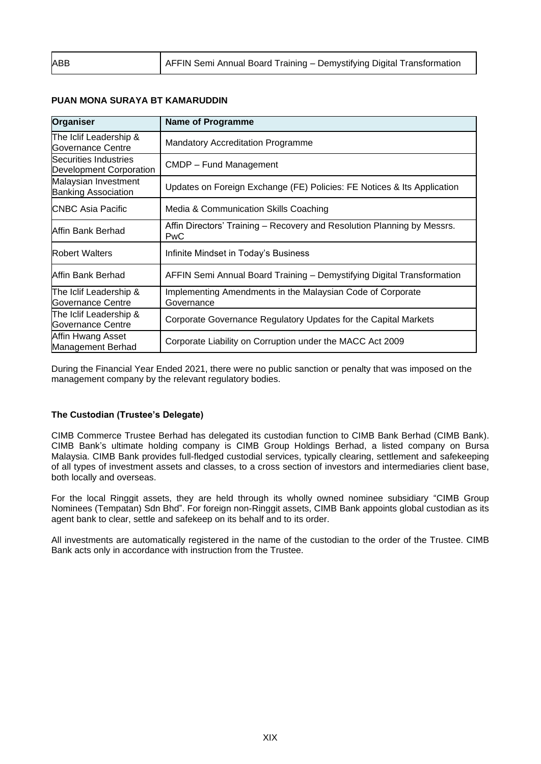| ABB | AFFIN Semi Annual Board Training – Demystifying Digital Transformation |
|---|---|

**PUAN MONA SURAYA BT KAMARUDDIN**

| Organiser | Name of Programme |
|---|---|
| The Iclif Leadership & Governance Centre | Mandatory Accreditation Programme |
| Securities Industries Development Corporation | CMDP – Fund Management |
| Malaysian Investment Banking Association | Updates on Foreign Exchange (FE) Policies: FE Notices & Its Application |
| CNBC Asia Pacific | Media & Communication Skills Coaching |
| Affin Bank Berhad | Affin Directors' Training – Recovery and Resolution Planning by Messrs. PwC |
| Robert Walters | Infinite Mindset in Today's Business |
| Affin Bank Berhad | AFFIN Semi Annual Board Training – Demystifying Digital Transformation |
| The Iclif Leadership & Governance Centre | Implementing Amendments in the Malaysian Code of Corporate Governance |
| The Iclif Leadership & Governance Centre | Corporate Governance Regulatory Updates for the Capital Markets |
| Affin Hwang Asset Management Berhad | Corporate Liability on Corruption under the MACC Act 2009 |

During the Financial Year Ended 2021, there were no public sanction or penalty that was imposed on the management company by the relevant regulatory bodies.

**The Custodian (Trustee's Delegate)**

CIMB Commerce Trustee Berhad has delegated its custodian function to CIMB Bank Berhad (CIMB Bank). CIMB Bank's ultimate holding company is CIMB Group Holdings Berhad, a listed company on Bursa Malaysia. CIMB Bank provides full-fledged custodial services, typically clearing, settlement and safekeeping of all types of investment assets and classes, to a cross section of investors and intermediaries client base, both locally and overseas.

For the local Ringgit assets, they are held through its wholly owned nominee subsidiary "CIMB Group Nominees (Tempatan) Sdn Bhd". For foreign non-Ringgit assets, CIMB Bank appoints global custodian as its agent bank to clear, settle and safekeep on its behalf and to its order.

All investments are automatically registered in the name of the custodian to the order of the Trustee. CIMB Bank acts only in accordance with instruction from the Trustee.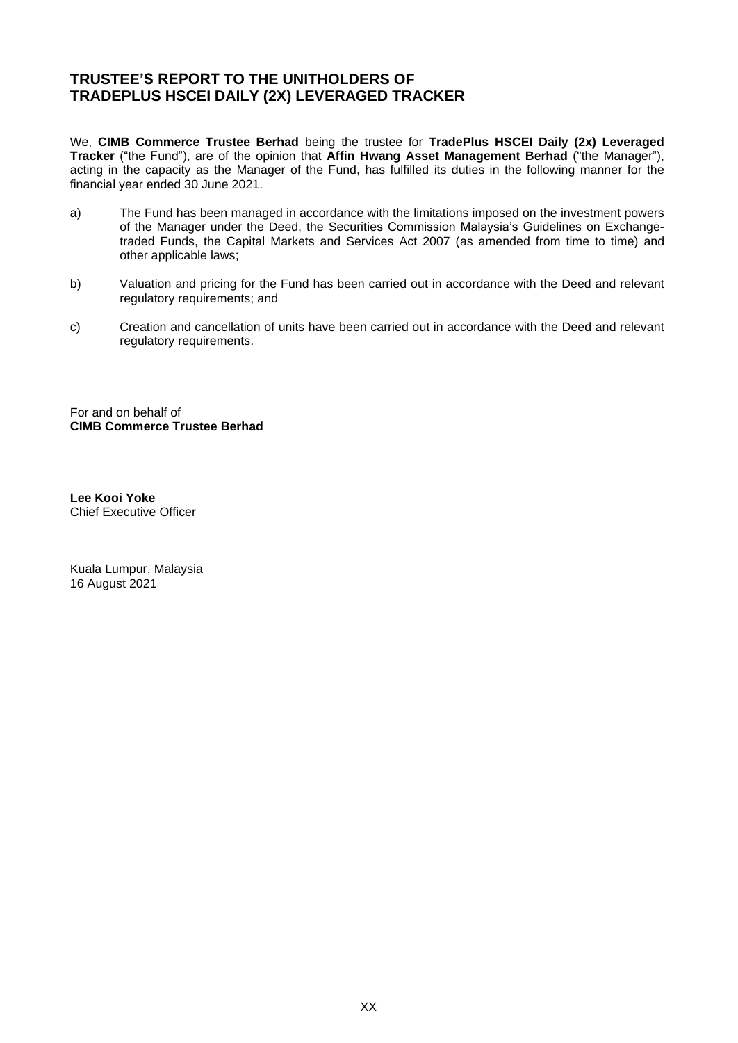# TRUSTEE'S REPORT TO THE UNITHOLDERS OF TRADEPLUS HSCEI DAILY (2X) LEVERAGED TRACKER

We, **CIMB Commerce Trustee Berhad** being the trustee for **TradePlus HSCEI Daily (2x) Leveraged Tracker** ("the Fund"), are of the opinion that **Affin Hwang Asset Management Berhad** ("the Manager"), acting in the capacity as the Manager of the Fund, has fulfilled its duties in the following manner for the financial year ended 30 June 2021.

a) The Fund has been managed in accordance with the limitations imposed on the investment powers of the Manager under the Deed, the Securities Commission Malaysia's Guidelines on Exchange-traded Funds, the Capital Markets and Services Act 2007 (as amended from time to time) and other applicable laws;

b) Valuation and pricing for the Fund has been carried out in accordance with the Deed and relevant regulatory requirements; and

c) Creation and cancellation of units have been carried out in accordance with the Deed and relevant regulatory requirements.

For and on behalf of
**CIMB Commerce Trustee Berhad**

**Lee Kooi Yoke**
Chief Executive Officer

Kuala Lumpur, Malaysia
16 August 2021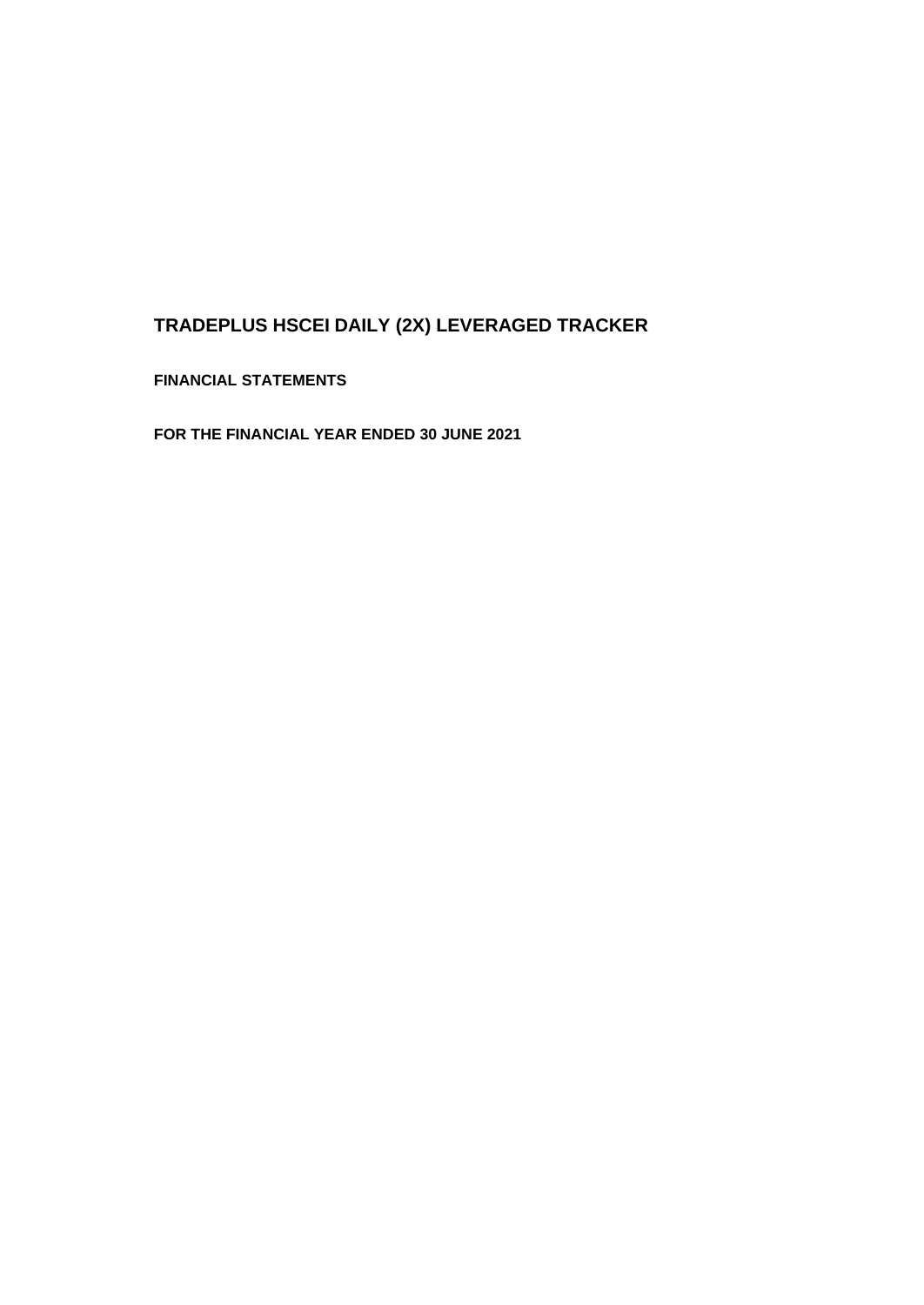# TRADEPLUS HSCEI DAILY (2X) LEVERAGED TRACKER

**FINANCIAL STATEMENTS**

**FOR THE FINANCIAL YEAR ENDED 30 JUNE 2021**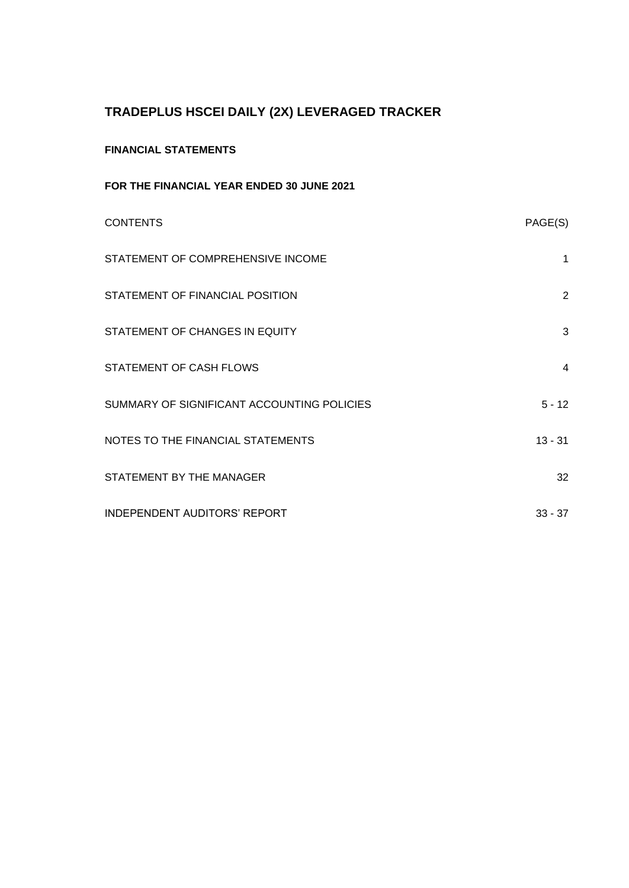# TRADEPLUS HSCEI DAILY (2X) LEVERAGED TRACKER

**FINANCIAL STATEMENTS**

**FOR THE FINANCIAL YEAR ENDED 30 JUNE 2021**

| CONTENTS | PAGE(S) |
|---|---|
| STATEMENT OF COMPREHENSIVE INCOME | 1 |
| STATEMENT OF FINANCIAL POSITION | 2 |
| STATEMENT OF CHANGES IN EQUITY | 3 |
| STATEMENT OF CASH FLOWS | 4 |
| SUMMARY OF SIGNIFICANT ACCOUNTING POLICIES | 5 - 12 |
| NOTES TO THE FINANCIAL STATEMENTS | 13 - 31 |
| STATEMENT BY THE MANAGER | 32 |
| INDEPENDENT AUDITORS' REPORT | 33 - 37 |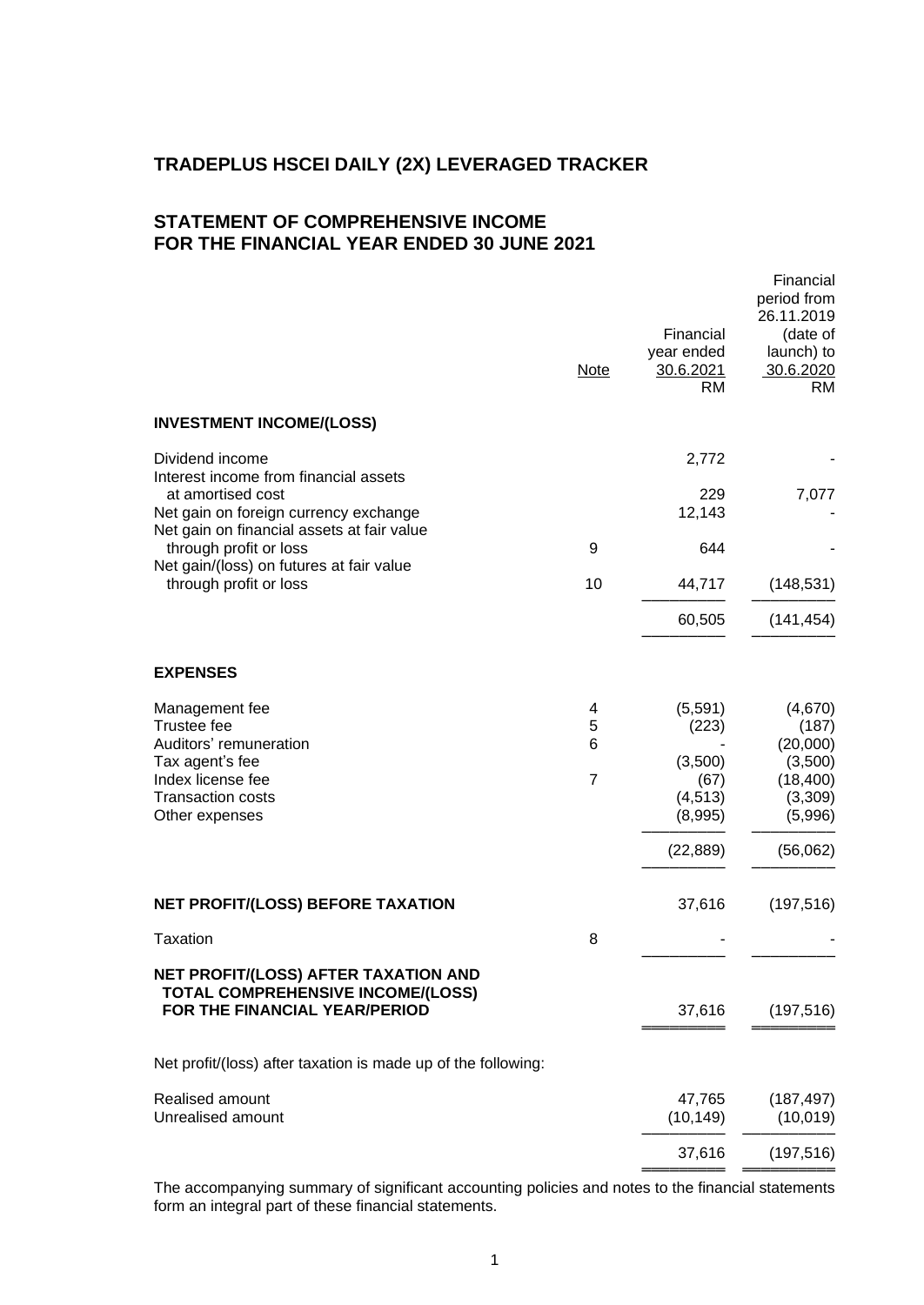# TRADEPLUS HSCEI DAILY (2X) LEVERAGED TRACKER

## STATEMENT OF COMPREHENSIVE INCOME FOR THE FINANCIAL YEAR ENDED 30 JUNE 2021

| | Note | Financial year ended 30.6.2021 RM | Financial period from 26.11.2019 (date of launch) to 30.6.2020 RM |
|---|---|---|---|
| **INVESTMENT INCOME/(LOSS)** | | | |
| Dividend income | | 2,772 | - |
| Interest income from financial assets at amortised cost | | 229 | 7,077 |
| Net gain on foreign currency exchange | | 12,143 | - |
| Net gain on financial assets at fair value through profit or loss | 9 | 644 | - |
| Net gain/(loss) on futures at fair value through profit or loss | 10 | 44,717 | (148,531) |
| | | 60,505 | (141,454) |
| **EXPENSES** | | | |
| Management fee | 4 | (5,591) | (4,670) |
| Trustee fee | 5 | (223) | (187) |
| Auditors' remuneration | 6 | - | (20,000) |
| Tax agent's fee | | (3,500) | (3,500) |
| Index license fee | 7 | (67) | (18,400) |
| Transaction costs | | (4,513) | (3,309) |
| Other expenses | | (8,995) | (5,996) |
| | | (22,889) | (56,062) |
| **NET PROFIT/(LOSS) BEFORE TAXATION** | | 37,616 | (197,516) |
| Taxation | 8 | - | - |
| **NET PROFIT/(LOSS) AFTER TAXATION AND TOTAL COMPREHENSIVE INCOME/(LOSS) FOR THE FINANCIAL YEAR/PERIOD** | | 37,616 | (197,516) |
| Net profit/(loss) after taxation is made up of the following: | | | |
| Realised amount | | 47,765 | (187,497) |
| Unrealised amount | | (10,149) | (10,019) |
| | | 37,616 | (197,516) |

The accompanying summary of significant accounting policies and notes to the financial statements form an integral part of these financial statements.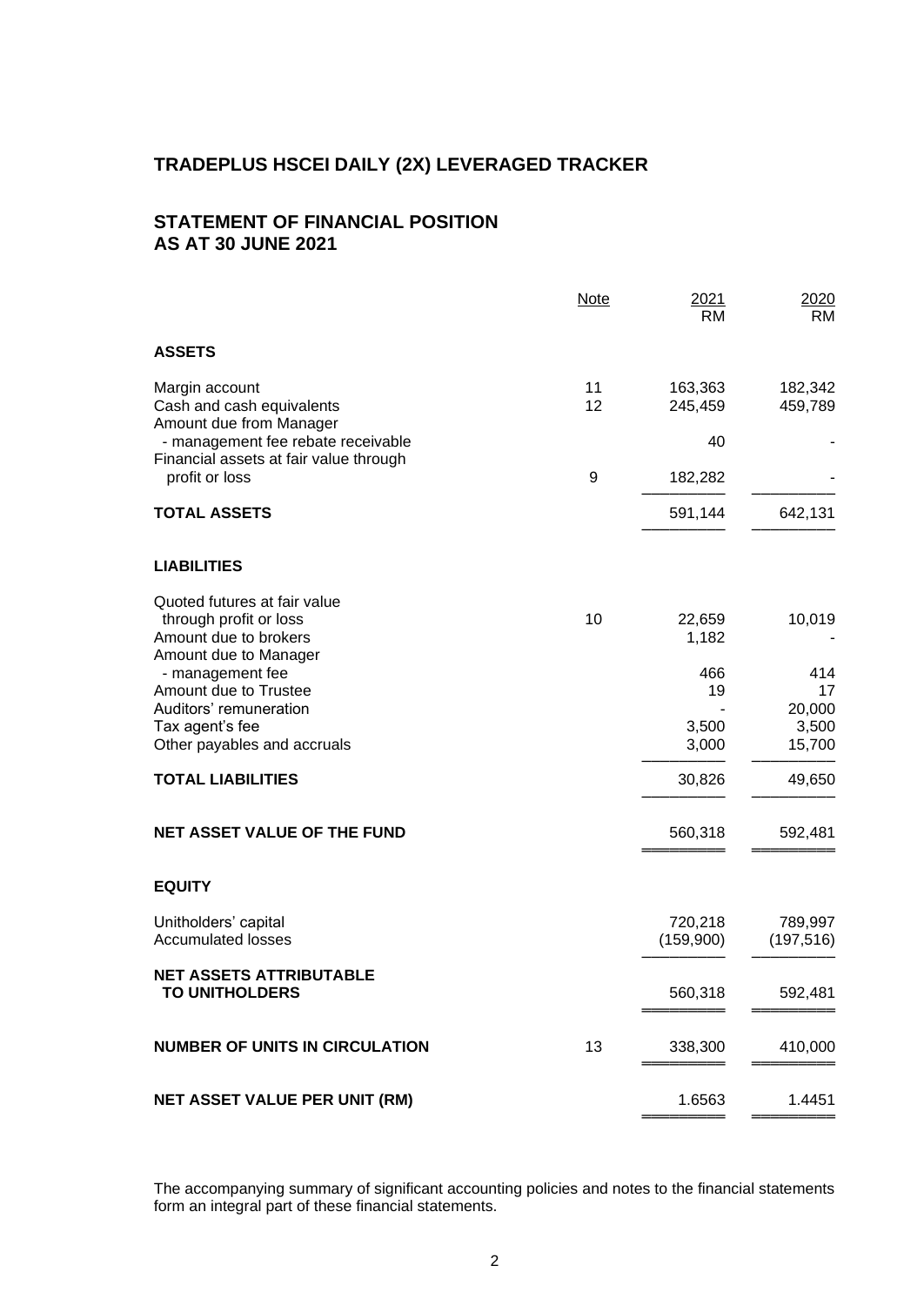# TRADEPLUS HSCEI DAILY (2X) LEVERAGED TRACKER

## STATEMENT OF FINANCIAL POSITION AS AT 30 JUNE 2021

| | Note | 2021 RM | 2020 RM |
|---|---|---|---|
| **ASSETS** | | | |
| Margin account | 11 | 163,363 | 182,342 |
| Cash and cash equivalents | 12 | 245,459 | 459,789 |
| Amount due from Manager | | | |
| - management fee rebate receivable | | 40 | - |
| Financial assets at fair value through profit or loss | 9 | 182,282 | - |
| **TOTAL ASSETS** | | 591,144 | 642,131 |
| **LIABILITIES** | | | |
| Quoted futures at fair value through profit or loss | 10 | 22,659 | 10,019 |
| Amount due to brokers | | 1,182 | - |
| Amount due to Manager | | | |
| - management fee | | 466 | 414 |
| Amount due to Trustee | | 19 | 17 |
| Auditors' remuneration | | - | 20,000 |
| Tax agent's fee | | 3,500 | 3,500 |
| Other payables and accruals | | 3,000 | 15,700 |
| **TOTAL LIABILITIES** | | 30,826 | 49,650 |
| **NET ASSET VALUE OF THE FUND** | | 560,318 | 592,481 |
| **EQUITY** | | | |
| Unitholders' capital | | 720,218 | 789,997 |
| Accumulated losses | | (159,900) | (197,516) |
| **NET ASSETS ATTRIBUTABLE TO UNITHOLDERS** | | 560,318 | 592,481 |
| **NUMBER OF UNITS IN CIRCULATION** | 13 | 338,300 | 410,000 |
| **NET ASSET VALUE PER UNIT (RM)** | | 1.6563 | 1.4451 |

The accompanying summary of significant accounting policies and notes to the financial statements form an integral part of these financial statements.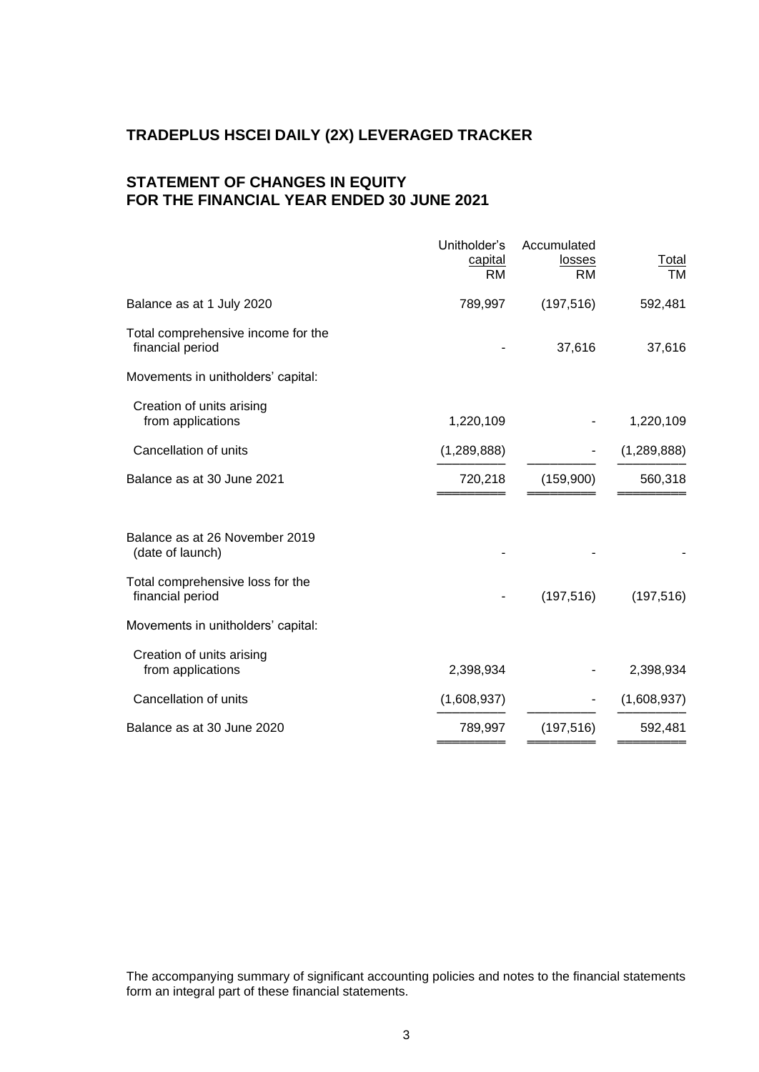# TRADEPLUS HSCEI DAILY (2X) LEVERAGED TRACKER

## STATEMENT OF CHANGES IN EQUITY FOR THE FINANCIAL YEAR ENDED 30 JUNE 2021

| | Unitholder's capital RM | Accumulated losses RM | Total TM |
|---|---|---|---|
| Balance as at 1 July 2020 | 789,997 | (197,516) | 592,481 |
| Total comprehensive income for the financial period | - | 37,616 | 37,616 |
| Movements in unitholders' capital: | | | |
| Creation of units arising from applications | 1,220,109 | - | 1,220,109 |
| Cancellation of units | (1,289,888) | - | (1,289,888) |
| Balance as at 30 June 2021 | 720,218 | (159,900) | 560,318 |
| | | | |
| Balance as at 26 November 2019 (date of launch) | - | - | - |
| Total comprehensive loss for the financial period | - | (197,516) | (197,516) |
| Movements in unitholders' capital: | | | |
| Creation of units arising from applications | 2,398,934 | - | 2,398,934 |
| Cancellation of units | (1,608,937) | - | (1,608,937) |
| Balance as at 30 June 2020 | 789,997 | (197,516) | 592,481 |

The accompanying summary of significant accounting policies and notes to the financial statements form an integral part of these financial statements.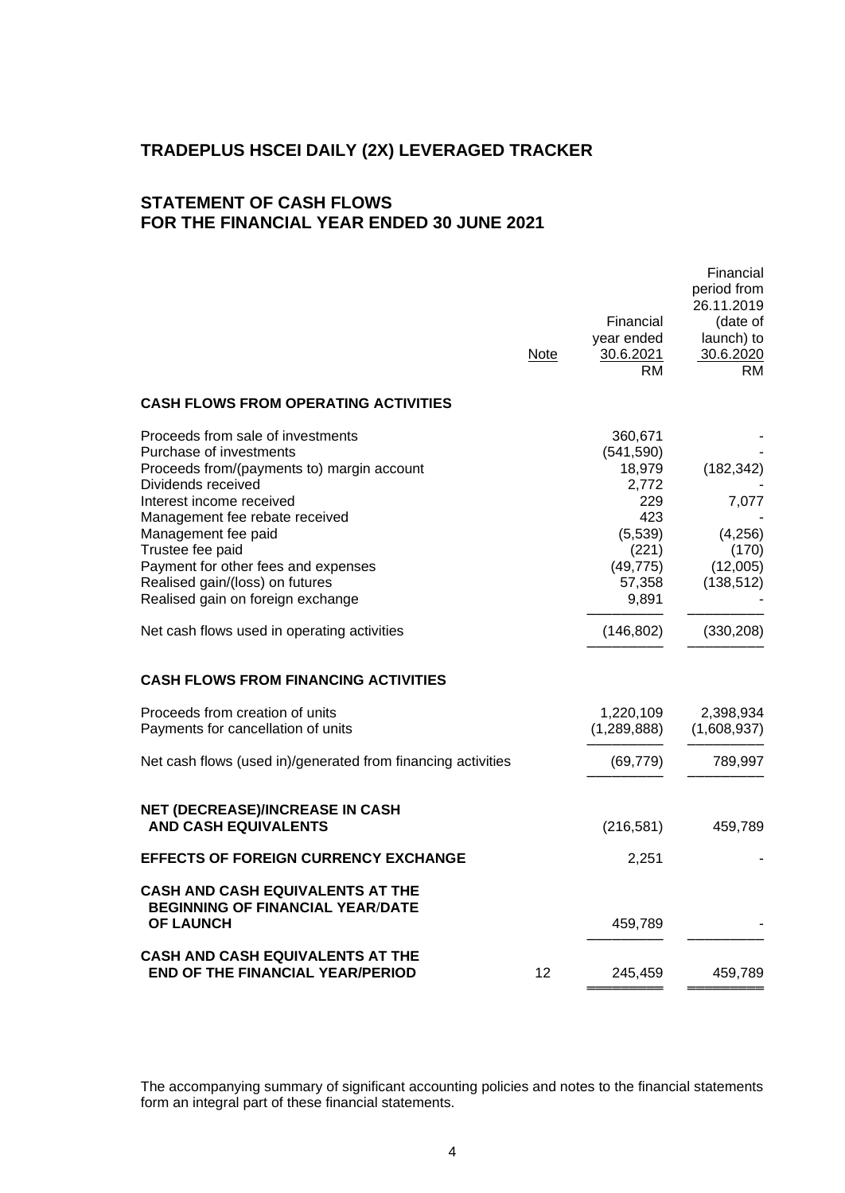# TRADEPLUS HSCEI DAILY (2X) LEVERAGED TRACKER

## STATEMENT OF CASH FLOWS FOR THE FINANCIAL YEAR ENDED 30 JUNE 2021

| | Note | Financial year ended 30.6.2021 RM | Financial period from 26.11.2019 (date of launch) to 30.6.2020 RM |
|---|---|---|---|
| **CASH FLOWS FROM OPERATING ACTIVITIES** | | | |
| Proceeds from sale of investments | | 360,671 | - |
| Purchase of investments | | (541,590) | - |
| Proceeds from/(payments to) margin account | | 18,979 | (182,342) |
| Dividends received | | 2,772 | - |
| Interest income received | | 229 | 7,077 |
| Management fee rebate received | | 423 | - |
| Management fee paid | | (5,539) | (4,256) |
| Trustee fee paid | | (221) | (170) |
| Payment for other fees and expenses | | (49,775) | (12,005) |
| Realised gain/(loss) on futures | | 57,358 | (138,512) |
| Realised gain on foreign exchange | | 9,891 | - |
| Net cash flows used in operating activities | | (146,802) | (330,208) |
| **CASH FLOWS FROM FINANCING ACTIVITIES** | | | |
| Proceeds from creation of units | | 1,220,109 | 2,398,934 |
| Payments for cancellation of units | | (1,289,888) | (1,608,937) |
| Net cash flows (used in)/generated from financing activities | | (69,779) | 789,997 |
| **NET (DECREASE)/INCREASE IN CASH AND CASH EQUIVALENTS** | | (216,581) | 459,789 |
| **EFFECTS OF FOREIGN CURRENCY EXCHANGE** | | 2,251 | - |
| **CASH AND CASH EQUIVALENTS AT THE BEGINNING OF FINANCIAL YEAR/DATE OF LAUNCH** | | 459,789 | - |
| **CASH AND CASH EQUIVALENTS AT THE END OF THE FINANCIAL YEAR/PERIOD** | 12 | 245,459 | 459,789 |

The accompanying summary of significant accounting policies and notes to the financial statements form an integral part of these financial statements.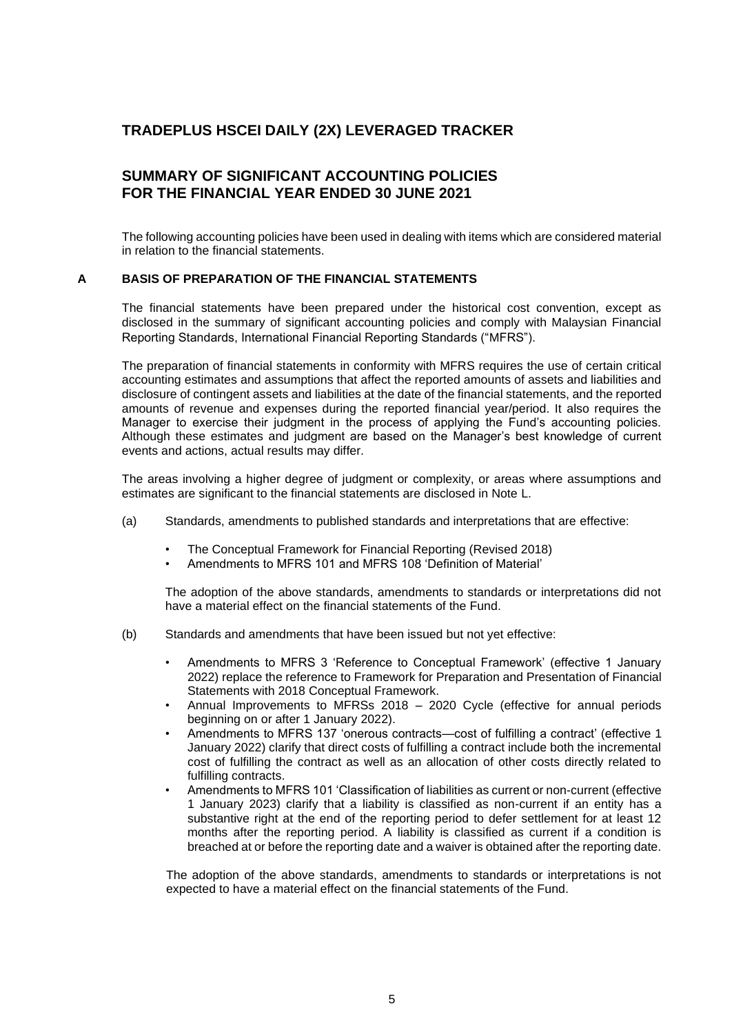# TRADEPLUS HSCEI DAILY (2X) LEVERAGED TRACKER

## SUMMARY OF SIGNIFICANT ACCOUNTING POLICIES FOR THE FINANCIAL YEAR ENDED 30 JUNE 2021

The following accounting policies have been used in dealing with items which are considered material in relation to the financial statements.

### A BASIS OF PREPARATION OF THE FINANCIAL STATEMENTS

The financial statements have been prepared under the historical cost convention, except as disclosed in the summary of significant accounting policies and comply with Malaysian Financial Reporting Standards, International Financial Reporting Standards ("MFRS").

The preparation of financial statements in conformity with MFRS requires the use of certain critical accounting estimates and assumptions that affect the reported amounts of assets and liabilities and disclosure of contingent assets and liabilities at the date of the financial statements, and the reported amounts of revenue and expenses during the reported financial year/period. It also requires the Manager to exercise their judgment in the process of applying the Fund's accounting policies. Although these estimates and judgment are based on the Manager's best knowledge of current events and actions, actual results may differ.

The areas involving a higher degree of judgment or complexity, or areas where assumptions and estimates are significant to the financial statements are disclosed in Note L.

(a) Standards, amendments to published standards and interpretations that are effective:

- The Conceptual Framework for Financial Reporting (Revised 2018)
- Amendments to MFRS 101 and MFRS 108 'Definition of Material'

The adoption of the above standards, amendments to standards or interpretations did not have a material effect on the financial statements of the Fund.

(b) Standards and amendments that have been issued but not yet effective:

- Amendments to MFRS 3 'Reference to Conceptual Framework' (effective 1 January 2022) replace the reference to Framework for Preparation and Presentation of Financial Statements with 2018 Conceptual Framework.
- Annual Improvements to MFRSs 2018 – 2020 Cycle (effective for annual periods beginning on or after 1 January 2022).
- Amendments to MFRS 137 'onerous contracts—cost of fulfilling a contract' (effective 1 January 2022) clarify that direct costs of fulfilling a contract include both the incremental cost of fulfilling the contract as well as an allocation of other costs directly related to fulfilling contracts.
- Amendments to MFRS 101 'Classification of liabilities as current or non-current (effective 1 January 2023) clarify that a liability is classified as non-current if an entity has a substantive right at the end of the reporting period to defer settlement for at least 12 months after the reporting period. A liability is classified as current if a condition is breached at or before the reporting date and a waiver is obtained after the reporting date.

The adoption of the above standards, amendments to standards or interpretations is not expected to have a material effect on the financial statements of the Fund.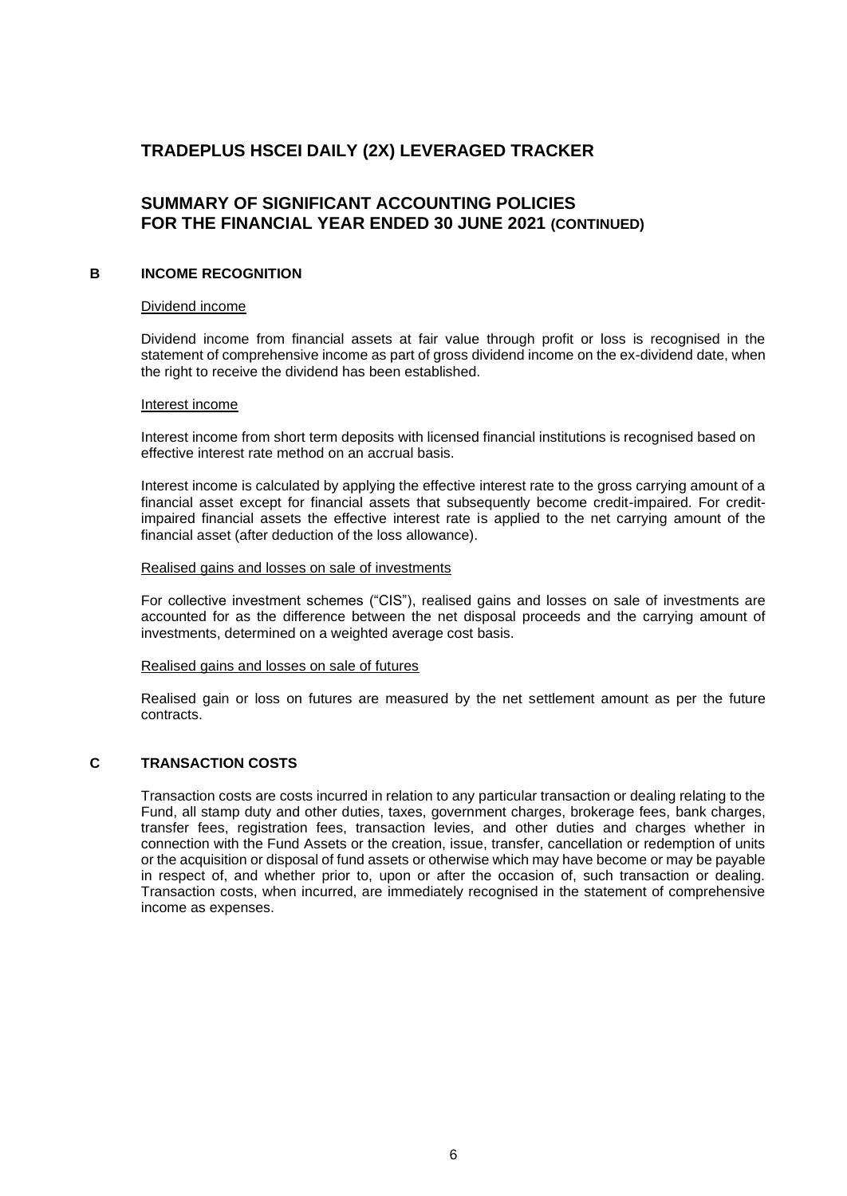# TRADEPLUS HSCEI DAILY (2X) LEVERAGED TRACKER

## SUMMARY OF SIGNIFICANT ACCOUNTING POLICIES FOR THE FINANCIAL YEAR ENDED 30 JUNE 2021 (CONTINUED)

### B INCOME RECOGNITION

Dividend income

Dividend income from financial assets at fair value through profit or loss is recognised in the statement of comprehensive income as part of gross dividend income on the ex-dividend date, when the right to receive the dividend has been established.

Interest income

Interest income from short term deposits with licensed financial institutions is recognised based on effective interest rate method on an accrual basis.

Interest income is calculated by applying the effective interest rate to the gross carrying amount of a financial asset except for financial assets that subsequently become credit-impaired. For credit-impaired financial assets the effective interest rate is applied to the net carrying amount of the financial asset (after deduction of the loss allowance).

Realised gains and losses on sale of investments

For collective investment schemes ("CIS"), realised gains and losses on sale of investments are accounted for as the difference between the net disposal proceeds and the carrying amount of investments, determined on a weighted average cost basis.

Realised gains and losses on sale of futures

Realised gain or loss on futures are measured by the net settlement amount as per the future contracts.

### C TRANSACTION COSTS

Transaction costs are costs incurred in relation to any particular transaction or dealing relating to the Fund, all stamp duty and other duties, taxes, government charges, brokerage fees, bank charges, transfer fees, registration fees, transaction levies, and other duties and charges whether in connection with the Fund Assets or the creation, issue, transfer, cancellation or redemption of units or the acquisition or disposal of fund assets or otherwise which may have become or may be payable in respect of, and whether prior to, upon or after the occasion of, such transaction or dealing. Transaction costs, when incurred, are immediately recognised in the statement of comprehensive income as expenses.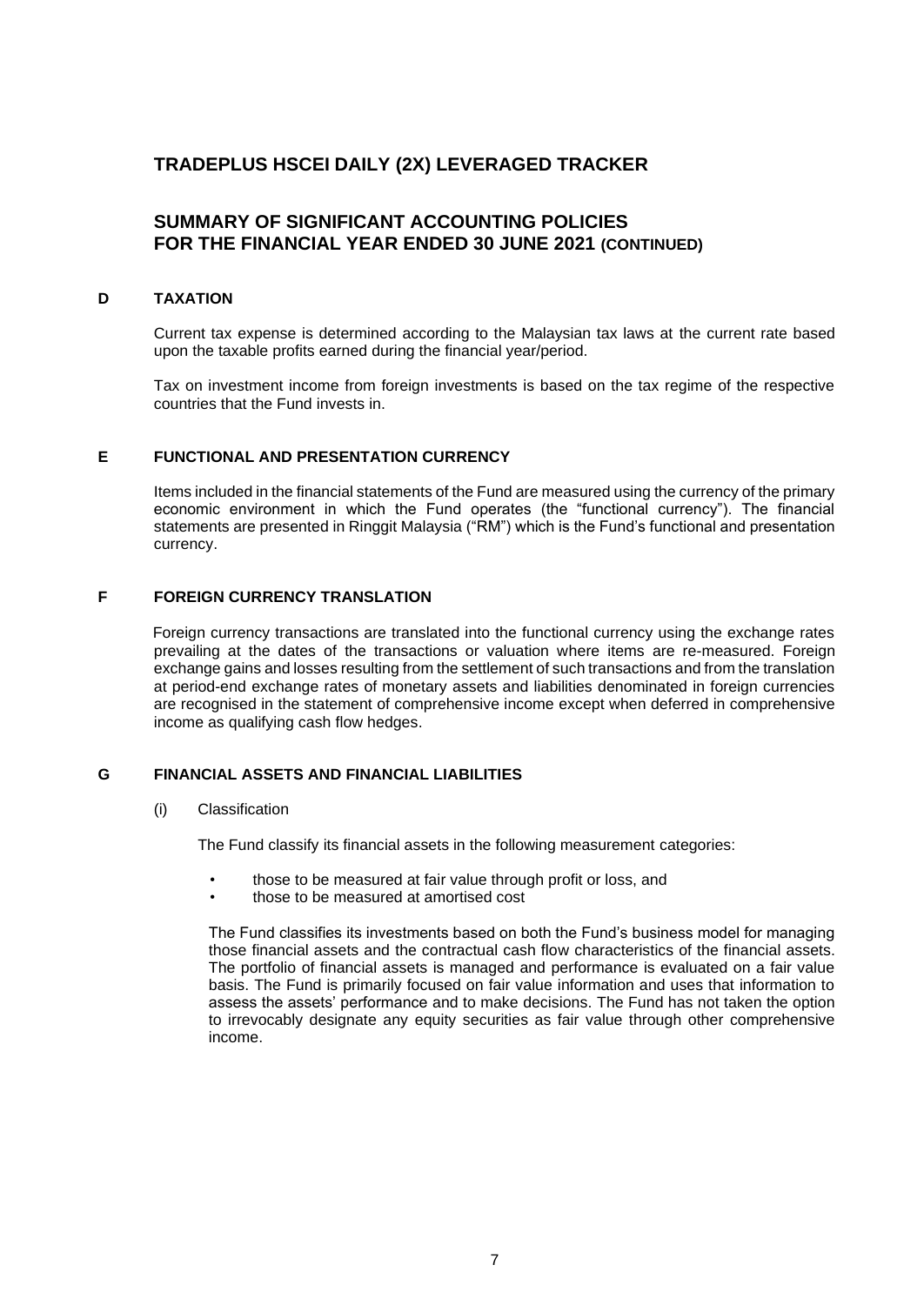# TRADEPLUS HSCEI DAILY (2X) LEVERAGED TRACKER

## SUMMARY OF SIGNIFICANT ACCOUNTING POLICIES FOR THE FINANCIAL YEAR ENDED 30 JUNE 2021 (CONTINUED)

### D TAXATION

Current tax expense is determined according to the Malaysian tax laws at the current rate based upon the taxable profits earned during the financial year/period.

Tax on investment income from foreign investments is based on the tax regime of the respective countries that the Fund invests in.

### E FUNCTIONAL AND PRESENTATION CURRENCY

Items included in the financial statements of the Fund are measured using the currency of the primary economic environment in which the Fund operates (the "functional currency"). The financial statements are presented in Ringgit Malaysia ("RM") which is the Fund's functional and presentation currency.

### F FOREIGN CURRENCY TRANSLATION

Foreign currency transactions are translated into the functional currency using the exchange rates prevailing at the dates of the transactions or valuation where items are re-measured. Foreign exchange gains and losses resulting from the settlement of such transactions and from the translation at period-end exchange rates of monetary assets and liabilities denominated in foreign currencies are recognised in the statement of comprehensive income except when deferred in comprehensive income as qualifying cash flow hedges.

### G FINANCIAL ASSETS AND FINANCIAL LIABILITIES

(i) Classification

The Fund classify its financial assets in the following measurement categories:

- those to be measured at fair value through profit or loss, and
- those to be measured at amortised cost

The Fund classifies its investments based on both the Fund's business model for managing those financial assets and the contractual cash flow characteristics of the financial assets. The portfolio of financial assets is managed and performance is evaluated on a fair value basis. The Fund is primarily focused on fair value information and uses that information to assess the assets' performance and to make decisions. The Fund has not taken the option to irrevocably designate any equity securities as fair value through other comprehensive income.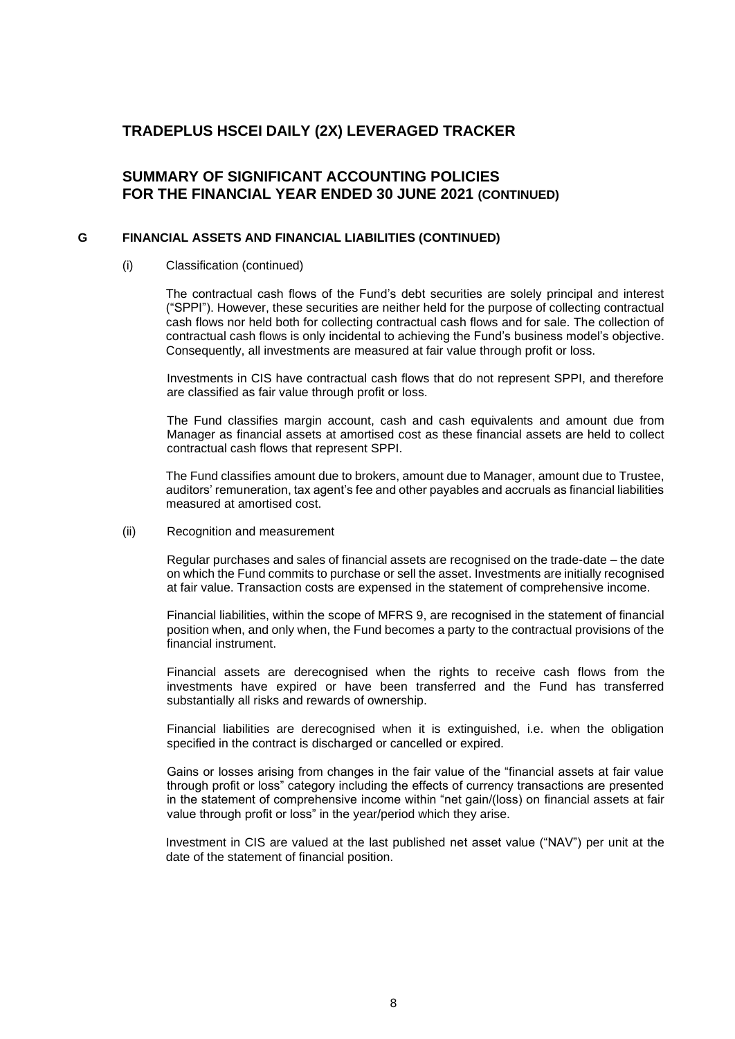# TRADEPLUS HSCEI DAILY (2X) LEVERAGED TRACKER

## SUMMARY OF SIGNIFICANT ACCOUNTING POLICIES FOR THE FINANCIAL YEAR ENDED 30 JUNE 2021 (CONTINUED)

### G FINANCIAL ASSETS AND FINANCIAL LIABILITIES (CONTINUED)

(i) Classification (continued)

The contractual cash flows of the Fund's debt securities are solely principal and interest ("SPPI"). However, these securities are neither held for the purpose of collecting contractual cash flows nor held both for collecting contractual cash flows and for sale. The collection of contractual cash flows is only incidental to achieving the Fund's business model's objective. Consequently, all investments are measured at fair value through profit or loss.

Investments in CIS have contractual cash flows that do not represent SPPI, and therefore are classified as fair value through profit or loss.

The Fund classifies margin account, cash and cash equivalents and amount due from Manager as financial assets at amortised cost as these financial assets are held to collect contractual cash flows that represent SPPI.

The Fund classifies amount due to brokers, amount due to Manager, amount due to Trustee, auditors' remuneration, tax agent's fee and other payables and accruals as financial liabilities measured at amortised cost.

(ii) Recognition and measurement

Regular purchases and sales of financial assets are recognised on the trade-date – the date on which the Fund commits to purchase or sell the asset. Investments are initially recognised at fair value. Transaction costs are expensed in the statement of comprehensive income.

Financial liabilities, within the scope of MFRS 9, are recognised in the statement of financial position when, and only when, the Fund becomes a party to the contractual provisions of the financial instrument.

Financial assets are derecognised when the rights to receive cash flows from the investments have expired or have been transferred and the Fund has transferred substantially all risks and rewards of ownership.

Financial liabilities are derecognised when it is extinguished, i.e. when the obligation specified in the contract is discharged or cancelled or expired.

Gains or losses arising from changes in the fair value of the "financial assets at fair value through profit or loss" category including the effects of currency transactions are presented in the statement of comprehensive income within "net gain/(loss) on financial assets at fair value through profit or loss" in the year/period which they arise.

Investment in CIS are valued at the last published net asset value ("NAV") per unit at the date of the statement of financial position.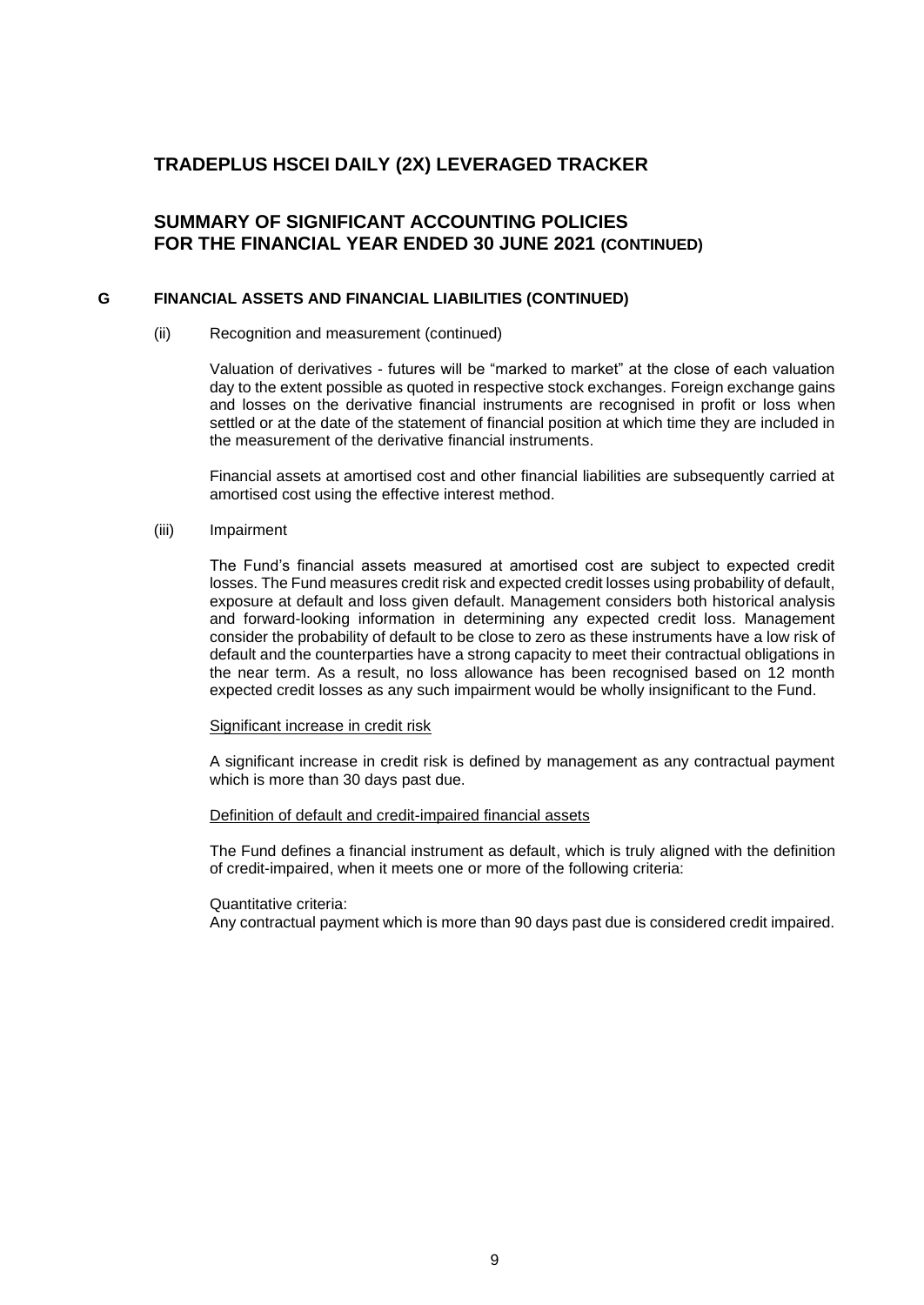# TRADEPLUS HSCEI DAILY (2X) LEVERAGED TRACKER

## SUMMARY OF SIGNIFICANT ACCOUNTING POLICIES FOR THE FINANCIAL YEAR ENDED 30 JUNE 2021 (CONTINUED)

### G FINANCIAL ASSETS AND FINANCIAL LIABILITIES (CONTINUED)

(ii) Recognition and measurement (continued)

Valuation of derivatives - futures will be "marked to market" at the close of each valuation day to the extent possible as quoted in respective stock exchanges. Foreign exchange gains and losses on the derivative financial instruments are recognised in profit or loss when settled or at the date of the statement of financial position at which time they are included in the measurement of the derivative financial instruments.

Financial assets at amortised cost and other financial liabilities are subsequently carried at amortised cost using the effective interest method.

(iii) Impairment

The Fund's financial assets measured at amortised cost are subject to expected credit losses. The Fund measures credit risk and expected credit losses using probability of default, exposure at default and loss given default. Management considers both historical analysis and forward-looking information in determining any expected credit loss. Management consider the probability of default to be close to zero as these instruments have a low risk of default and the counterparties have a strong capacity to meet their contractual obligations in the near term. As a result, no loss allowance has been recognised based on 12 month expected credit losses as any such impairment would be wholly insignificant to the Fund.

<u>Significant increase in credit risk</u>

A significant increase in credit risk is defined by management as any contractual payment which is more than 30 days past due.

<u>Definition of default and credit-impaired financial assets</u>

The Fund defines a financial instrument as default, which is truly aligned with the definition of credit-impaired, when it meets one or more of the following criteria:

Quantitative criteria:
Any contractual payment which is more than 90 days past due is considered credit impaired.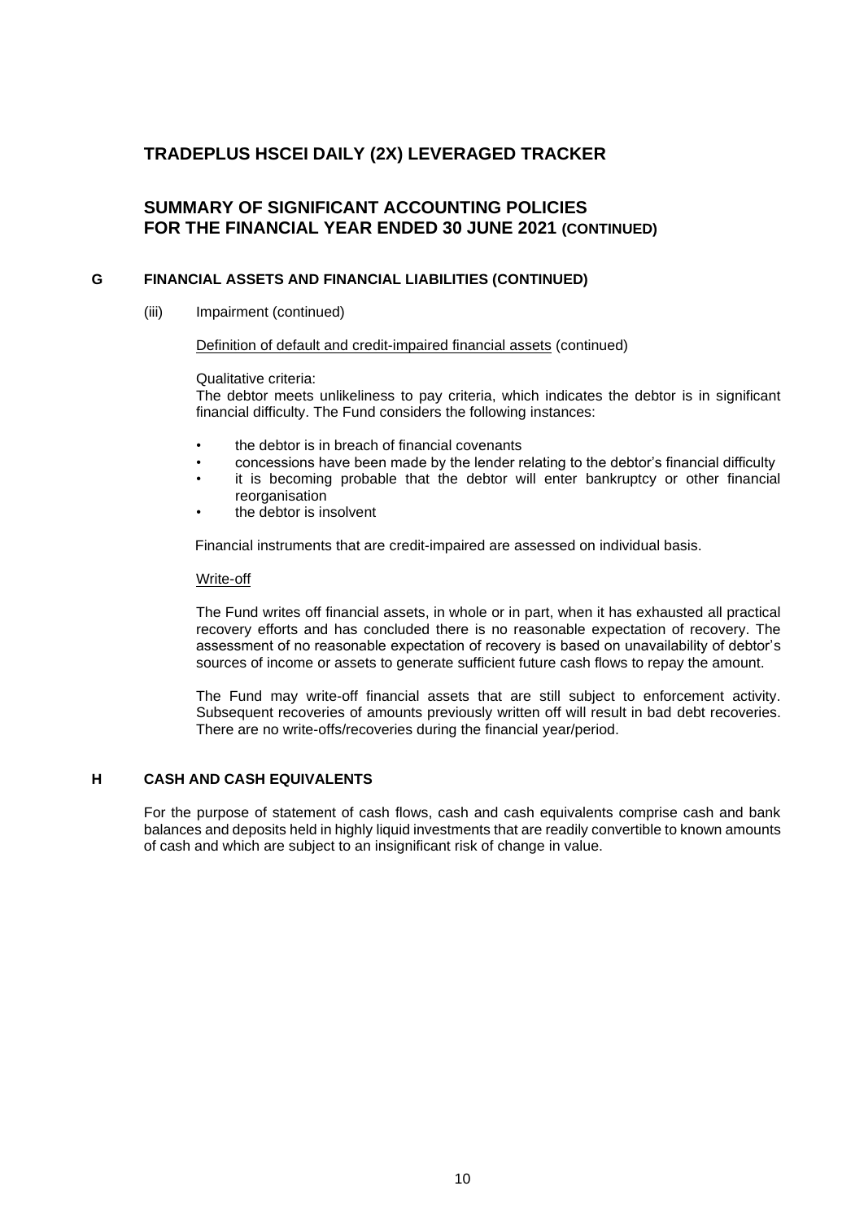# TRADEPLUS HSCEI DAILY (2X) LEVERAGED TRACKER

## SUMMARY OF SIGNIFICANT ACCOUNTING POLICIES FOR THE FINANCIAL YEAR ENDED 30 JUNE 2021 (CONTINUED)

### G FINANCIAL ASSETS AND FINANCIAL LIABILITIES (CONTINUED)

(iii) Impairment (continued)

Definition of default and credit-impaired financial assets (continued)

Qualitative criteria:
The debtor meets unlikeliness to pay criteria, which indicates the debtor is in significant financial difficulty. The Fund considers the following instances:

- the debtor is in breach of financial covenants
- concessions have been made by the lender relating to the debtor's financial difficulty
- it is becoming probable that the debtor will enter bankruptcy or other financial reorganisation
- the debtor is insolvent

Financial instruments that are credit-impaired are assessed on individual basis.

Write-off

The Fund writes off financial assets, in whole or in part, when it has exhausted all practical recovery efforts and has concluded there is no reasonable expectation of recovery. The assessment of no reasonable expectation of recovery is based on unavailability of debtor's sources of income or assets to generate sufficient future cash flows to repay the amount.

The Fund may write-off financial assets that are still subject to enforcement activity. Subsequent recoveries of amounts previously written off will result in bad debt recoveries. There are no write-offs/recoveries during the financial year/period.

### H CASH AND CASH EQUIVALENTS

For the purpose of statement of cash flows, cash and cash equivalents comprise cash and bank balances and deposits held in highly liquid investments that are readily convertible to known amounts of cash and which are subject to an insignificant risk of change in value.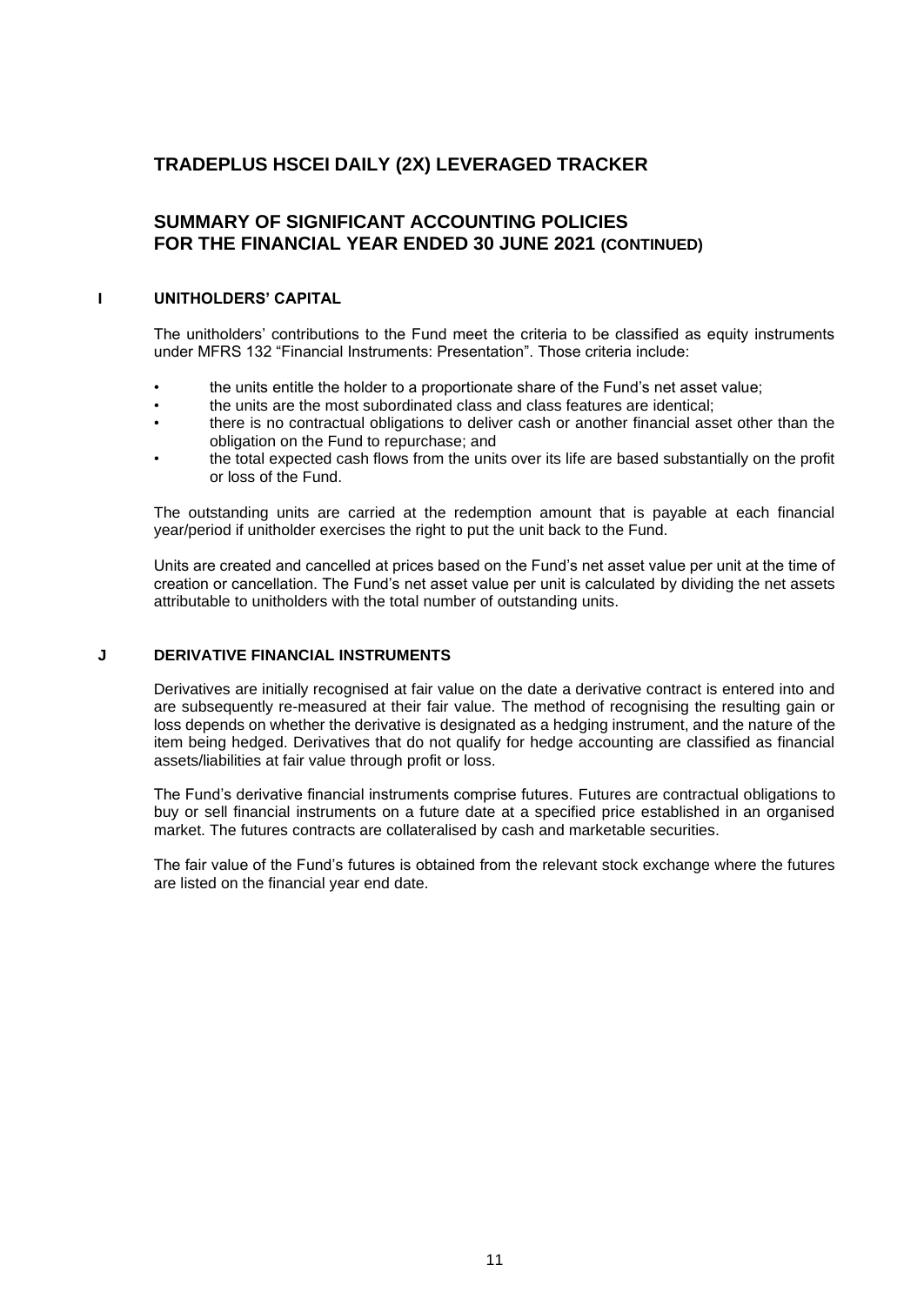# TRADEPLUS HSCEI DAILY (2X) LEVERAGED TRACKER

## SUMMARY OF SIGNIFICANT ACCOUNTING POLICIES FOR THE FINANCIAL YEAR ENDED 30 JUNE 2021 (CONTINUED)

### I UNITHOLDERS' CAPITAL

The unitholders' contributions to the Fund meet the criteria to be classified as equity instruments under MFRS 132 "Financial Instruments: Presentation". Those criteria include:

- the units entitle the holder to a proportionate share of the Fund's net asset value;
- the units are the most subordinated class and class features are identical;
- there is no contractual obligations to deliver cash or another financial asset other than the obligation on the Fund to repurchase; and
- the total expected cash flows from the units over its life are based substantially on the profit or loss of the Fund.

The outstanding units are carried at the redemption amount that is payable at each financial year/period if unitholder exercises the right to put the unit back to the Fund.

Units are created and cancelled at prices based on the Fund's net asset value per unit at the time of creation or cancellation. The Fund's net asset value per unit is calculated by dividing the net assets attributable to unitholders with the total number of outstanding units.

### J DERIVATIVE FINANCIAL INSTRUMENTS

Derivatives are initially recognised at fair value on the date a derivative contract is entered into and are subsequently re-measured at their fair value. The method of recognising the resulting gain or loss depends on whether the derivative is designated as a hedging instrument, and the nature of the item being hedged. Derivatives that do not qualify for hedge accounting are classified as financial assets/liabilities at fair value through profit or loss.

The Fund's derivative financial instruments comprise futures. Futures are contractual obligations to buy or sell financial instruments on a future date at a specified price established in an organised market. The futures contracts are collateralised by cash and marketable securities.

The fair value of the Fund's futures is obtained from the relevant stock exchange where the futures are listed on the financial year end date.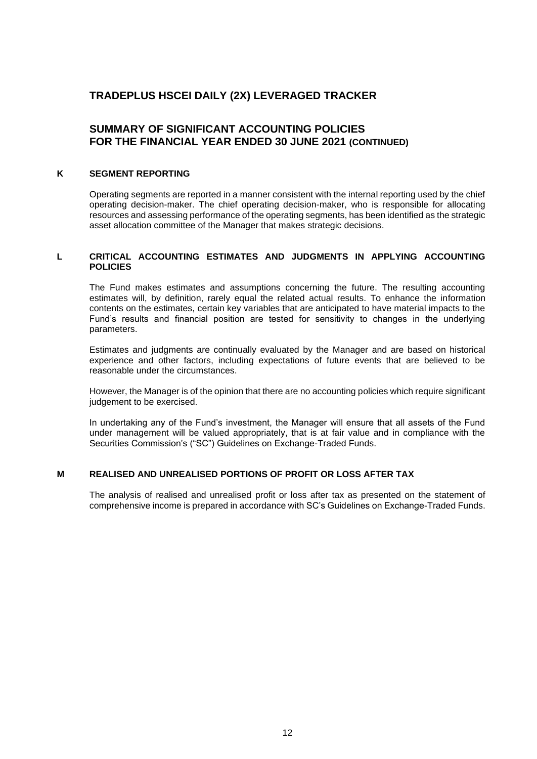# TRADEPLUS HSCEI DAILY (2X) LEVERAGED TRACKER

## SUMMARY OF SIGNIFICANT ACCOUNTING POLICIES FOR THE FINANCIAL YEAR ENDED 30 JUNE 2021 (CONTINUED)

### K SEGMENT REPORTING

Operating segments are reported in a manner consistent with the internal reporting used by the chief operating decision-maker. The chief operating decision-maker, who is responsible for allocating resources and assessing performance of the operating segments, has been identified as the strategic asset allocation committee of the Manager that makes strategic decisions.

### L CRITICAL ACCOUNTING ESTIMATES AND JUDGMENTS IN APPLYING ACCOUNTING POLICIES

The Fund makes estimates and assumptions concerning the future. The resulting accounting estimates will, by definition, rarely equal the related actual results. To enhance the information contents on the estimates, certain key variables that are anticipated to have material impacts to the Fund's results and financial position are tested for sensitivity to changes in the underlying parameters.

Estimates and judgments are continually evaluated by the Manager and are based on historical experience and other factors, including expectations of future events that are believed to be reasonable under the circumstances.

However, the Manager is of the opinion that there are no accounting policies which require significant judgement to be exercised.

In undertaking any of the Fund's investment, the Manager will ensure that all assets of the Fund under management will be valued appropriately, that is at fair value and in compliance with the Securities Commission's ("SC") Guidelines on Exchange-Traded Funds.

### M REALISED AND UNREALISED PORTIONS OF PROFIT OR LOSS AFTER TAX

The analysis of realised and unrealised profit or loss after tax as presented on the statement of comprehensive income is prepared in accordance with SC's Guidelines on Exchange-Traded Funds.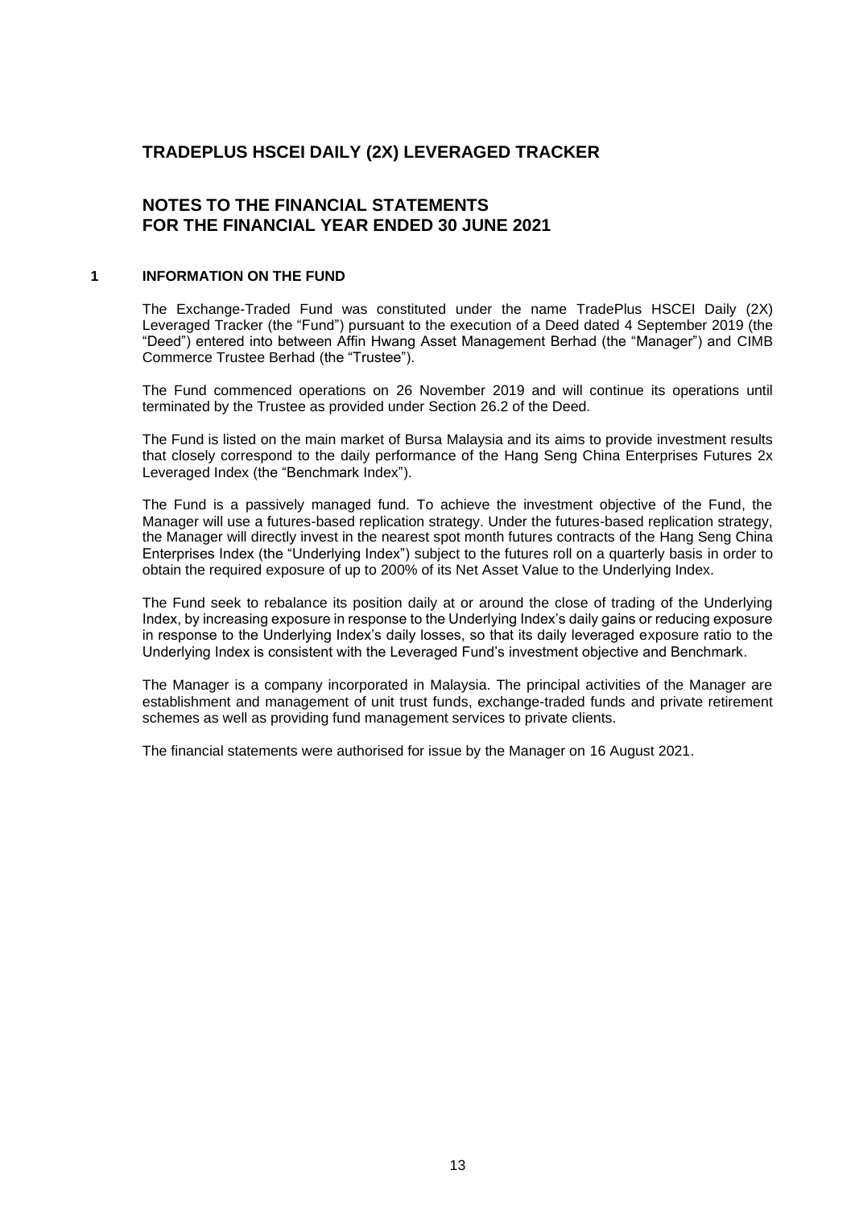# TRADEPLUS HSCEI DAILY (2X) LEVERAGED TRACKER

## NOTES TO THE FINANCIAL STATEMENTS FOR THE FINANCIAL YEAR ENDED 30 JUNE 2021

### 1 INFORMATION ON THE FUND

The Exchange-Traded Fund was constituted under the name TradePlus HSCEI Daily (2X) Leveraged Tracker (the "Fund") pursuant to the execution of a Deed dated 4 September 2019 (the "Deed") entered into between Affin Hwang Asset Management Berhad (the "Manager") and CIMB Commerce Trustee Berhad (the "Trustee").

The Fund commenced operations on 26 November 2019 and will continue its operations until terminated by the Trustee as provided under Section 26.2 of the Deed.

The Fund is listed on the main market of Bursa Malaysia and its aims to provide investment results that closely correspond to the daily performance of the Hang Seng China Enterprises Futures 2x Leveraged Index (the "Benchmark Index").

The Fund is a passively managed fund. To achieve the investment objective of the Fund, the Manager will use a futures-based replication strategy. Under the futures-based replication strategy, the Manager will directly invest in the nearest spot month futures contracts of the Hang Seng China Enterprises Index (the "Underlying Index") subject to the futures roll on a quarterly basis in order to obtain the required exposure of up to 200% of its Net Asset Value to the Underlying Index.

The Fund seek to rebalance its position daily at or around the close of trading of the Underlying Index, by increasing exposure in response to the Underlying Index's daily gains or reducing exposure in response to the Underlying Index's daily losses, so that its daily leveraged exposure ratio to the Underlying Index is consistent with the Leveraged Fund's investment objective and Benchmark.

The Manager is a company incorporated in Malaysia. The principal activities of the Manager are establishment and management of unit trust funds, exchange-traded funds and private retirement schemes as well as providing fund management services to private clients.

The financial statements were authorised for issue by the Manager on 16 August 2021.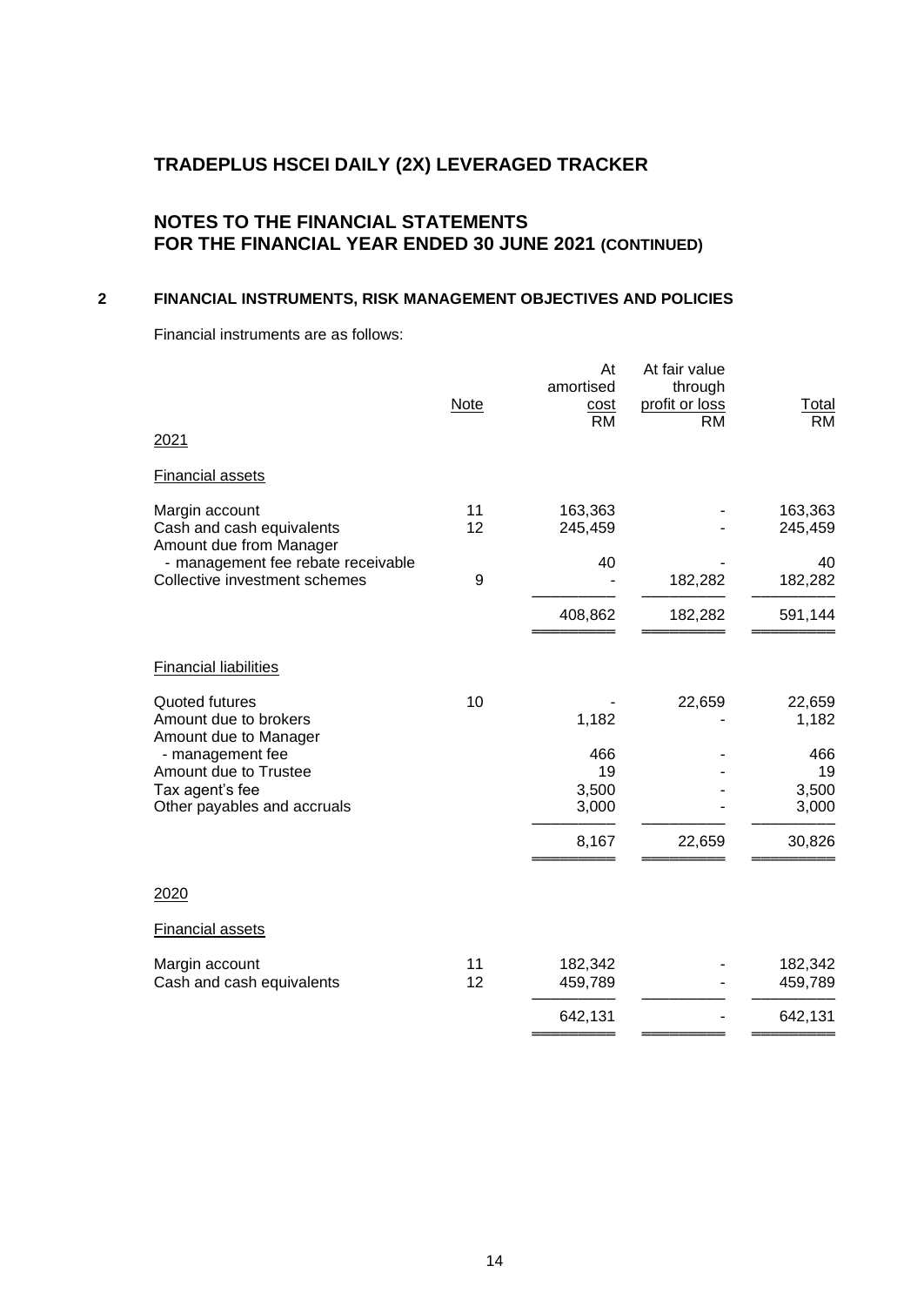# TRADEPLUS HSCEI DAILY (2X) LEVERAGED TRACKER

## NOTES TO THE FINANCIAL STATEMENTS FOR THE FINANCIAL YEAR ENDED 30 JUNE 2021 (CONTINUED)

### 2 FINANCIAL INSTRUMENTS, RISK MANAGEMENT OBJECTIVES AND POLICIES

Financial instruments are as follows:

| | Note | At amortised cost RM | At fair value through profit or loss RM | Total RM |
|---|---|---|---|---|
| **2021** | | | | |
| Financial assets | | | | |
| Margin account | 11 | 163,363 | - | 163,363 |
| Cash and cash equivalents | 12 | 245,459 | - | 245,459 |
| Amount due from Manager | | | | |
| - management fee rebate receivable | | 40 | - | 40 |
| Collective investment schemes | 9 | - | 182,282 | 182,282 |
| | | 408,862 | 182,282 | 591,144 |
| Financial liabilities | | | | |
| Quoted futures | 10 | - | 22,659 | 22,659 |
| Amount due to brokers | | 1,182 | - | 1,182 |
| Amount due to Manager | | | | |
| - management fee | | 466 | - | 466 |
| Amount due to Trustee | | 19 | - | 19 |
| Tax agent's fee | | 3,500 | - | 3,500 |
| Other payables and accruals | | 3,000 | - | 3,000 |
| | | 8,167 | 22,659 | 30,826 |
| **2020** | | | | |
| Financial assets | | | | |
| Margin account | 11 | 182,342 | - | 182,342 |
| Cash and cash equivalents | 12 | 459,789 | - | 459,789 |
| | | 642,131 | - | 642,131 |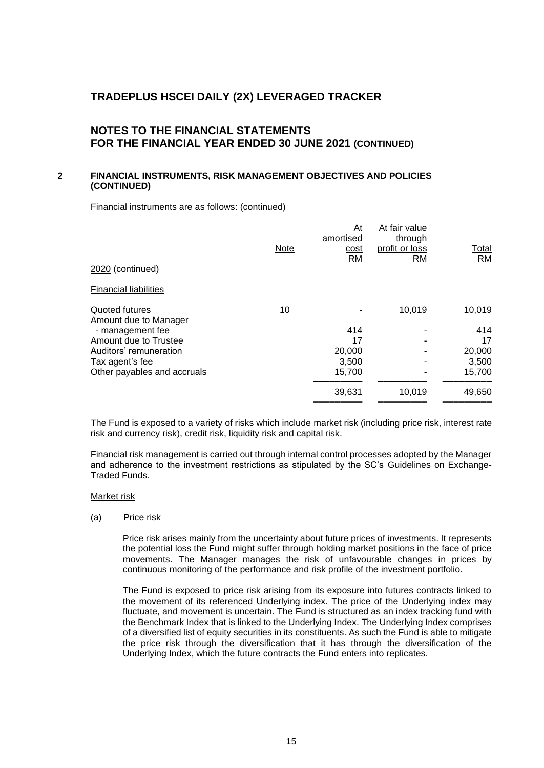# TRADEPLUS HSCEI DAILY (2X) LEVERAGED TRACKER

## NOTES TO THE FINANCIAL STATEMENTS FOR THE FINANCIAL YEAR ENDED 30 JUNE 2021 (CONTINUED)

### 2 FINANCIAL INSTRUMENTS, RISK MANAGEMENT OBJECTIVES AND POLICIES (CONTINUED)

Financial instruments are as follows: (continued)

| | Note | At amortised cost RM | At fair value through profit or loss RM | Total RM |
|---|---|---|---|---|
| 2020 (continued) | | | | |
| Financial liabilities | | | | |
| Quoted futures | 10 | - | 10,019 | 10,019 |
| Amount due to Manager | | | | |
| - management fee | | 414 | - | 414 |
| Amount due to Trustee | | 17 | - | 17 |
| Auditors' remuneration | | 20,000 | - | 20,000 |
| Tax agent's fee | | 3,500 | - | 3,500 |
| Other payables and accruals | | 15,700 | - | 15,700 |
| | | 39,631 | 10,019 | 49,650 |

The Fund is exposed to a variety of risks which include market risk (including price risk, interest rate risk and currency risk), credit risk, liquidity risk and capital risk.

Financial risk management is carried out through internal control processes adopted by the Manager and adherence to the investment restrictions as stipulated by the SC's Guidelines on Exchange-Traded Funds.

Market risk

(a) Price risk

Price risk arises mainly from the uncertainty about future prices of investments. It represents the potential loss the Fund might suffer through holding market positions in the face of price movements. The Manager manages the risk of unfavourable changes in prices by continuous monitoring of the performance and risk profile of the investment portfolio.

The Fund is exposed to price risk arising from its exposure into futures contracts linked to the movement of its referenced Underlying index. The price of the Underlying index may fluctuate, and movement is uncertain. The Fund is structured as an index tracking fund with the Benchmark Index that is linked to the Underlying Index. The Underlying Index comprises of a diversified list of equity securities in its constituents. As such the Fund is able to mitigate the price risk through the diversification that it has through the diversification of the Underlying Index, which the future contracts the Fund enters into replicates.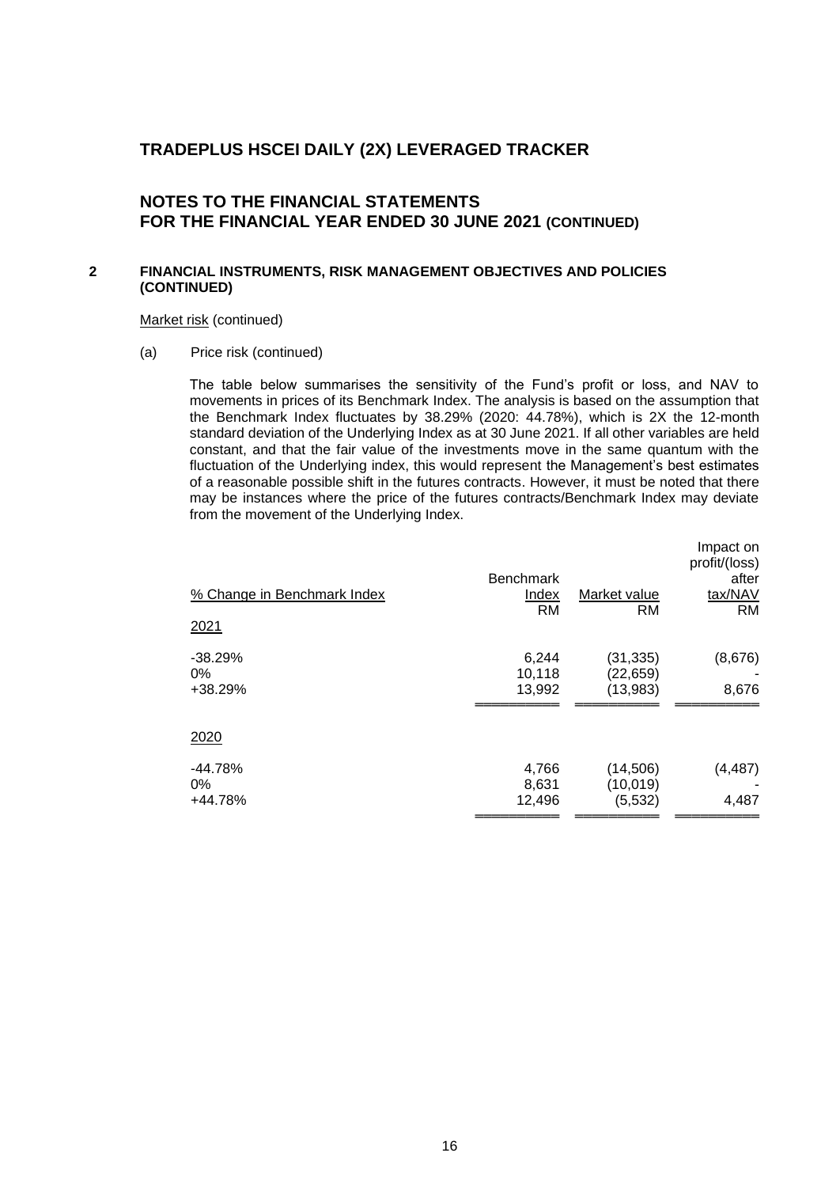## TRADEPLUS HSCEI DAILY (2X) LEVERAGED TRACKER

## NOTES TO THE FINANCIAL STATEMENTS
## FOR THE FINANCIAL YEAR ENDED 30 JUNE 2021 (CONTINUED)

### 2 FINANCIAL INSTRUMENTS, RISK MANAGEMENT OBJECTIVES AND POLICIES (CONTINUED)

Market risk (continued)

(a) Price risk (continued)

The table below summarises the sensitivity of the Fund's profit or loss, and NAV to movements in prices of its Benchmark Index. The analysis is based on the assumption that the Benchmark Index fluctuates by 38.29% (2020: 44.78%), which is 2X the 12-month standard deviation of the Underlying Index as at 30 June 2021. If all other variables are held constant, and that the fair value of the investments move in the same quantum with the fluctuation of the Underlying index, this would represent the Management's best estimates of a reasonable possible shift in the futures contracts. However, it must be noted that there may be instances where the price of the futures contracts/Benchmark Index may deviate from the movement of the Underlying Index.

| % Change in Benchmark Index | Benchmark Index | Market value | Impact on profit/(loss) after tax/NAV |
|---|---|---|---|
| | RM | RM | RM |
| **2021** | | | |
| -38.29% | 6,244 | (31,335) | (8,676) |
| 0% | 10,118 | (22,659) | - |
| +38.29% | 13,992 | (13,983) | 8,676 |
| **2020** | | | |
| -44.78% | 4,766 | (14,506) | (4,487) |
| 0% | 8,631 | (10,019) | - |
| +44.78% | 12,496 | (5,532) | 4,487 |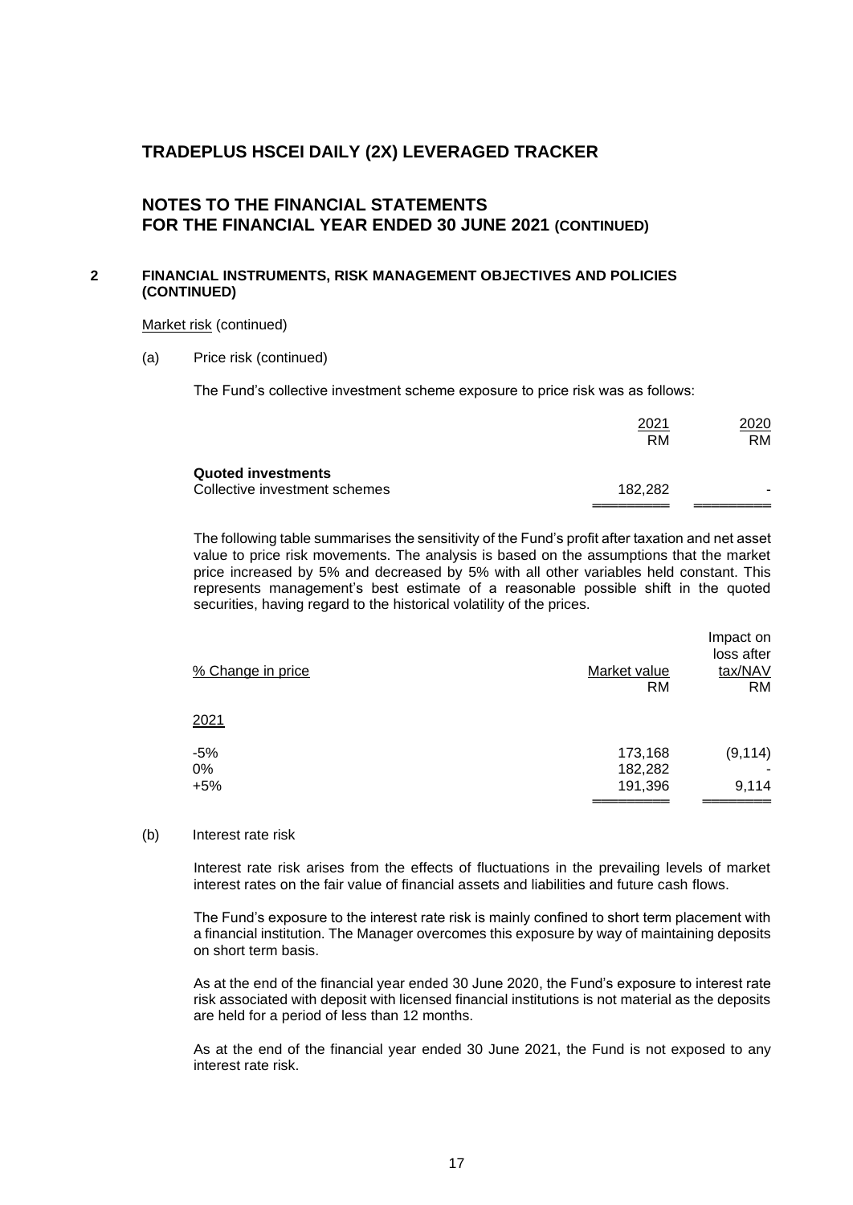# TRADEPLUS HSCEI DAILY (2X) LEVERAGED TRACKER

## NOTES TO THE FINANCIAL STATEMENTS FOR THE FINANCIAL YEAR ENDED 30 JUNE 2021 (CONTINUED)

### 2 FINANCIAL INSTRUMENTS, RISK MANAGEMENT OBJECTIVES AND POLICIES (CONTINUED)

Market risk (continued)

(a) Price risk (continued)

The Fund's collective investment scheme exposure to price risk was as follows:

| | 2021 RM | 2020 RM |
|---|---|---|
| **Quoted investments** | | |
| Collective investment schemes | 182,282 | - |

The following table summarises the sensitivity of the Fund's profit after taxation and net asset value to price risk movements. The analysis is based on the assumptions that the market price increased by 5% and decreased by 5% with all other variables held constant. This represents management's best estimate of a reasonable possible shift in the quoted securities, having regard to the historical volatility of the prices.

| % Change in price | Market value RM | Impact on loss after tax/NAV RM |
|---|---|---|
| 2021 | | |
| -5% | 173,168 | (9,114) |
| 0% | 182,282 | - |
| +5% | 191,396 | 9,114 |

(b) Interest rate risk

Interest rate risk arises from the effects of fluctuations in the prevailing levels of market interest rates on the fair value of financial assets and liabilities and future cash flows.

The Fund's exposure to the interest rate risk is mainly confined to short term placement with a financial institution. The Manager overcomes this exposure by way of maintaining deposits on short term basis.

As at the end of the financial year ended 30 June 2020, the Fund's exposure to interest rate risk associated with deposit with licensed financial institutions is not material as the deposits are held for a period of less than 12 months.

As at the end of the financial year ended 30 June 2021, the Fund is not exposed to any interest rate risk.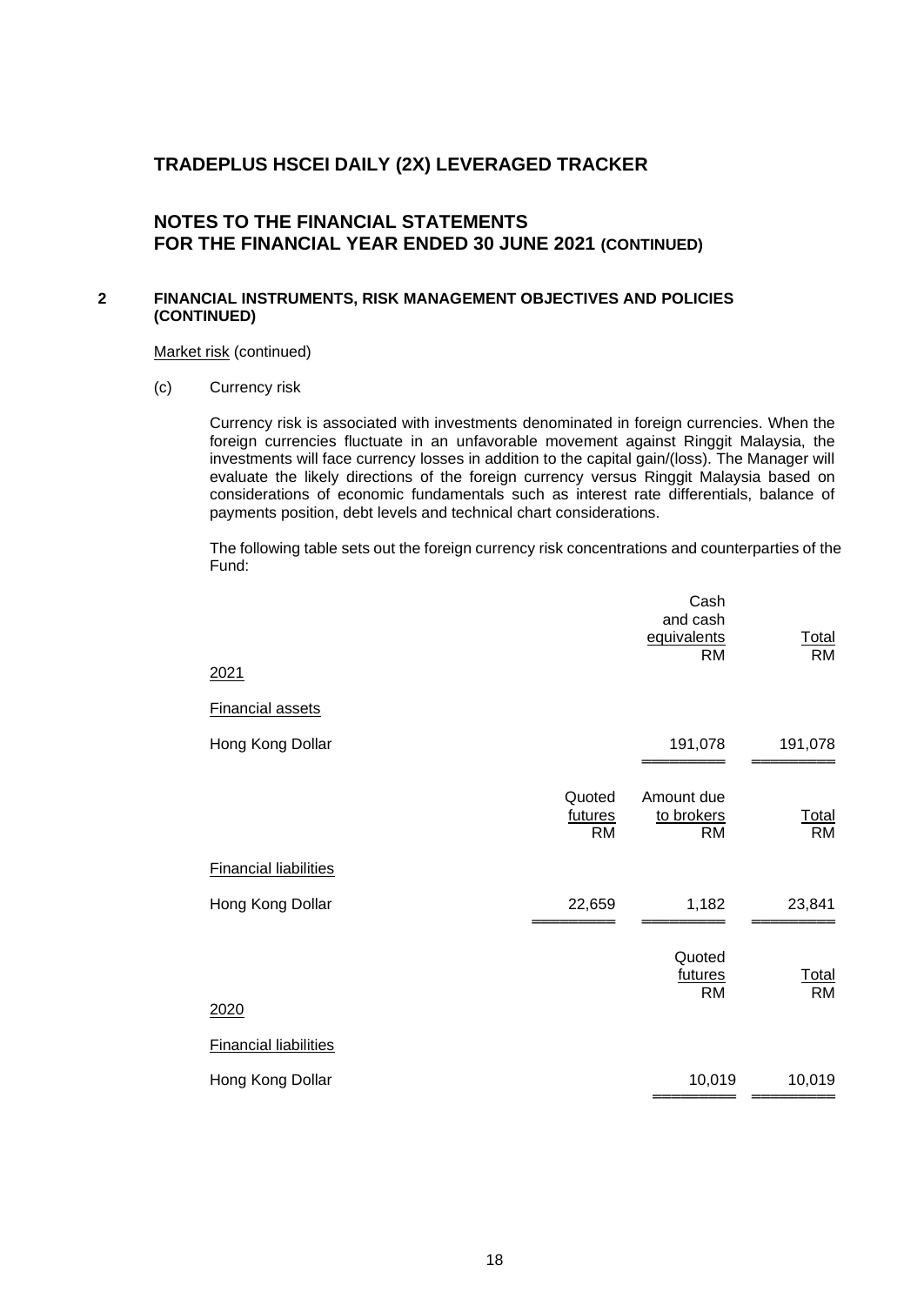# TRADEPLUS HSCEI DAILY (2X) LEVERAGED TRACKER

## NOTES TO THE FINANCIAL STATEMENTS FOR THE FINANCIAL YEAR ENDED 30 JUNE 2021 (CONTINUED)

### 2 FINANCIAL INSTRUMENTS, RISK MANAGEMENT OBJECTIVES AND POLICIES (CONTINUED)

Market risk (continued)

(c) Currency risk

Currency risk is associated with investments denominated in foreign currencies. When the foreign currencies fluctuate in an unfavorable movement against Ringgit Malaysia, the investments will face currency losses in addition to the capital gain/(loss). The Manager will evaluate the likely directions of the foreign currency versus Ringgit Malaysia based on considerations of economic fundamentals such as interest rate differentials, balance of payments position, debt levels and technical chart considerations.

The following table sets out the foreign currency risk concentrations and counterparties of the Fund:

| 2021 | Cash and cash equivalents RM | Total RM |
|---|---|---|
| Financial assets | | |
| Hong Kong Dollar | 191,078 | 191,078 |

| | Quoted futures RM | Amount due to brokers RM | Total RM |
|---|---|---|---|
| Financial liabilities | | | |
| Hong Kong Dollar | 22,659 | 1,182 | 23,841 |

| 2020 | Quoted futures RM | Total RM |
|---|---|---|
| Financial liabilities | | |
| Hong Kong Dollar | 10,019 | 10,019 |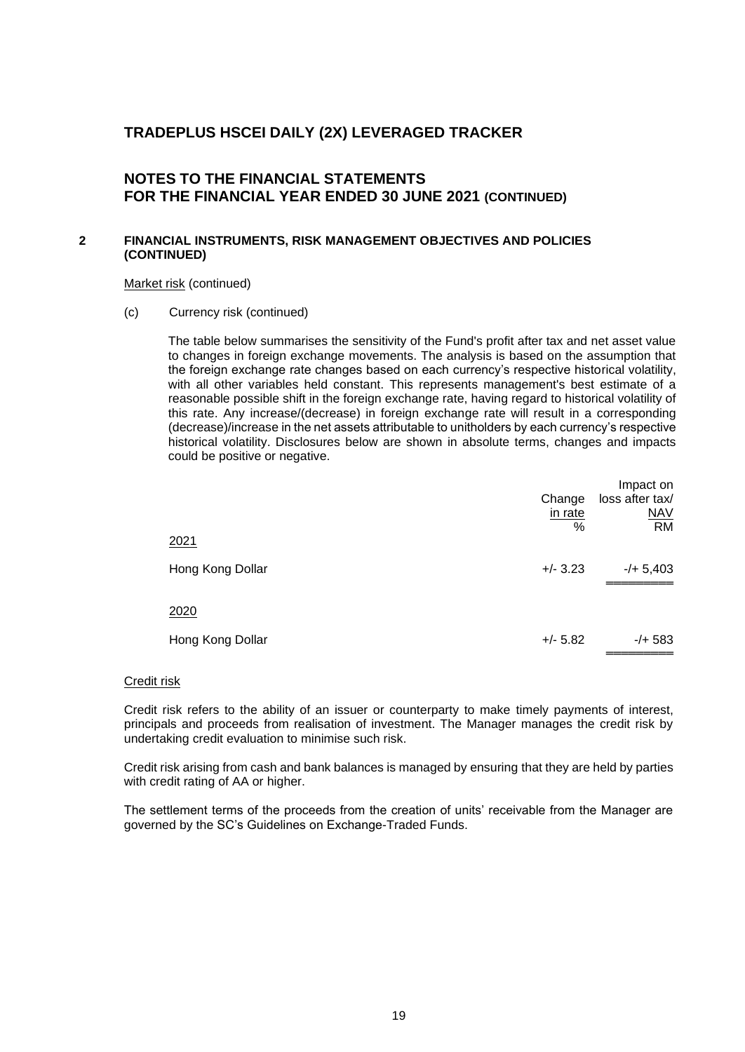# TRADEPLUS HSCEI DAILY (2X) LEVERAGED TRACKER

## NOTES TO THE FINANCIAL STATEMENTS FOR THE FINANCIAL YEAR ENDED 30 JUNE 2021 (CONTINUED)

### 2 FINANCIAL INSTRUMENTS, RISK MANAGEMENT OBJECTIVES AND POLICIES (CONTINUED)

Market risk (continued)

(c) Currency risk (continued)

The table below summarises the sensitivity of the Fund's profit after tax and net asset value to changes in foreign exchange movements. The analysis is based on the assumption that the foreign exchange rate changes based on each currency's respective historical volatility, with all other variables held constant. This represents management's best estimate of a reasonable possible shift in the foreign exchange rate, having regard to historical volatility of this rate. Any increase/(decrease) in foreign exchange rate will result in a corresponding (decrease)/increase in the net assets attributable to unitholders by each currency's respective historical volatility. Disclosures below are shown in absolute terms, changes and impacts could be positive or negative.

| | Change in rate | Impact on loss after tax/ NAV |
|---|---|---|
| | % | RM |
| 2021 | | |
| Hong Kong Dollar | +/- 3.23 | -/+ 5,403 |
| 2020 | | |
| Hong Kong Dollar | +/- 5.82 | -/+ 583 |

Credit risk

Credit risk refers to the ability of an issuer or counterparty to make timely payments of interest, principals and proceeds from realisation of investment. The Manager manages the credit risk by undertaking credit evaluation to minimise such risk.

Credit risk arising from cash and bank balances is managed by ensuring that they are held by parties with credit rating of AA or higher.

The settlement terms of the proceeds from the creation of units' receivable from the Manager are governed by the SC's Guidelines on Exchange-Traded Funds.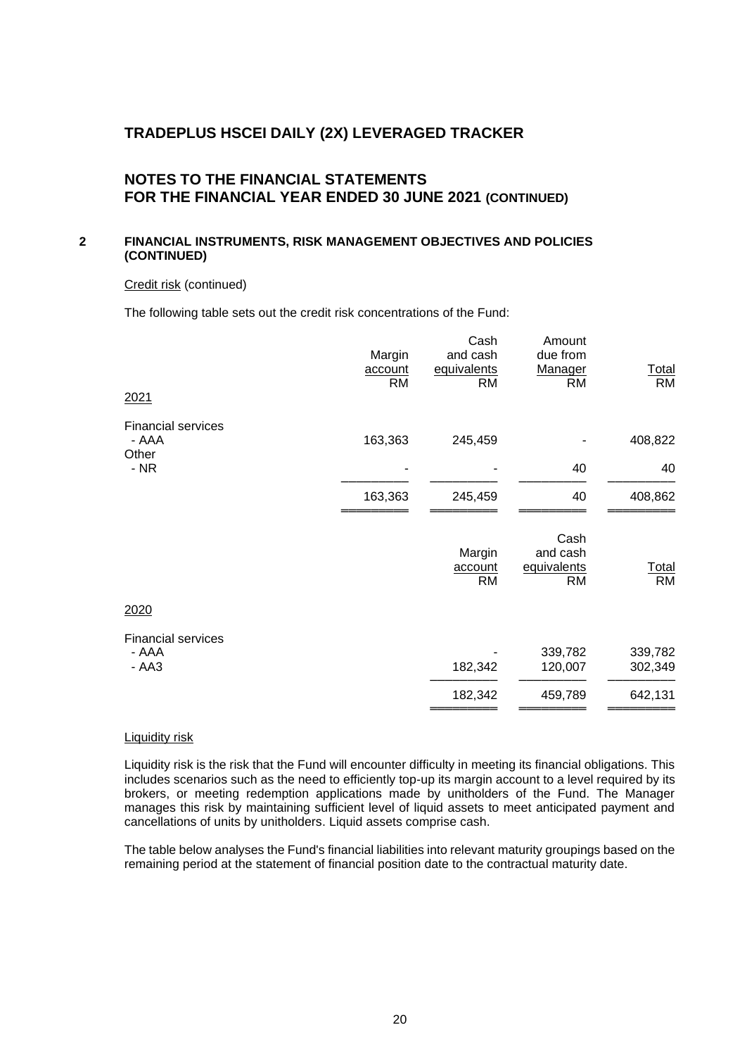# TRADEPLUS HSCEI DAILY (2X) LEVERAGED TRACKER

## NOTES TO THE FINANCIAL STATEMENTS FOR THE FINANCIAL YEAR ENDED 30 JUNE 2021 (CONTINUED)

### 2 FINANCIAL INSTRUMENTS, RISK MANAGEMENT OBJECTIVES AND POLICIES (CONTINUED)

Credit risk (continued)

The following table sets out the credit risk concentrations of the Fund:

| | Margin account RM | Cash and cash equivalents RM | Amount due from Manager RM | Total RM |
|---|---|---|---|---|
| 2021 | | | | |
| Financial services | | | | |
| - AAA | 163,363 | 245,459 | - | 408,822 |
| Other | | | | |
| - NR | - | - | 40 | 40 |
| | 163,363 | 245,459 | 40 | 408,862 |

| | Margin account RM | Cash and cash equivalents RM | Total RM |
|---|---|---|---|
| 2020 | | | |
| Financial services | | | |
| - AAA | - | 339,782 | 339,782 |
| - AA3 | 182,342 | 120,007 | 302,349 |
| | 182,342 | 459,789 | 642,131 |

Liquidity risk

Liquidity risk is the risk that the Fund will encounter difficulty in meeting its financial obligations. This includes scenarios such as the need to efficiently top-up its margin account to a level required by its brokers, or meeting redemption applications made by unitholders of the Fund. The Manager manages this risk by maintaining sufficient level of liquid assets to meet anticipated payment and cancellations of units by unitholders. Liquid assets comprise cash.

The table below analyses the Fund's financial liabilities into relevant maturity groupings based on the remaining period at the statement of financial position date to the contractual maturity date.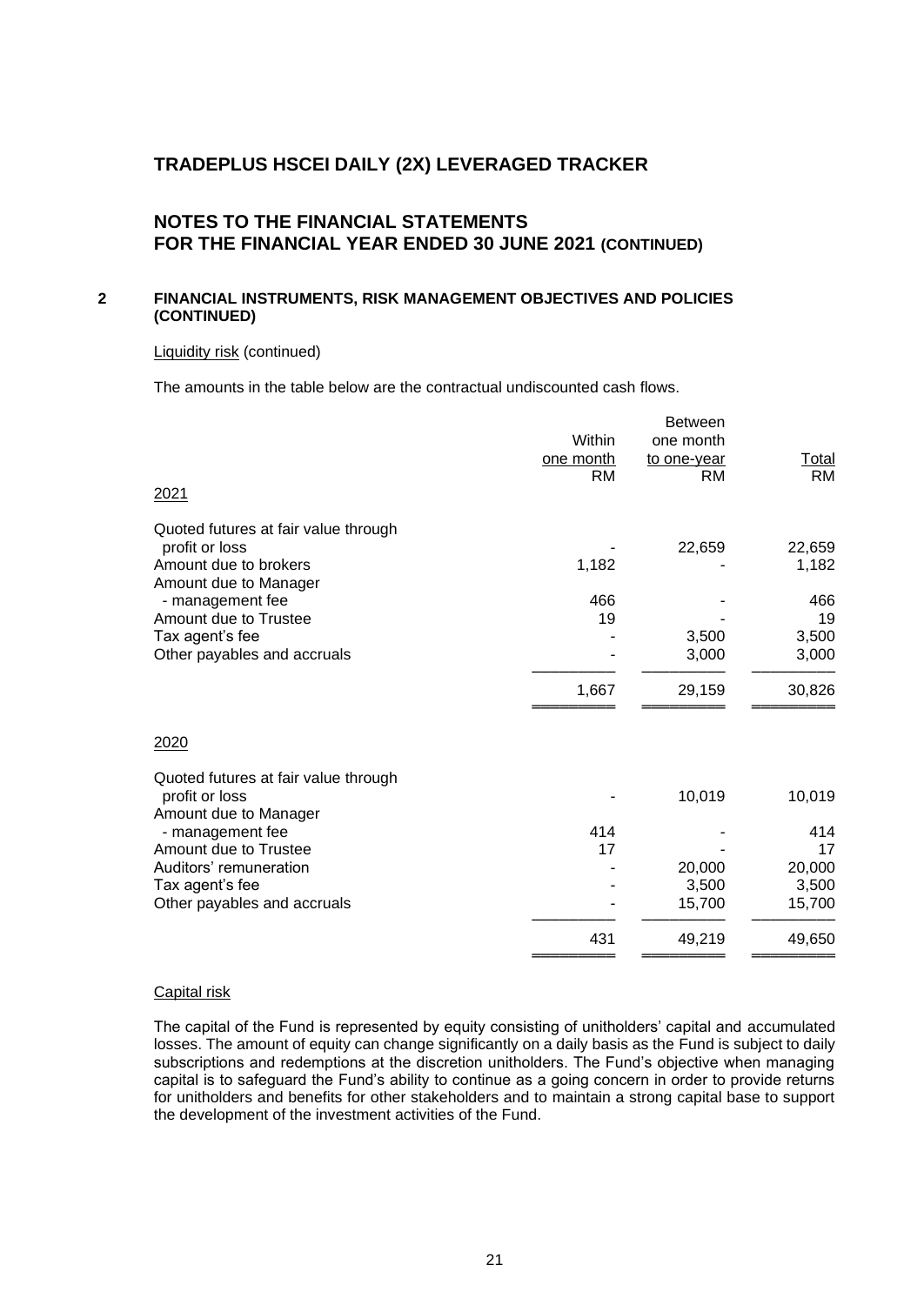## NOTES TO THE FINANCIAL STATEMENTS FOR THE FINANCIAL YEAR ENDED 30 JUNE 2021 (CONTINUED)

### 2 FINANCIAL INSTRUMENTS, RISK MANAGEMENT OBJECTIVES AND POLICIES (CONTINUED)

Liquidity risk (continued)

The amounts in the table below are the contractual undiscounted cash flows.

| | Within one month RM | Between one month to one-year RM | Total RM |
|---|---|---|---|
| **2021** | | | |
| Quoted futures at fair value through profit or loss | - | 22,659 | 22,659 |
| Amount due to brokers | 1,182 | - | 1,182 |
| Amount due to Manager - management fee | 466 | - | 466 |
| Amount due to Trustee | 19 | - | 19 |
| Tax agent's fee | - | 3,500 | 3,500 |
| Other payables and accruals | - | 3,000 | 3,000 |
| | 1,667 | 29,159 | 30,826 |
| **2020** | | | |
| Quoted futures at fair value through profit or loss | - | 10,019 | 10,019 |
| Amount due to Manager - management fee | 414 | - | 414 |
| Amount due to Trustee | 17 | - | 17 |
| Auditors' remuneration | - | 20,000 | 20,000 |
| Tax agent's fee | - | 3,500 | 3,500 |
| Other payables and accruals | - | 15,700 | 15,700 |
| | 431 | 49,219 | 49,650 |

Capital risk

The capital of the Fund is represented by equity consisting of unitholders' capital and accumulated losses. The amount of equity can change significantly on a daily basis as the Fund is subject to daily subscriptions and redemptions at the discretion unitholders. The Fund's objective when managing capital is to safeguard the Fund's ability to continue as a going concern in order to provide returns for unitholders and benefits for other stakeholders and to maintain a strong capital base to support the development of the investment activities of the Fund.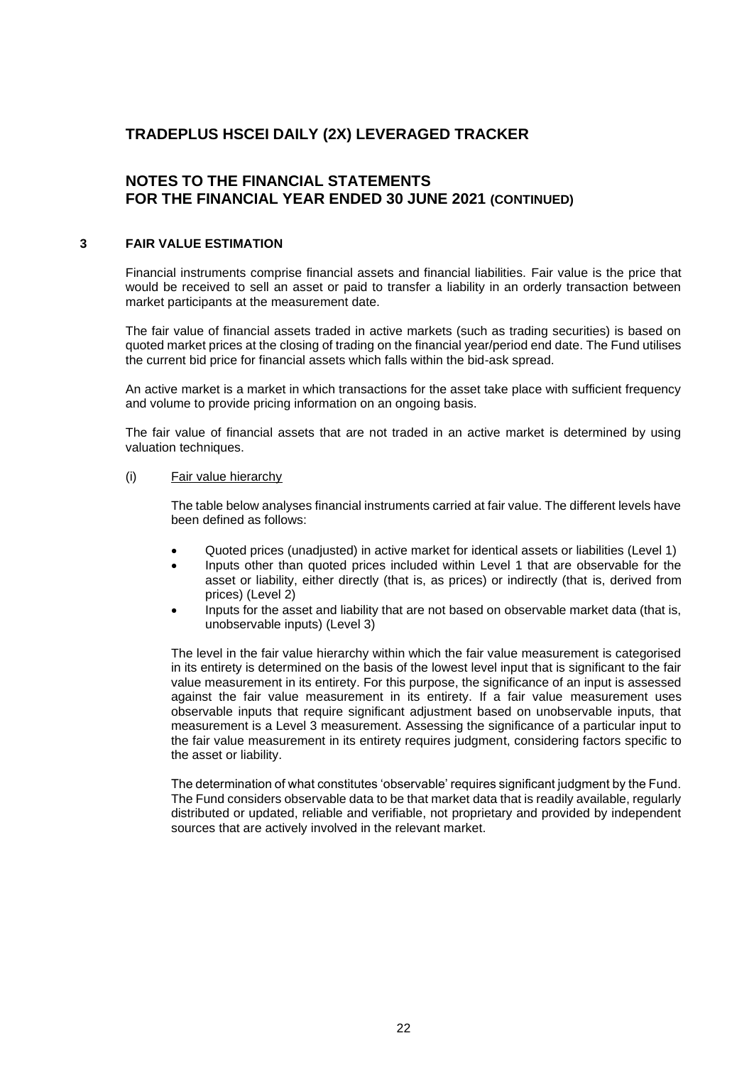# TRADEPLUS HSCEI DAILY (2X) LEVERAGED TRACKER

## NOTES TO THE FINANCIAL STATEMENTS FOR THE FINANCIAL YEAR ENDED 30 JUNE 2021 (CONTINUED)

### 3 FAIR VALUE ESTIMATION

Financial instruments comprise financial assets and financial liabilities. Fair value is the price that would be received to sell an asset or paid to transfer a liability in an orderly transaction between market participants at the measurement date.

The fair value of financial assets traded in active markets (such as trading securities) is based on quoted market prices at the closing of trading on the financial year/period end date. The Fund utilises the current bid price for financial assets which falls within the bid-ask spread.

An active market is a market in which transactions for the asset take place with sufficient frequency and volume to provide pricing information on an ongoing basis.

The fair value of financial assets that are not traded in an active market is determined by using valuation techniques.

(i) Fair value hierarchy

The table below analyses financial instruments carried at fair value. The different levels have been defined as follows:

- Quoted prices (unadjusted) in active market for identical assets or liabilities (Level 1)
- Inputs other than quoted prices included within Level 1 that are observable for the asset or liability, either directly (that is, as prices) or indirectly (that is, derived from prices) (Level 2)
- Inputs for the asset and liability that are not based on observable market data (that is, unobservable inputs) (Level 3)

The level in the fair value hierarchy within which the fair value measurement is categorised in its entirety is determined on the basis of the lowest level input that is significant to the fair value measurement in its entirety. For this purpose, the significance of an input is assessed against the fair value measurement in its entirety. If a fair value measurement uses observable inputs that require significant adjustment based on unobservable inputs, that measurement is a Level 3 measurement. Assessing the significance of a particular input to the fair value measurement in its entirety requires judgment, considering factors specific to the asset or liability.

The determination of what constitutes 'observable' requires significant judgment by the Fund. The Fund considers observable data to be that market data that is readily available, regularly distributed or updated, reliable and verifiable, not proprietary and provided by independent sources that are actively involved in the relevant market.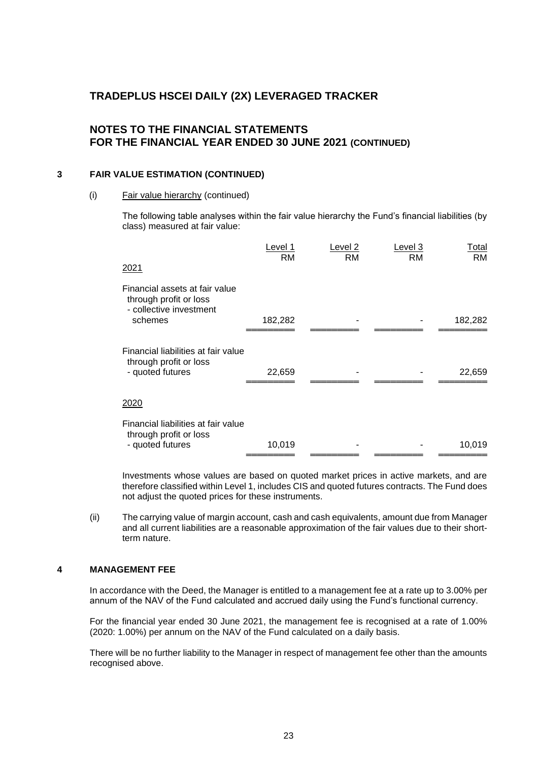# TRADEPLUS HSCEI DAILY (2X) LEVERAGED TRACKER

## NOTES TO THE FINANCIAL STATEMENTS FOR THE FINANCIAL YEAR ENDED 30 JUNE 2021 (CONTINUED)

### 3 FAIR VALUE ESTIMATION (CONTINUED)

(i) Fair value hierarchy (continued)

The following table analyses within the fair value hierarchy the Fund's financial liabilities (by class) measured at fair value:

| | Level 1 RM | Level 2 RM | Level 3 RM | Total RM |
|---|---|---|---|---|
| **2021** | | | | |
| Financial assets at fair value through profit or loss - collective investment schemes | 182,282 | - | - | 182,282 |
| Financial liabilities at fair value through profit or loss - quoted futures | 22,659 | - | - | 22,659 |
| **2020** | | | | |
| Financial liabilities at fair value through profit or loss - quoted futures | 10,019 | - | - | 10,019 |

Investments whose values are based on quoted market prices in active markets, and are therefore classified within Level 1, includes CIS and quoted futures contracts. The Fund does not adjust the quoted prices for these instruments.

(ii) The carrying value of margin account, cash and cash equivalents, amount due from Manager and all current liabilities are a reasonable approximation of the fair values due to their short-term nature.

### 4 MANAGEMENT FEE

In accordance with the Deed, the Manager is entitled to a management fee at a rate up to 3.00% per annum of the NAV of the Fund calculated and accrued daily using the Fund's functional currency.

For the financial year ended 30 June 2021, the management fee is recognised at a rate of 1.00% (2020: 1.00%) per annum on the NAV of the Fund calculated on a daily basis.

There will be no further liability to the Manager in respect of management fee other than the amounts recognised above.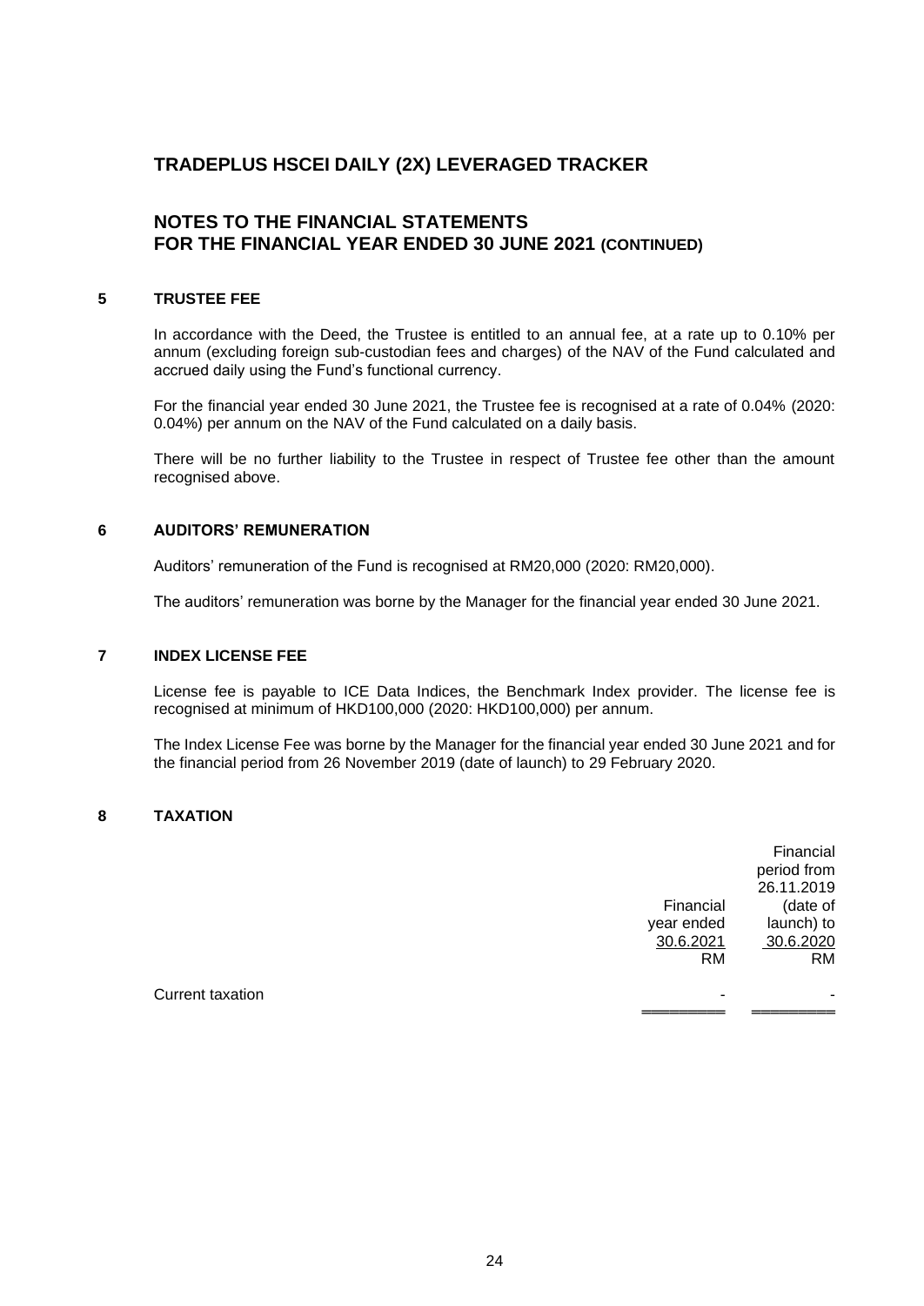# TRADEPLUS HSCEI DAILY (2X) LEVERAGED TRACKER

## NOTES TO THE FINANCIAL STATEMENTS FOR THE FINANCIAL YEAR ENDED 30 JUNE 2021 (CONTINUED)

### 5 TRUSTEE FEE

In accordance with the Deed, the Trustee is entitled to an annual fee, at a rate up to 0.10% per annum (excluding foreign sub-custodian fees and charges) of the NAV of the Fund calculated and accrued daily using the Fund's functional currency.

For the financial year ended 30 June 2021, the Trustee fee is recognised at a rate of 0.04% (2020: 0.04%) per annum on the NAV of the Fund calculated on a daily basis.

There will be no further liability to the Trustee in respect of Trustee fee other than the amount recognised above.

### 6 AUDITORS' REMUNERATION

Auditors' remuneration of the Fund is recognised at RM20,000 (2020: RM20,000).

The auditors' remuneration was borne by the Manager for the financial year ended 30 June 2021.

### 7 INDEX LICENSE FEE

License fee is payable to ICE Data Indices, the Benchmark Index provider. The license fee is recognised at minimum of HKD100,000 (2020: HKD100,000) per annum.

The Index License Fee was borne by the Manager for the financial year ended 30 June 2021 and for the financial period from 26 November 2019 (date of launch) to 29 February 2020.

### 8 TAXATION

| | Financial year ended 30.6.2021 | Financial period from 26.11.2019 (date of launch) to 30.6.2020 |
|---|---|---|
| | RM | RM |
| Current taxation | - | - |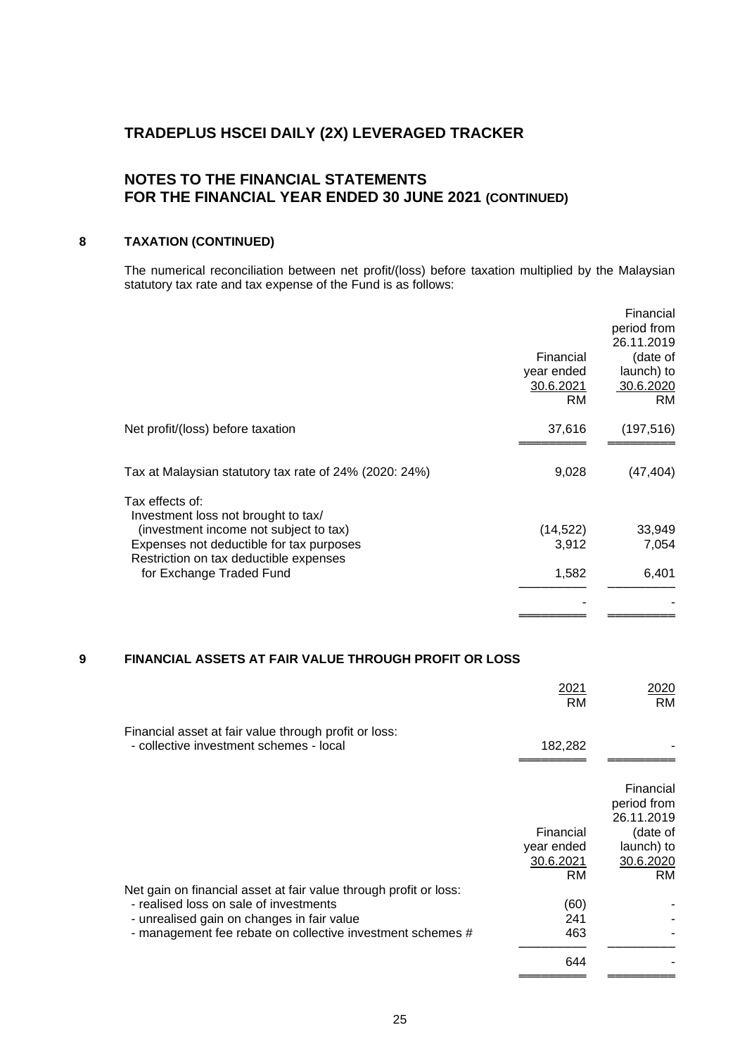# TRADEPLUS HSCEI DAILY (2X) LEVERAGED TRACKER

## NOTES TO THE FINANCIAL STATEMENTS FOR THE FINANCIAL YEAR ENDED 30 JUNE 2021 (CONTINUED)

### 8 TAXATION (CONTINUED)

The numerical reconciliation between net profit/(loss) before taxation multiplied by the Malaysian statutory tax rate and tax expense of the Fund is as follows:

| | Financial year ended 30.6.2021 RM | Financial period from 26.11.2019 (date of launch) to 30.6.2020 RM |
|---|---|---|
| Net profit/(loss) before taxation | 37,616 | (197,516) |
| Tax at Malaysian statutory tax rate of 24% (2020: 24%) | 9,028 | (47,404) |
| Tax effects of: | | |
| Investment loss not brought to tax/ (investment income not subject to tax) | (14,522) | 33,949 |
| Expenses not deductible for tax purposes | 3,912 | 7,054 |
| Restriction on tax deductible expenses for Exchange Traded Fund | 1,582 | 6,401 |
| | - | - |

### 9 FINANCIAL ASSETS AT FAIR VALUE THROUGH PROFIT OR LOSS

| | 2021 RM | 2020 RM |
|---|---|---|
| Financial asset at fair value through profit or loss: | | |
| - collective investment schemes - local | 182,282 | - |

| | Financial year ended 30.6.2021 RM | Financial period from 26.11.2019 (date of launch) to 30.6.2020 RM |
|---|---|---|
| Net gain on financial asset at fair value through profit or loss: | | |
| - realised loss on sale of investments | (60) | - |
| - unrealised gain on changes in fair value | 241 | - |
| - management fee rebate on collective investment schemes # | 463 | - |
| | 644 | - |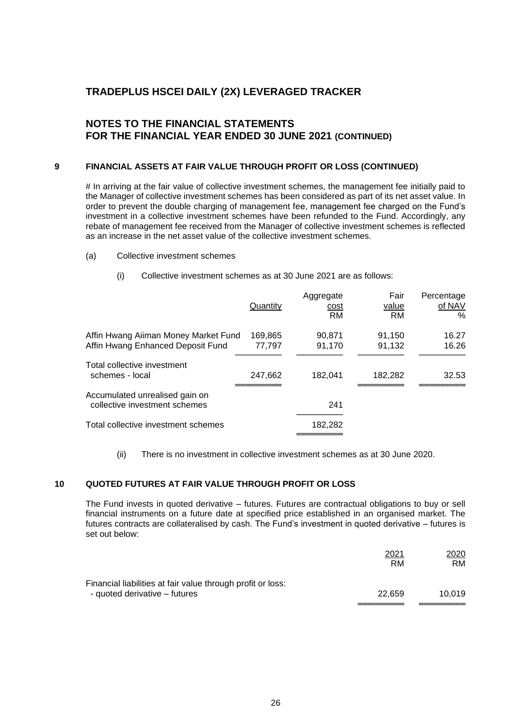# TRADEPLUS HSCEI DAILY (2X) LEVERAGED TRACKER

## NOTES TO THE FINANCIAL STATEMENTS FOR THE FINANCIAL YEAR ENDED 30 JUNE 2021 (CONTINUED)

### 9 FINANCIAL ASSETS AT FAIR VALUE THROUGH PROFIT OR LOSS (CONTINUED)

# In arriving at the fair value of collective investment schemes, the management fee initially paid to the Manager of collective investment schemes has been considered as part of its net asset value. In order to prevent the double charging of management fee, management fee charged on the Fund's investment in a collective investment schemes have been refunded to the Fund. Accordingly, any rebate of management fee received from the Manager of collective investment schemes is reflected as an increase in the net asset value of the collective investment schemes.

(a) Collective investment schemes

(i) Collective investment schemes as at 30 June 2021 are as follows:

| | Quantity | Aggregate cost RM | Fair value RM | Percentage of NAV % |
|---|---|---|---|---|
| Affin Hwang Aiiman Money Market Fund | 169,865 | 90,871 | 91,150 | 16.27 |
| Affin Hwang Enhanced Deposit Fund | 77,797 | 91,170 | 91,132 | 16.26 |
| Total collective investment schemes - local | 247,662 | 182,041 | 182,282 | 32.53 |
| Accumulated unrealised gain on collective investment schemes | | 241 | | |
| Total collective investment schemes | | 182,282 | | |

(ii) There is no investment in collective investment schemes as at 30 June 2020.

### 10 QUOTED FUTURES AT FAIR VALUE THROUGH PROFIT OR LOSS

The Fund invests in quoted derivative – futures. Futures are contractual obligations to buy or sell financial instruments on a future date at specified price established in an organised market. The futures contracts are collateralised by cash. The Fund's investment in quoted derivative – futures is set out below:

| | 2021 RM | 2020 RM |
|---|---|---|
| Financial liabilities at fair value through profit or loss: | | |
| - quoted derivative – futures | 22,659 | 10,019 |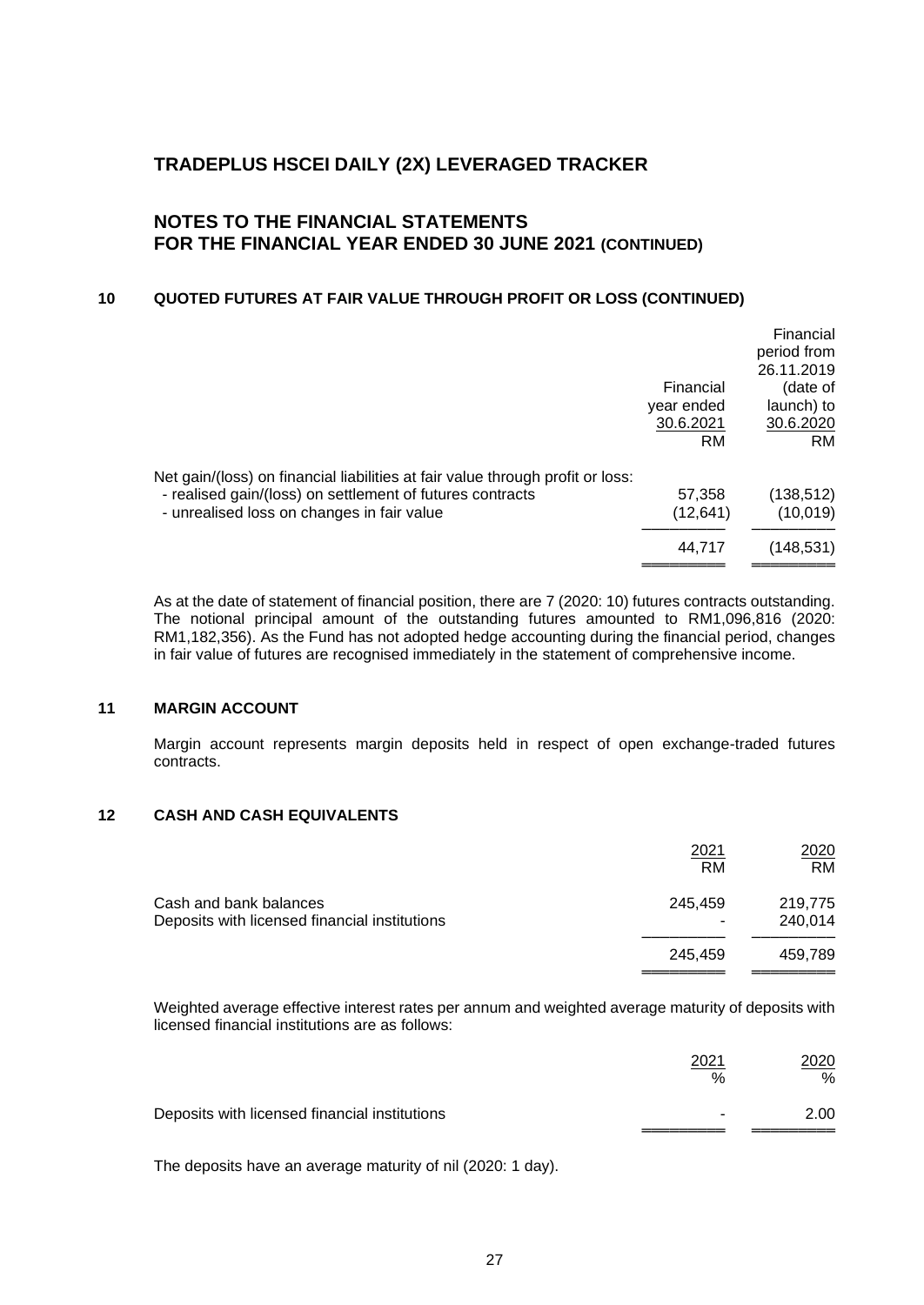# TRADEPLUS HSCEI DAILY (2X) LEVERAGED TRACKER

## NOTES TO THE FINANCIAL STATEMENTS FOR THE FINANCIAL YEAR ENDED 30 JUNE 2021 (CONTINUED)

### 10 QUOTED FUTURES AT FAIR VALUE THROUGH PROFIT OR LOSS (CONTINUED)

| | Financial year ended 30.6.2021 RM | Financial period from 26.11.2019 (date of launch) to 30.6.2020 RM |
|---|---|---|
| Net gain/(loss) on financial liabilities at fair value through profit or loss: | | |
| - realised gain/(loss) on settlement of futures contracts | 57,358 | (138,512) |
| - unrealised loss on changes in fair value | (12,641) | (10,019) |
| | 44,717 | (148,531) |

As at the date of statement of financial position, there are 7 (2020: 10) futures contracts outstanding. The notional principal amount of the outstanding futures amounted to RM1,096,816 (2020: RM1,182,356). As the Fund has not adopted hedge accounting during the financial period, changes in fair value of futures are recognised immediately in the statement of comprehensive income.

### 11 MARGIN ACCOUNT

Margin account represents margin deposits held in respect of open exchange-traded futures contracts.

### 12 CASH AND CASH EQUIVALENTS

| | 2021 RM | 2020 RM |
|---|---|---|
| Cash and bank balances | 245,459 | 219,775 |
| Deposits with licensed financial institutions | - | 240,014 |
| | 245,459 | 459,789 |

Weighted average effective interest rates per annum and weighted average maturity of deposits with licensed financial institutions are as follows:

| | 2021 % | 2020 % |
|---|---|---|
| Deposits with licensed financial institutions | - | 2.00 |

The deposits have an average maturity of nil (2020: 1 day).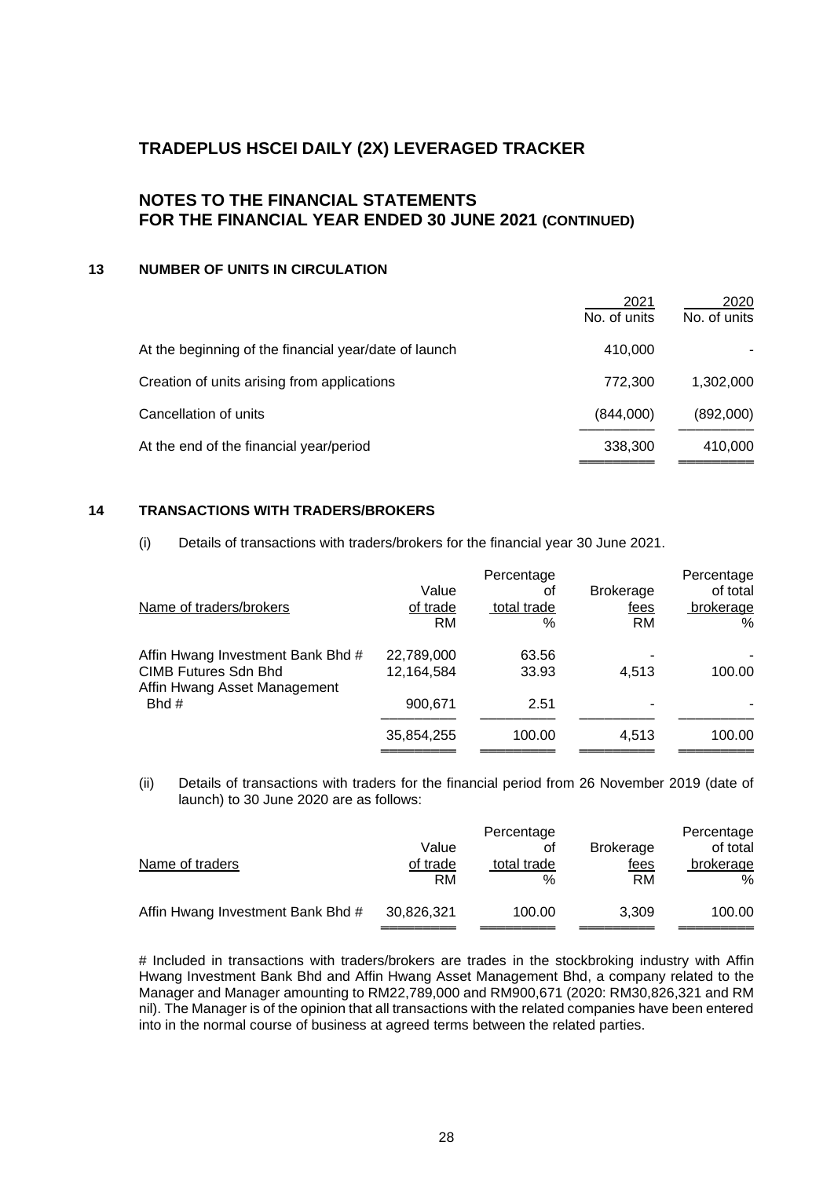# TRADEPLUS HSCEI DAILY (2X) LEVERAGED TRACKER

## NOTES TO THE FINANCIAL STATEMENTS FOR THE FINANCIAL YEAR ENDED 30 JUNE 2021 (CONTINUED)

### 13 NUMBER OF UNITS IN CIRCULATION

| | 2021 No. of units | 2020 No. of units |
|---|---|---|
| At the beginning of the financial year/date of launch | 410,000 | - |
| Creation of units arising from applications | 772,300 | 1,302,000 |
| Cancellation of units | (844,000) | (892,000) |
| At the end of the financial year/period | 338,300 | 410,000 |

### 14 TRANSACTIONS WITH TRADERS/BROKERS

(i) Details of transactions with traders/brokers for the financial year 30 June 2021.

| Name of traders/brokers | Value of trade RM | Percentage of total trade % | Brokerage fees RM | Percentage of total brokerage % |
|---|---|---|---|---|
| Affin Hwang Investment Bank Bhd # | 22,789,000 | 63.56 | - | - |
| CIMB Futures Sdn Bhd | 12,164,584 | 33.93 | 4,513 | 100.00 |
| Affin Hwang Asset Management Bhd # | 900,671 | 2.51 | - | - |
| | 35,854,255 | 100.00 | 4,513 | 100.00 |

(ii) Details of transactions with traders for the financial period from 26 November 2019 (date of launch) to 30 June 2020 are as follows:

| Name of traders | Value of trade RM | Percentage of total trade % | Brokerage fees RM | Percentage of total brokerage % |
|---|---|---|---|---|
| Affin Hwang Investment Bank Bhd # | 30,826,321 | 100.00 | 3,309 | 100.00 |

# Included in transactions with traders/brokers are trades in the stockbroking industry with Affin Hwang Investment Bank Bhd and Affin Hwang Asset Management Bhd, a company related to the Manager and Manager amounting to RM22,789,000 and RM900,671 (2020: RM30,826,321 and RM nil). The Manager is of the opinion that all transactions with the related companies have been entered into in the normal course of business at agreed terms between the related parties.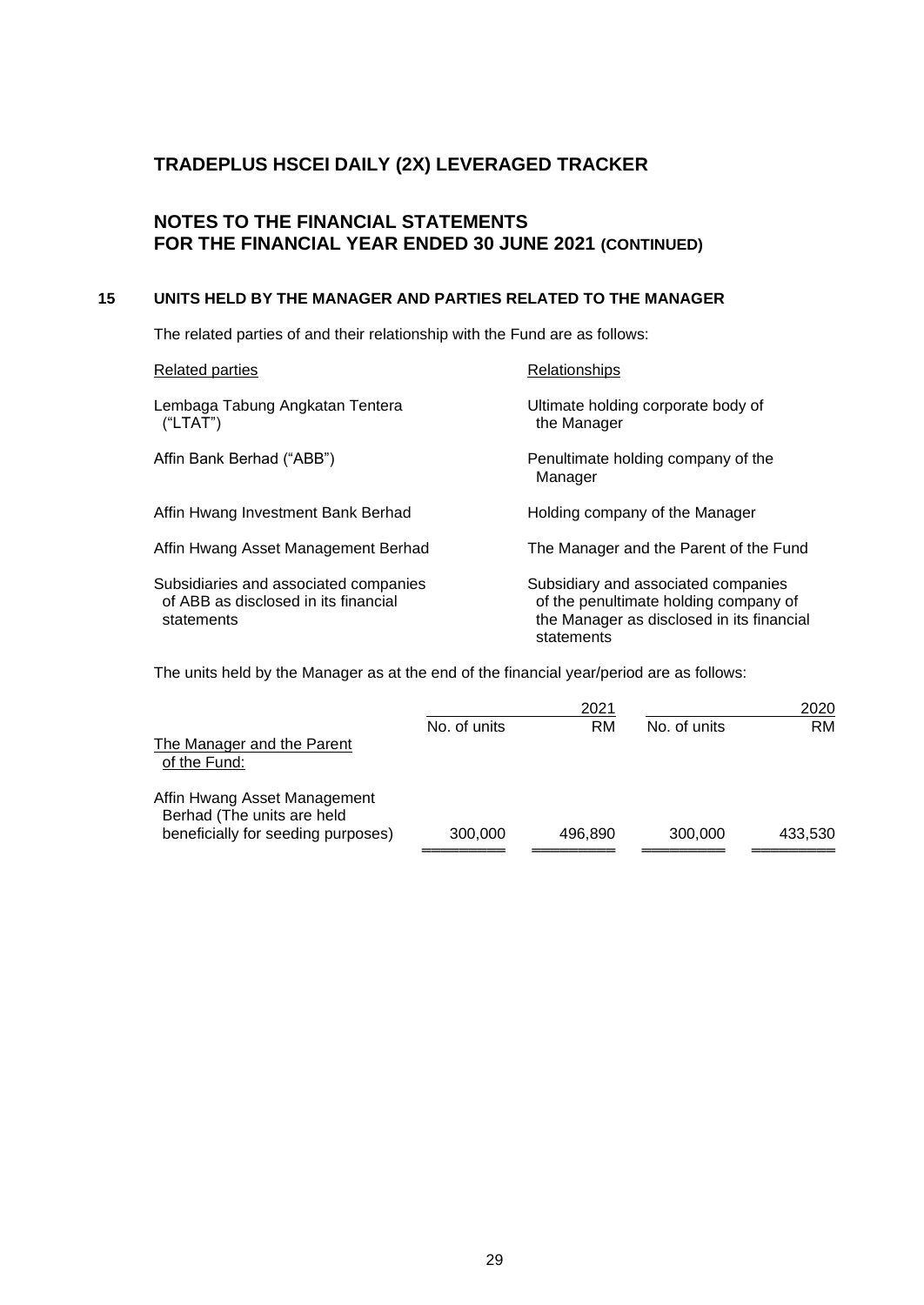# TRADEPLUS HSCEI DAILY (2X) LEVERAGED TRACKER

## NOTES TO THE FINANCIAL STATEMENTS FOR THE FINANCIAL YEAR ENDED 30 JUNE 2021 (CONTINUED)

### 15 UNITS HELD BY THE MANAGER AND PARTIES RELATED TO THE MANAGER

The related parties of and their relationship with the Fund are as follows:

| Related parties | Relationships |
|---|---|
| Lembaga Tabung Angkatan Tentera ("LTAT") | Ultimate holding corporate body of the Manager |
| Affin Bank Berhad ("ABB") | Penultimate holding company of the Manager |
| Affin Hwang Investment Bank Berhad | Holding company of the Manager |
| Affin Hwang Asset Management Berhad | The Manager and the Parent of the Fund |
| Subsidiaries and associated companies of ABB as disclosed in its financial statements | Subsidiary and associated companies of the penultimate holding company of the Manager as disclosed in its financial statements |

The units held by the Manager as at the end of the financial year/period are as follows:

| | 2021 | | 2020 | |
|---|---|---|---|---|
| | No. of units | RM | No. of units | RM |
| The Manager and the Parent of the Fund: | | | | |
| Affin Hwang Asset Management Berhad (The units are held beneficially for seeding purposes) | 300,000 | 496,890 | 300,000 | 433,530 |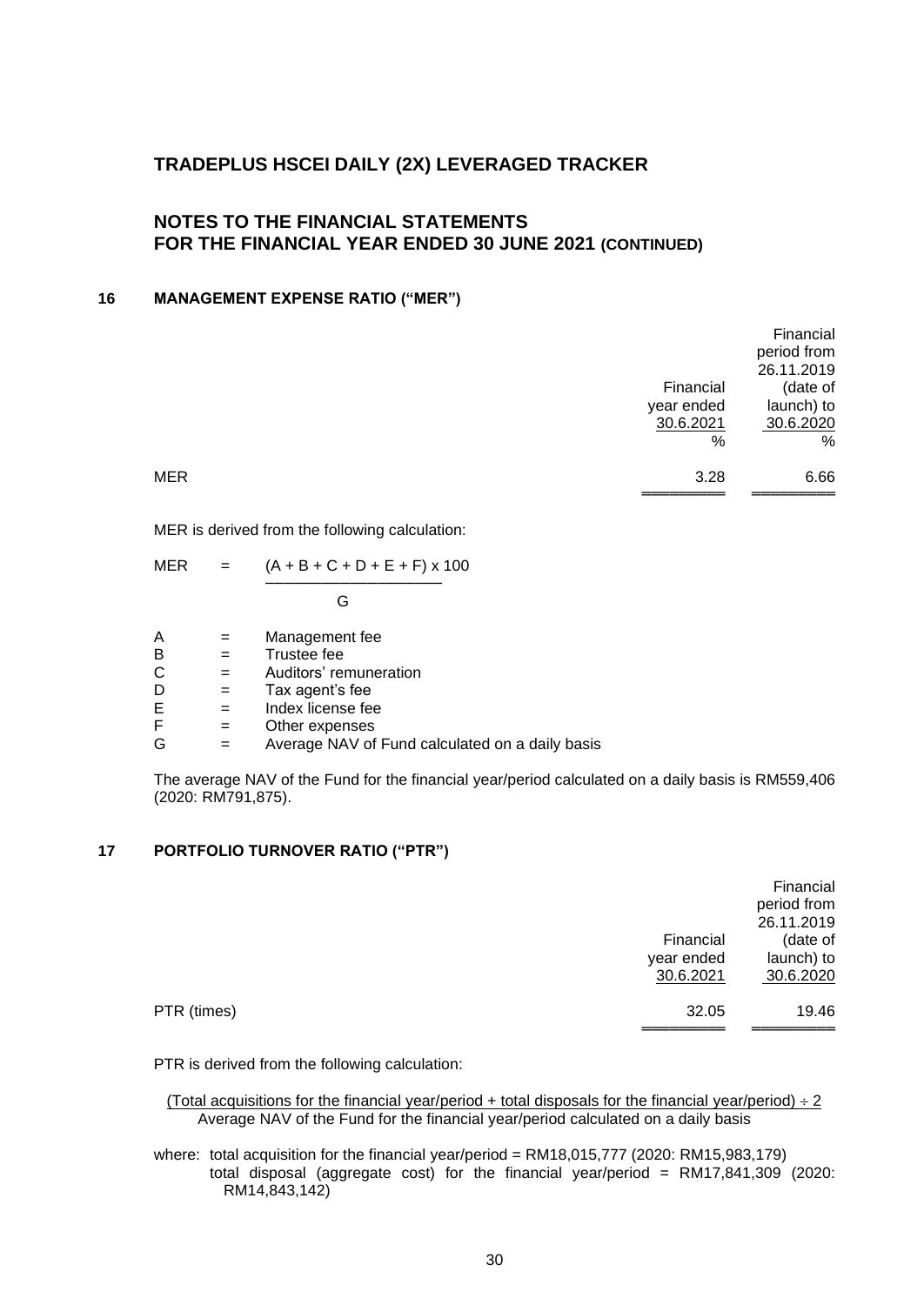# TRADEPLUS HSCEI DAILY (2X) LEVERAGED TRACKER

## NOTES TO THE FINANCIAL STATEMENTS FOR THE FINANCIAL YEAR ENDED 30 JUNE 2021 (CONTINUED)

### 16 MANAGEMENT EXPENSE RATIO ("MER")

| | Financial year ended 30.6.2021 | Financial period from 26.11.2019 (date of launch) to 30.6.2020 |
|---|---|---|
| | % | % |
| MER | 3.28 | 6.66 |

MER is derived from the following calculation:

$$MER = \frac{(A + B + C + D + E + F) \times 100}{G}$$

A = Management fee
B = Trustee fee
C = Auditors' remuneration
D = Tax agent's fee
E = Index license fee
F = Other expenses
G = Average NAV of Fund calculated on a daily basis

The average NAV of the Fund for the financial year/period calculated on a daily basis is RM559,406 (2020: RM791,875).

### 17 PORTFOLIO TURNOVER RATIO ("PTR")

| | Financial year ended 30.6.2021 | Financial period from 26.11.2019 (date of launch) to 30.6.2020 |
|---|---|---|
| PTR (times) | 32.05 | 19.46 |

PTR is derived from the following calculation:

$$\frac{(\text{Total acquisitions for the financial year/period + total disposals for the financial year/period}) \div 2}{\text{Average NAV of the Fund for the financial year/period calculated on a daily basis}}$$

where: total acquisition for the financial year/period = RM18,015,777 (2020: RM15,983,179)
total disposal (aggregate cost) for the financial year/period = RM17,841,309 (2020: RM14,843,142)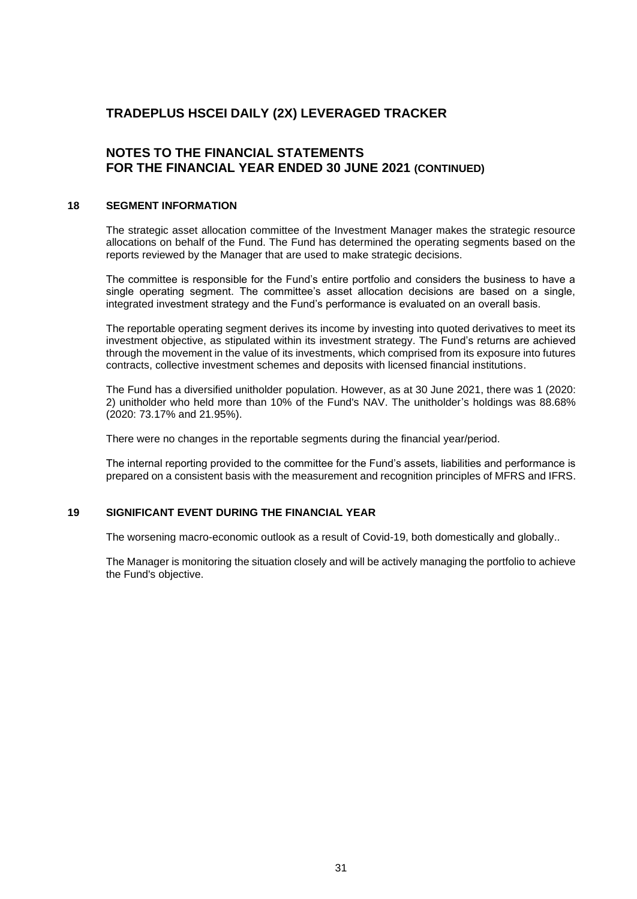# TRADEPLUS HSCEI DAILY (2X) LEVERAGED TRACKER

## NOTES TO THE FINANCIAL STATEMENTS FOR THE FINANCIAL YEAR ENDED 30 JUNE 2021 (CONTINUED)

### 18 SEGMENT INFORMATION

The strategic asset allocation committee of the Investment Manager makes the strategic resource allocations on behalf of the Fund. The Fund has determined the operating segments based on the reports reviewed by the Manager that are used to make strategic decisions.

The committee is responsible for the Fund's entire portfolio and considers the business to have a single operating segment. The committee's asset allocation decisions are based on a single, integrated investment strategy and the Fund's performance is evaluated on an overall basis.

The reportable operating segment derives its income by investing into quoted derivatives to meet its investment objective, as stipulated within its investment strategy. The Fund's returns are achieved through the movement in the value of its investments, which comprised from its exposure into futures contracts, collective investment schemes and deposits with licensed financial institutions.

The Fund has a diversified unitholder population. However, as at 30 June 2021, there was 1 (2020: 2) unitholder who held more than 10% of the Fund's NAV. The unitholder's holdings was 88.68% (2020: 73.17% and 21.95%).

There were no changes in the reportable segments during the financial year/period.

The internal reporting provided to the committee for the Fund's assets, liabilities and performance is prepared on a consistent basis with the measurement and recognition principles of MFRS and IFRS.

### 19 SIGNIFICANT EVENT DURING THE FINANCIAL YEAR

The worsening macro-economic outlook as a result of Covid-19, both domestically and globally..

The Manager is monitoring the situation closely and will be actively managing the portfolio to achieve the Fund's objective.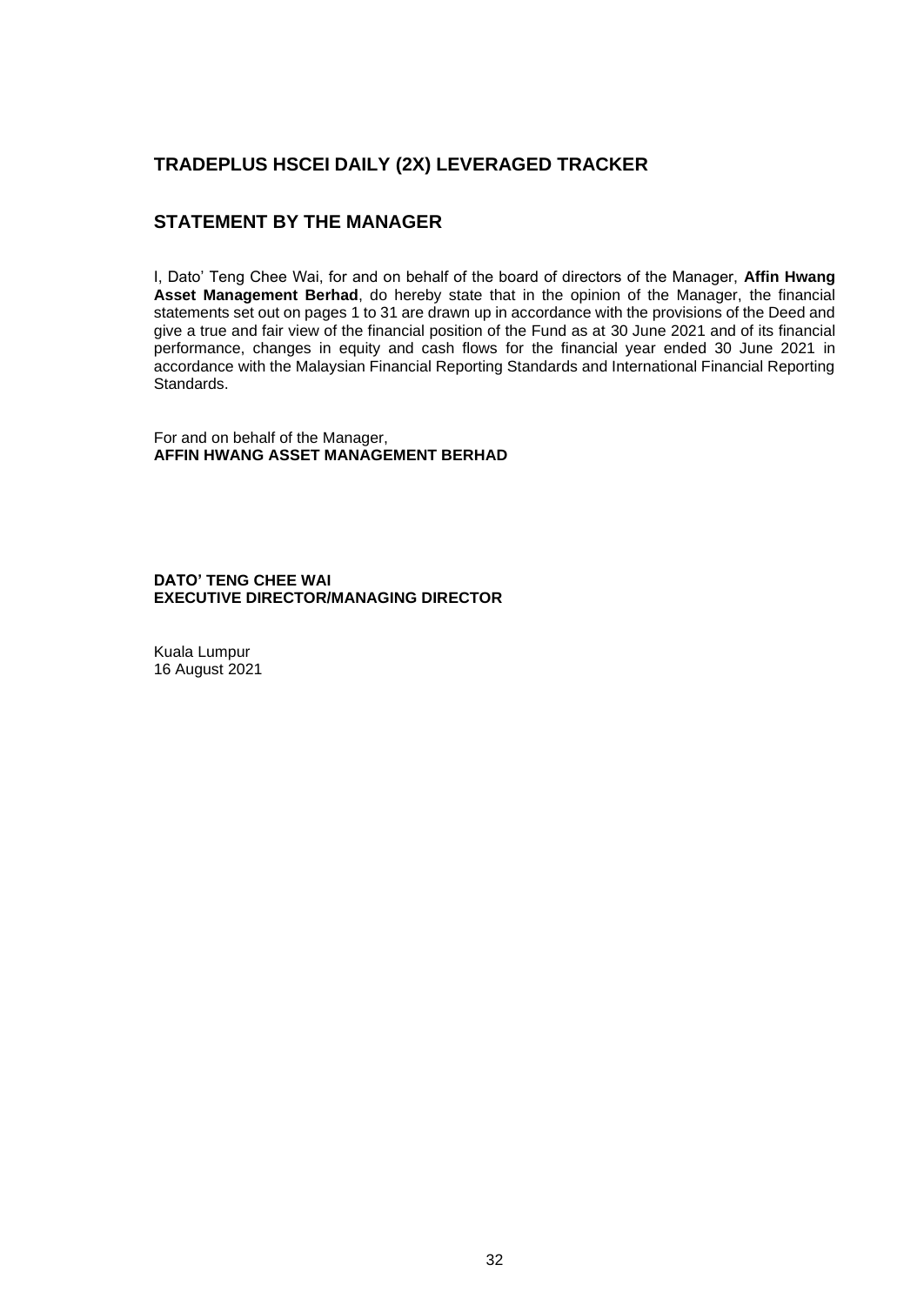## TRADEPLUS HSCEI DAILY (2X) LEVERAGED TRACKER

## STATEMENT BY THE MANAGER

I, Dato' Teng Chee Wai, for and on behalf of the board of directors of the Manager, **Affin Hwang Asset Management Berhad**, do hereby state that in the opinion of the Manager, the financial statements set out on pages 1 to 31 are drawn up in accordance with the provisions of the Deed and give a true and fair view of the financial position of the Fund as at 30 June 2021 and of its financial performance, changes in equity and cash flows for the financial year ended 30 June 2021 in accordance with the Malaysian Financial Reporting Standards and International Financial Reporting Standards.

For and on behalf of the Manager,
**AFFIN HWANG ASSET MANAGEMENT BERHAD**

**DATO' TENG CHEE WAI**
**EXECUTIVE DIRECTOR/MANAGING DIRECTOR**

Kuala Lumpur
16 August 2021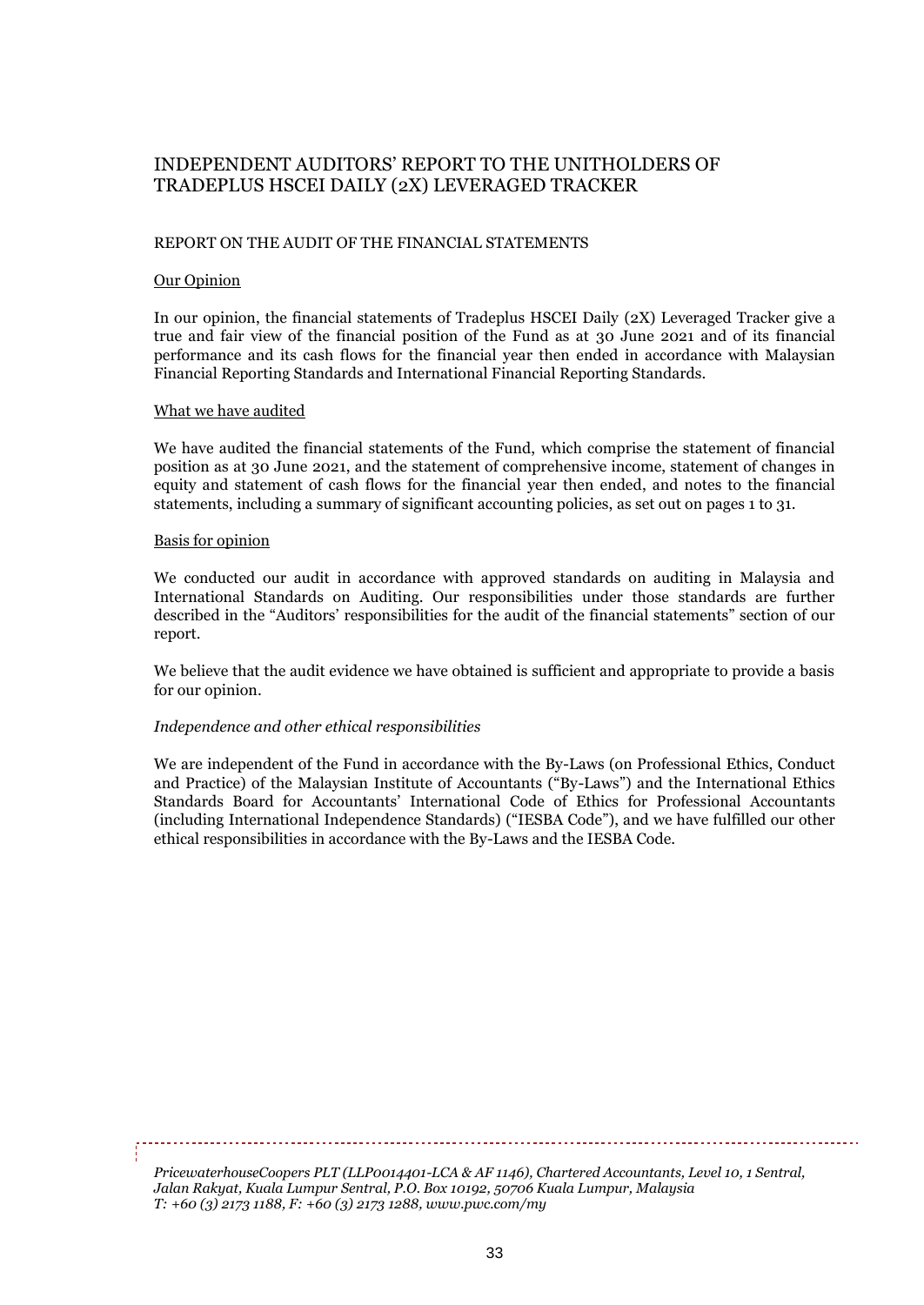# INDEPENDENT AUDITORS' REPORT TO THE UNITHOLDERS OF TRADEPLUS HSCEI DAILY (2X) LEVERAGED TRACKER

## REPORT ON THE AUDIT OF THE FINANCIAL STATEMENTS

### Our Opinion

In our opinion, the financial statements of Tradeplus HSCEI Daily (2X) Leveraged Tracker give a true and fair view of the financial position of the Fund as at 30 June 2021 and of its financial performance and its cash flows for the financial year then ended in accordance with Malaysian Financial Reporting Standards and International Financial Reporting Standards.

### What we have audited

We have audited the financial statements of the Fund, which comprise the statement of financial position as at 30 June 2021, and the statement of comprehensive income, statement of changes in equity and statement of cash flows for the financial year then ended, and notes to the financial statements, including a summary of significant accounting policies, as set out on pages 1 to 31.

### Basis for opinion

We conducted our audit in accordance with approved standards on auditing in Malaysia and International Standards on Auditing. Our responsibilities under those standards are further described in the "Auditors' responsibilities for the audit of the financial statements" section of our report.

We believe that the audit evidence we have obtained is sufficient and appropriate to provide a basis for our opinion.

*Independence and other ethical responsibilities*

We are independent of the Fund in accordance with the By-Laws (on Professional Ethics, Conduct and Practice) of the Malaysian Institute of Accountants ("By-Laws") and the International Ethics Standards Board for Accountants' International Code of Ethics for Professional Accountants (including International Independence Standards) ("IESBA Code"), and we have fulfilled our other ethical responsibilities in accordance with the By-Laws and the IESBA Code.

*PricewaterhouseCoopers PLT (LLP0014401-LCA & AF 1146), Chartered Accountants, Level 10, 1 Sentral, Jalan Rakyat, Kuala Lumpur Sentral, P.O. Box 10192, 50706 Kuala Lumpur, Malaysia*
*T: +60 (3) 2173 1188, F: +60 (3) 2173 1288, www.pwc.com/my*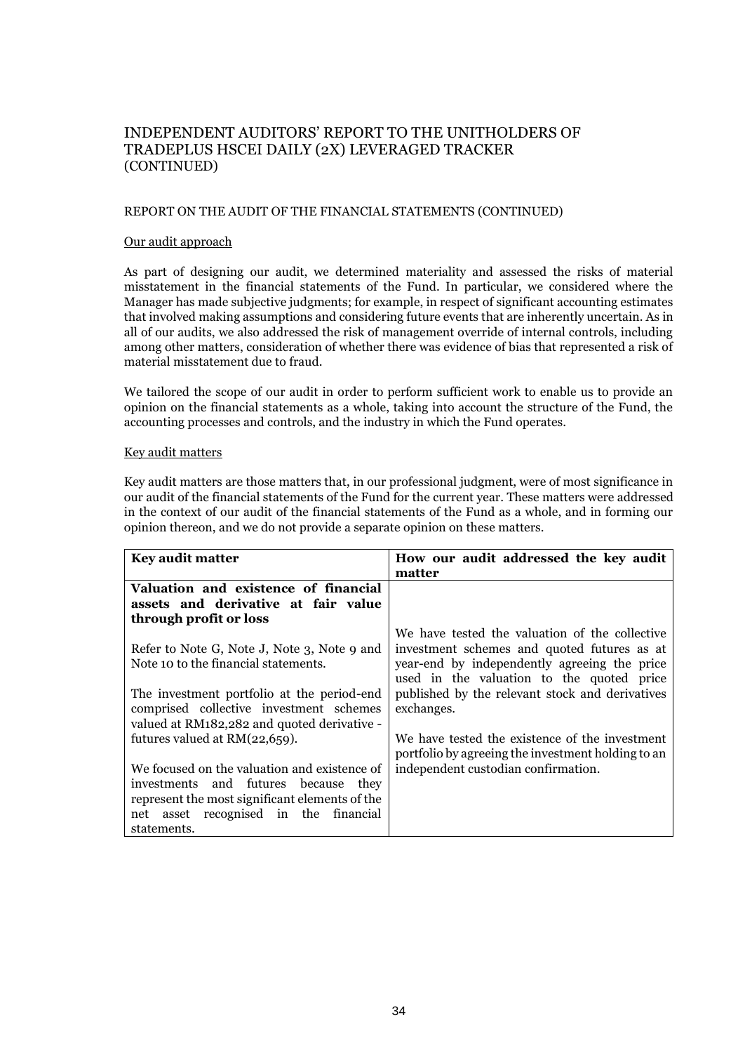# INDEPENDENT AUDITORS' REPORT TO THE UNITHOLDERS OF TRADEPLUS HSCEI DAILY (2X) LEVERAGED TRACKER (CONTINUED)

REPORT ON THE AUDIT OF THE FINANCIAL STATEMENTS (CONTINUED)

Our audit approach

As part of designing our audit, we determined materiality and assessed the risks of material misstatement in the financial statements of the Fund. In particular, we considered where the Manager has made subjective judgments; for example, in respect of significant accounting estimates that involved making assumptions and considering future events that are inherently uncertain. As in all of our audits, we also addressed the risk of management override of internal controls, including among other matters, consideration of whether there was evidence of bias that represented a risk of material misstatement due to fraud.

We tailored the scope of our audit in order to perform sufficient work to enable us to provide an opinion on the financial statements as a whole, taking into account the structure of the Fund, the accounting processes and controls, and the industry in which the Fund operates.

Key audit matters

Key audit matters are those matters that, in our professional judgment, were of most significance in our audit of the financial statements of the Fund for the current year. These matters were addressed in the context of our audit of the financial statements of the Fund as a whole, and in forming our opinion thereon, and we do not provide a separate opinion on these matters.

| Key audit matter | How our audit addressed the key audit matter |
|---|---|
| **Valuation and existence of financial assets and derivative at fair value through profit or loss**<br><br>Refer to Note G, Note J, Note 3, Note 9 and Note 10 to the financial statements.<br><br>The investment portfolio at the period-end comprised collective investment schemes valued at RM182,282 and quoted derivative - futures valued at RM(22,659).<br><br>We focused on the valuation and existence of investments and futures because they represent the most significant elements of the net asset recognised in the financial statements. | We have tested the valuation of the collective investment schemes and quoted futures as at year-end by independently agreeing the price used in the valuation to the quoted price published by the relevant stock and derivatives exchanges.<br><br>We have tested the existence of the investment portfolio by agreeing the investment holding to an independent custodian confirmation. |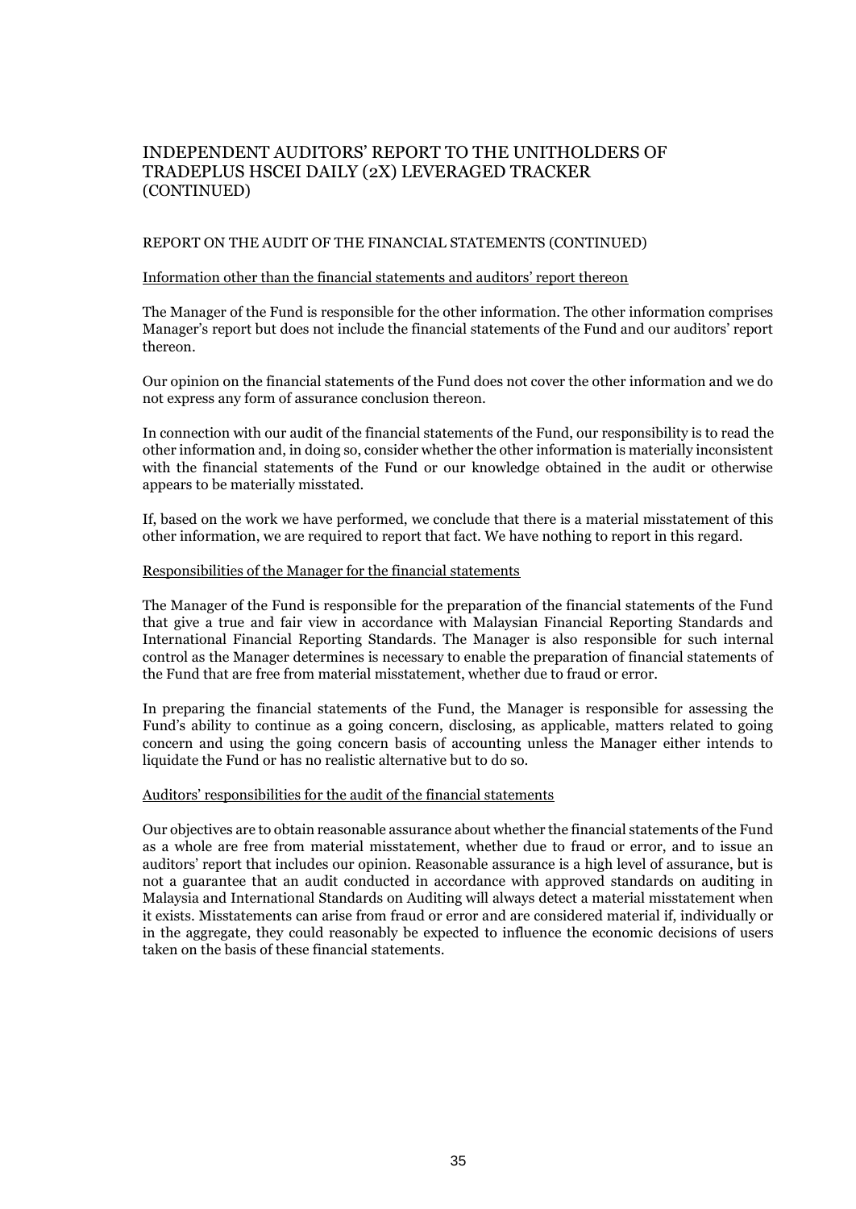# INDEPENDENT AUDITORS' REPORT TO THE UNITHOLDERS OF TRADEPLUS HSCEI DAILY (2X) LEVERAGED TRACKER (CONTINUED)

## REPORT ON THE AUDIT OF THE FINANCIAL STATEMENTS (CONTINUED)

### Information other than the financial statements and auditors' report thereon

The Manager of the Fund is responsible for the other information. The other information comprises Manager's report but does not include the financial statements of the Fund and our auditors' report thereon.

Our opinion on the financial statements of the Fund does not cover the other information and we do not express any form of assurance conclusion thereon.

In connection with our audit of the financial statements of the Fund, our responsibility is to read the other information and, in doing so, consider whether the other information is materially inconsistent with the financial statements of the Fund or our knowledge obtained in the audit or otherwise appears to be materially misstated.

If, based on the work we have performed, we conclude that there is a material misstatement of this other information, we are required to report that fact. We have nothing to report in this regard.

### Responsibilities of the Manager for the financial statements

The Manager of the Fund is responsible for the preparation of the financial statements of the Fund that give a true and fair view in accordance with Malaysian Financial Reporting Standards and International Financial Reporting Standards. The Manager is also responsible for such internal control as the Manager determines is necessary to enable the preparation of financial statements of the Fund that are free from material misstatement, whether due to fraud or error.

In preparing the financial statements of the Fund, the Manager is responsible for assessing the Fund's ability to continue as a going concern, disclosing, as applicable, matters related to going concern and using the going concern basis of accounting unless the Manager either intends to liquidate the Fund or has no realistic alternative but to do so.

### Auditors' responsibilities for the audit of the financial statements

Our objectives are to obtain reasonable assurance about whether the financial statements of the Fund as a whole are free from material misstatement, whether due to fraud or error, and to issue an auditors' report that includes our opinion. Reasonable assurance is a high level of assurance, but is not a guarantee that an audit conducted in accordance with approved standards on auditing in Malaysia and International Standards on Auditing will always detect a material misstatement when it exists. Misstatements can arise from fraud or error and are considered material if, individually or in the aggregate, they could reasonably be expected to influence the economic decisions of users taken on the basis of these financial statements.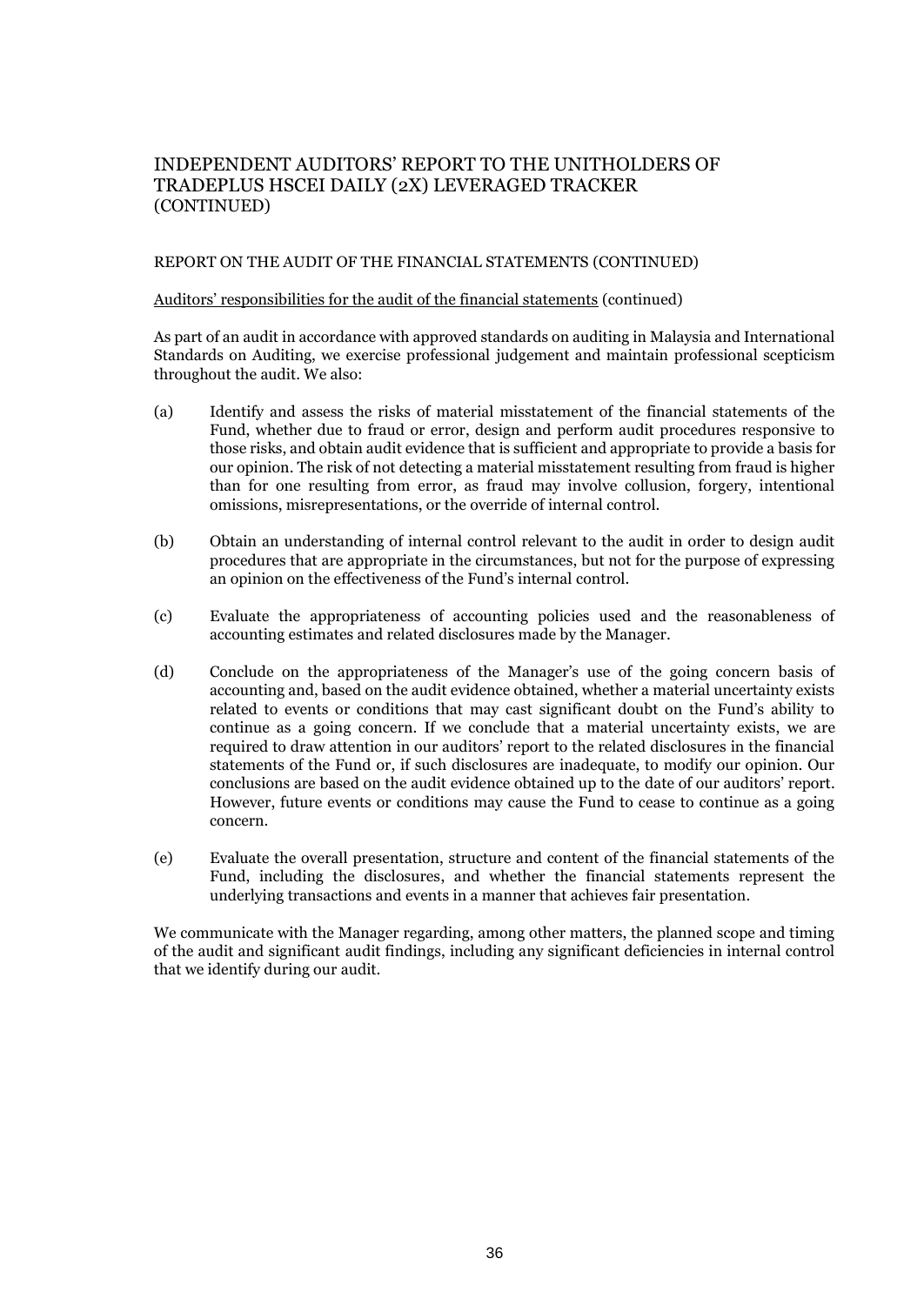# INDEPENDENT AUDITORS' REPORT TO THE UNITHOLDERS OF TRADEPLUS HSCEI DAILY (2X) LEVERAGED TRACKER (CONTINUED)

## REPORT ON THE AUDIT OF THE FINANCIAL STATEMENTS (CONTINUED)

Auditors' responsibilities for the audit of the financial statements (continued)

As part of an audit in accordance with approved standards on auditing in Malaysia and International Standards on Auditing, we exercise professional judgement and maintain professional scepticism throughout the audit. We also:

(a) Identify and assess the risks of material misstatement of the financial statements of the Fund, whether due to fraud or error, design and perform audit procedures responsive to those risks, and obtain audit evidence that is sufficient and appropriate to provide a basis for our opinion. The risk of not detecting a material misstatement resulting from fraud is higher than for one resulting from error, as fraud may involve collusion, forgery, intentional omissions, misrepresentations, or the override of internal control.

(b) Obtain an understanding of internal control relevant to the audit in order to design audit procedures that are appropriate in the circumstances, but not for the purpose of expressing an opinion on the effectiveness of the Fund's internal control.

(c) Evaluate the appropriateness of accounting policies used and the reasonableness of accounting estimates and related disclosures made by the Manager.

(d) Conclude on the appropriateness of the Manager's use of the going concern basis of accounting and, based on the audit evidence obtained, whether a material uncertainty exists related to events or conditions that may cast significant doubt on the Fund's ability to continue as a going concern. If we conclude that a material uncertainty exists, we are required to draw attention in our auditors' report to the related disclosures in the financial statements of the Fund or, if such disclosures are inadequate, to modify our opinion. Our conclusions are based on the audit evidence obtained up to the date of our auditors' report. However, future events or conditions may cause the Fund to cease to continue as a going concern.

(e) Evaluate the overall presentation, structure and content of the financial statements of the Fund, including the disclosures, and whether the financial statements represent the underlying transactions and events in a manner that achieves fair presentation.

We communicate with the Manager regarding, among other matters, the planned scope and timing of the audit and significant audit findings, including any significant deficiencies in internal control that we identify during our audit.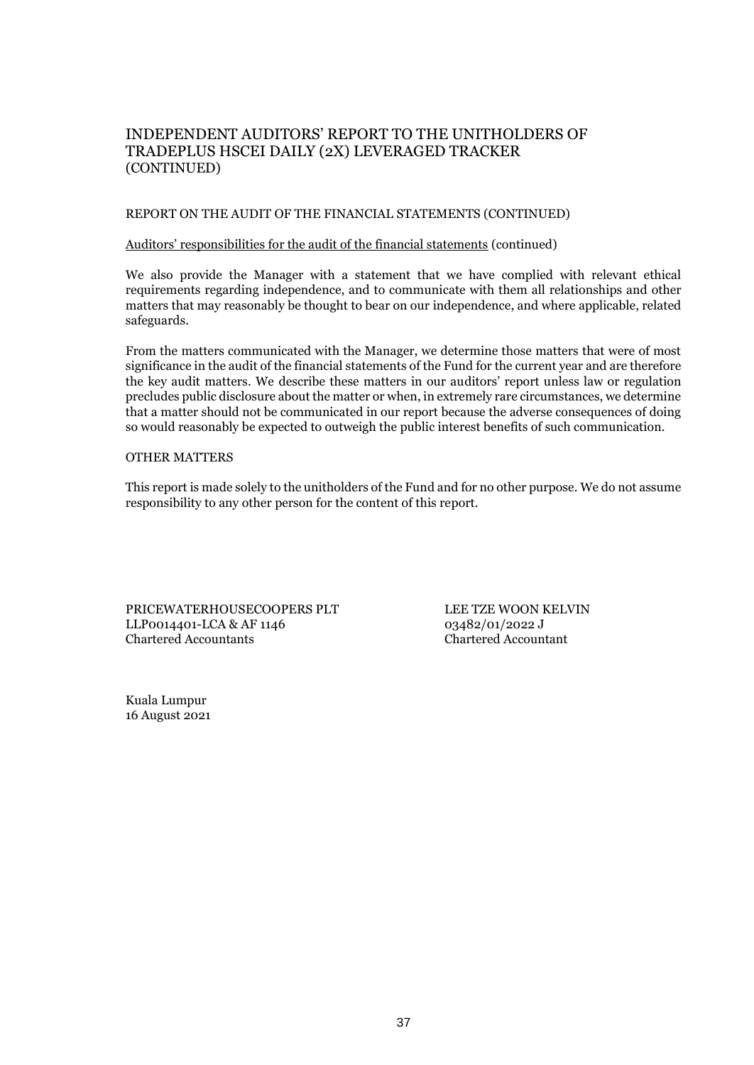# INDEPENDENT AUDITORS' REPORT TO THE UNITHOLDERS OF TRADEPLUS HSCEI DAILY (2X) LEVERAGED TRACKER (CONTINUED)

## REPORT ON THE AUDIT OF THE FINANCIAL STATEMENTS (CONTINUED)

Auditors' responsibilities for the audit of the financial statements (continued)

We also provide the Manager with a statement that we have complied with relevant ethical requirements regarding independence, and to communicate with them all relationships and other matters that may reasonably be thought to bear on our independence, and where applicable, related safeguards.

From the matters communicated with the Manager, we determine those matters that were of most significance in the audit of the financial statements of the Fund for the current year and are therefore the key audit matters. We describe these matters in our auditors' report unless law or regulation precludes public disclosure about the matter or when, in extremely rare circumstances, we determine that a matter should not be communicated in our report because the adverse consequences of doing so would reasonably be expected to outweigh the public interest benefits of such communication.

## OTHER MATTERS

This report is made solely to the unitholders of the Fund and for no other purpose. We do not assume responsibility to any other person for the content of this report.

PRICEWATERHOUSECOOPERS PLT
LLP0014401-LCA & AF 1146
Chartered Accountants

LEE TZE WOON KELVIN
03482/01/2022 J
Chartered Accountant

Kuala Lumpur
16 August 2021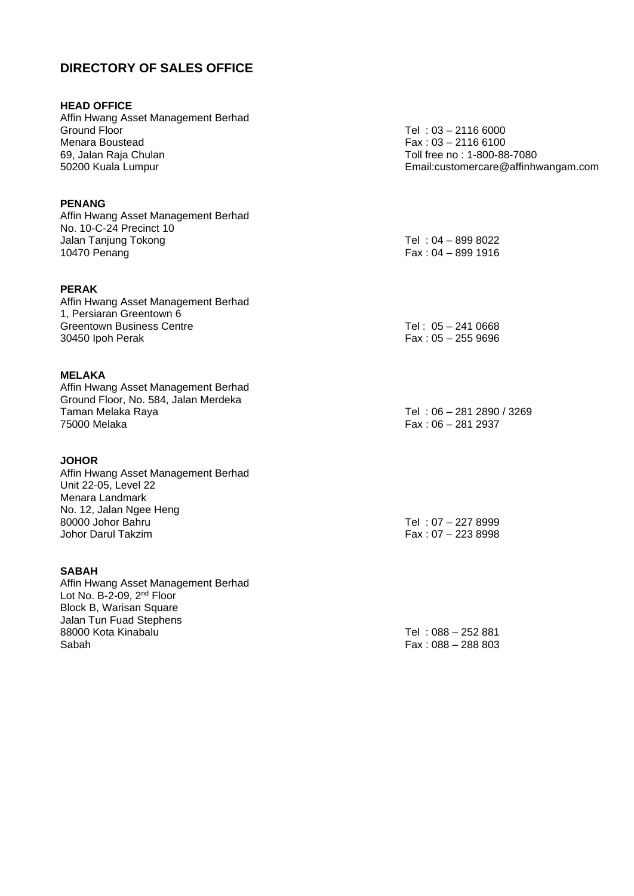## DIRECTORY OF SALES OFFICE

**HEAD OFFICE**
Affin Hwang Asset Management Berhad
Ground Floor
Menara Boustead
69, Jalan Raja Chulan
50200 Kuala Lumpur

Tel : 03 – 2116 6000
Fax : 03 – 2116 6100
Toll free no : 1-800-88-7080
Email:customercare@affinhwangam.com

**PENANG**
Affin Hwang Asset Management Berhad
No. 10-C-24 Precinct 10
Jalan Tanjung Tokong
10470 Penang

Tel : 04 – 899 8022
Fax : 04 – 899 1916

**PERAK**
Affin Hwang Asset Management Berhad
1, Persiaran Greentown 6
Greentown Business Centre
30450 Ipoh Perak

Tel : 05 – 241 0668
Fax : 05 – 255 9696

**MELAKA**
Affin Hwang Asset Management Berhad
Ground Floor, No. 584, Jalan Merdeka
Taman Melaka Raya
75000 Melaka

Tel : 06 – 281 2890 / 3269
Fax : 06 – 281 2937

**JOHOR**
Affin Hwang Asset Management Berhad
Unit 22-05, Level 22
Menara Landmark
No. 12, Jalan Ngee Heng
80000 Johor Bahru
Johor Darul Takzim

Tel : 07 – 227 8999
Fax : 07 – 223 8998

**SABAH**
Affin Hwang Asset Management Berhad
Lot No. B-2-09, 2nd Floor
Block B, Warisan Square
Jalan Tun Fuad Stephens
88000 Kota Kinabalu
Sabah

Tel : 088 – 252 881
Fax : 088 – 288 803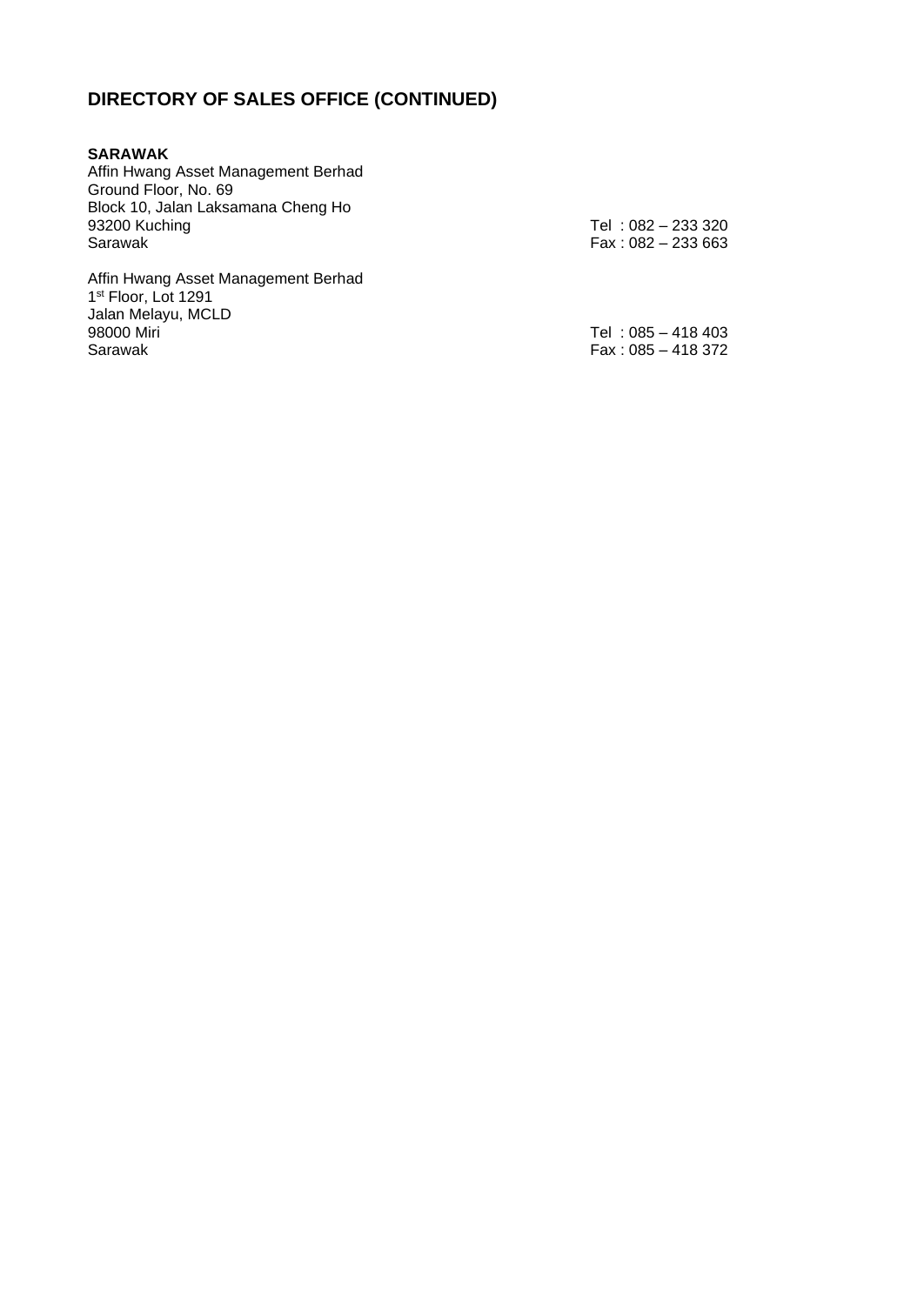## DIRECTORY OF SALES OFFICE (CONTINUED)

**SARAWAK**

Affin Hwang Asset Management Berhad
Ground Floor, No. 69
Block 10, Jalan Laksamana Cheng Ho
93200 Kuching
Sarawak

Tel : 082 – 233 320
Fax : 082 – 233 663

Affin Hwang Asset Management Berhad
1st Floor, Lot 1291
Jalan Melayu, MCLD
98000 Miri
Sarawak

Tel : 085 – 418 403
Fax : 085 – 418 372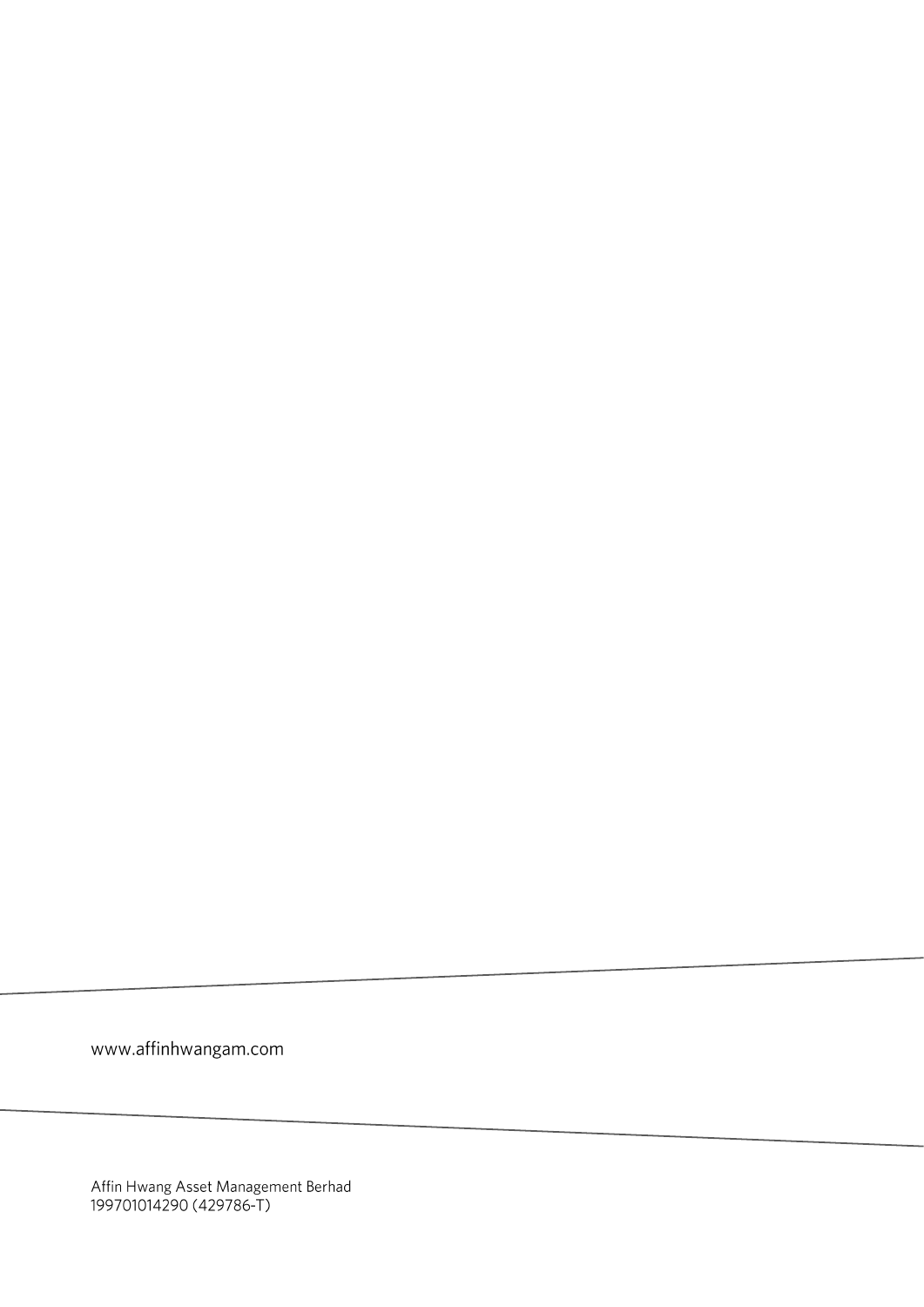www.affinhwangam.com

Affin Hwang Asset Management Berhad
199701014290 (429786-T)